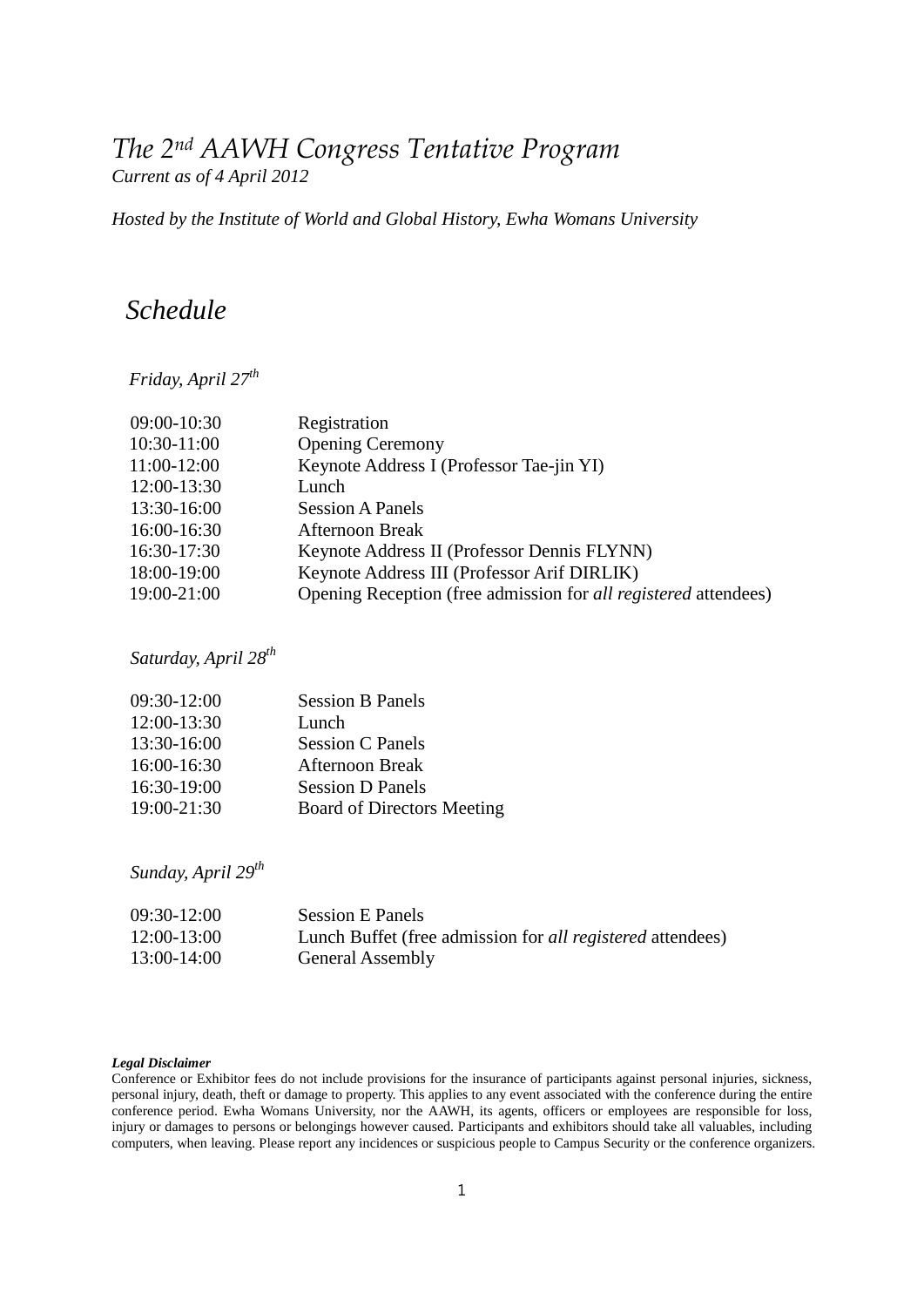# *The 2nd AAWH Congress Tentative Program*

*Current as of 4 April 2012*

*Hosted by the Institute of World and Global History, Ewha Womans University*

## *Schedule*

### *Friday, April 27th*

| | |
|---|---|
| 09:00-10:30 | Registration |
| 10:30-11:00 | Opening Ceremony |
| 11:00-12:00 | Keynote Address I (Professor Tae-jin YI) |
| 12:00-13:30 | Lunch |
| 13:30-16:00 | Session A Panels |
| 16:00-16:30 | Afternoon Break |
| 16:30-17:30 | Keynote Address II (Professor Dennis FLYNN) |
| 18:00-19:00 | Keynote Address III (Professor Arif DIRLIK) |
| 19:00-21:00 | Opening Reception (free admission for *all registered* attendees) |

### *Saturday, April 28th*

| | |
|---|---|
| 09:30-12:00 | Session B Panels |
| 12:00-13:30 | Lunch |
| 13:30-16:00 | Session C Panels |
| 16:00-16:30 | Afternoon Break |
| 16:30-19:00 | Session D Panels |
| 19:00-21:30 | Board of Directors Meeting |

### *Sunday, April 29th*

| | |
|---|---|
| 09:30-12:00 | Session E Panels |
| 12:00-13:00 | Lunch Buffet (free admission for *all registered* attendees) |
| 13:00-14:00 | General Assembly |

***Legal Disclaimer***

Conference or Exhibitor fees do not include provisions for the insurance of participants against personal injuries, sickness, personal injury, death, theft or damage to property. This applies to any event associated with the conference during the entire conference period. Ewha Womans University, nor the AAWH, its agents, officers or employees are responsible for loss, injury or damages to persons or belongings however caused. Participants and exhibitors should take all valuables, including computers, when leaving. Please report any incidences or suspicious people to Campus Security or the conference organizers.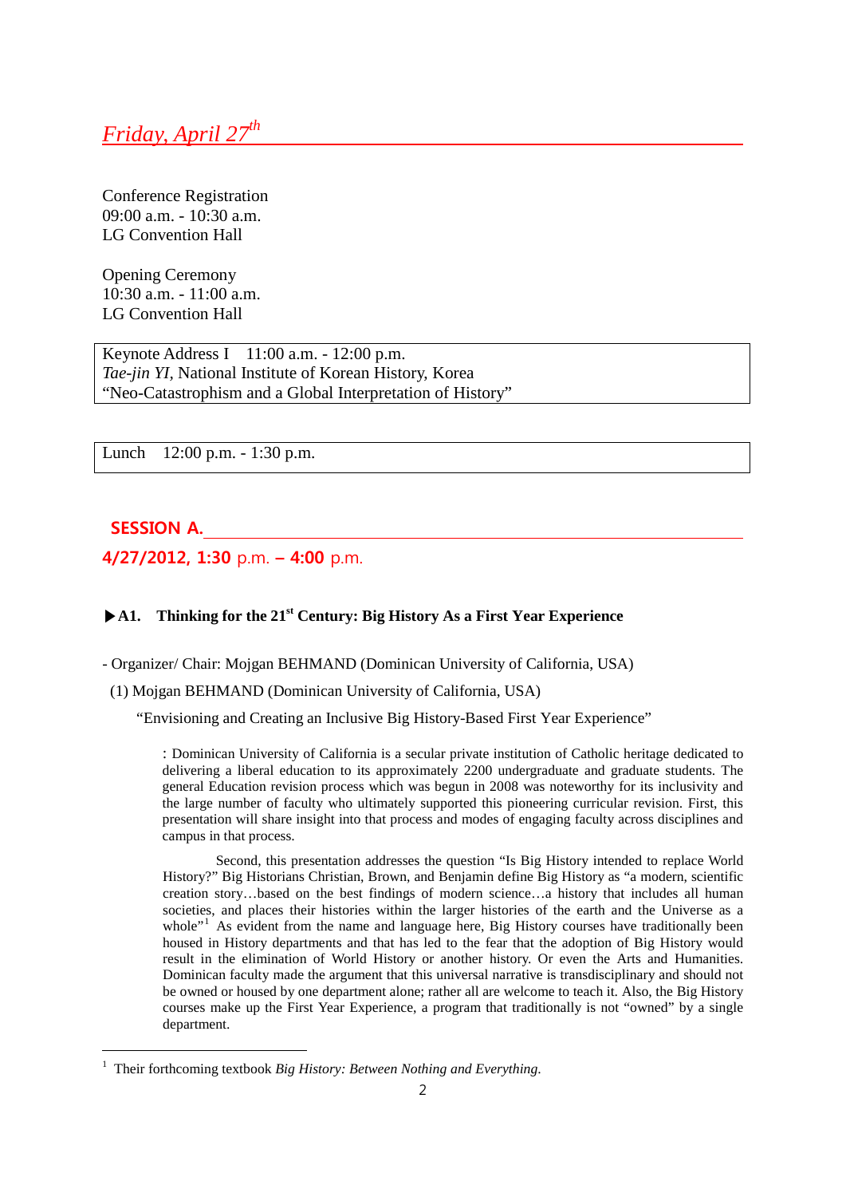## *Friday, April 27th*

Conference Registration
09:00 a.m. - 10:30 a.m.
LG Convention Hall

Opening Ceremony
10:30 a.m. - 11:00 a.m.
LG Convention Hall

Keynote Address I  11:00 a.m. - 12:00 p.m.
*Tae-jin YI*, National Institute of Korean History, Korea
"Neo-Catastrophism and a Global Interpretation of History"

Lunch  12:00 p.m. - 1:30 p.m.

## SESSION A.

**4/27/2012, 1:30 p.m. – 4:00 p.m.**

### ▶A1. Thinking for the 21st Century: Big History As a First Year Experience

- Organizer/ Chair: Mojgan BEHMAND (Dominican University of California, USA)

(1) Mojgan BEHMAND (Dominican University of California, USA)

"Envisioning and Creating an Inclusive Big History-Based First Year Experience"

: Dominican University of California is a secular private institution of Catholic heritage dedicated to delivering a liberal education to its approximately 2200 undergraduate and graduate students. The general Education revision process which was begun in 2008 was noteworthy for its inclusivity and the large number of faculty who ultimately supported this pioneering curricular revision. First, this presentation will share insight into that process and modes of engaging faculty across disciplines and campus in that process.

Second, this presentation addresses the question "Is Big History intended to replace World History?" Big Historians Christian, Brown, and Benjamin define Big History as "a modern, scientific creation story…based on the best findings of modern science…a history that includes all human societies, and places their histories within the larger histories of the earth and the Universe as a whole"[1] As evident from the name and language here, Big History courses have traditionally been housed in History departments and that has led to the fear that the adoption of Big History would result in the elimination of World History or another history. Or even the Arts and Humanities. Dominican faculty made the argument that this universal narrative is transdisciplinary and should not be owned or housed by one department alone; rather all are welcome to teach it. Also, the Big History courses make up the First Year Experience, a program that traditionally is not "owned" by a single department.

---

[1] Their forthcoming textbook *Big History: Between Nothing and Everything*.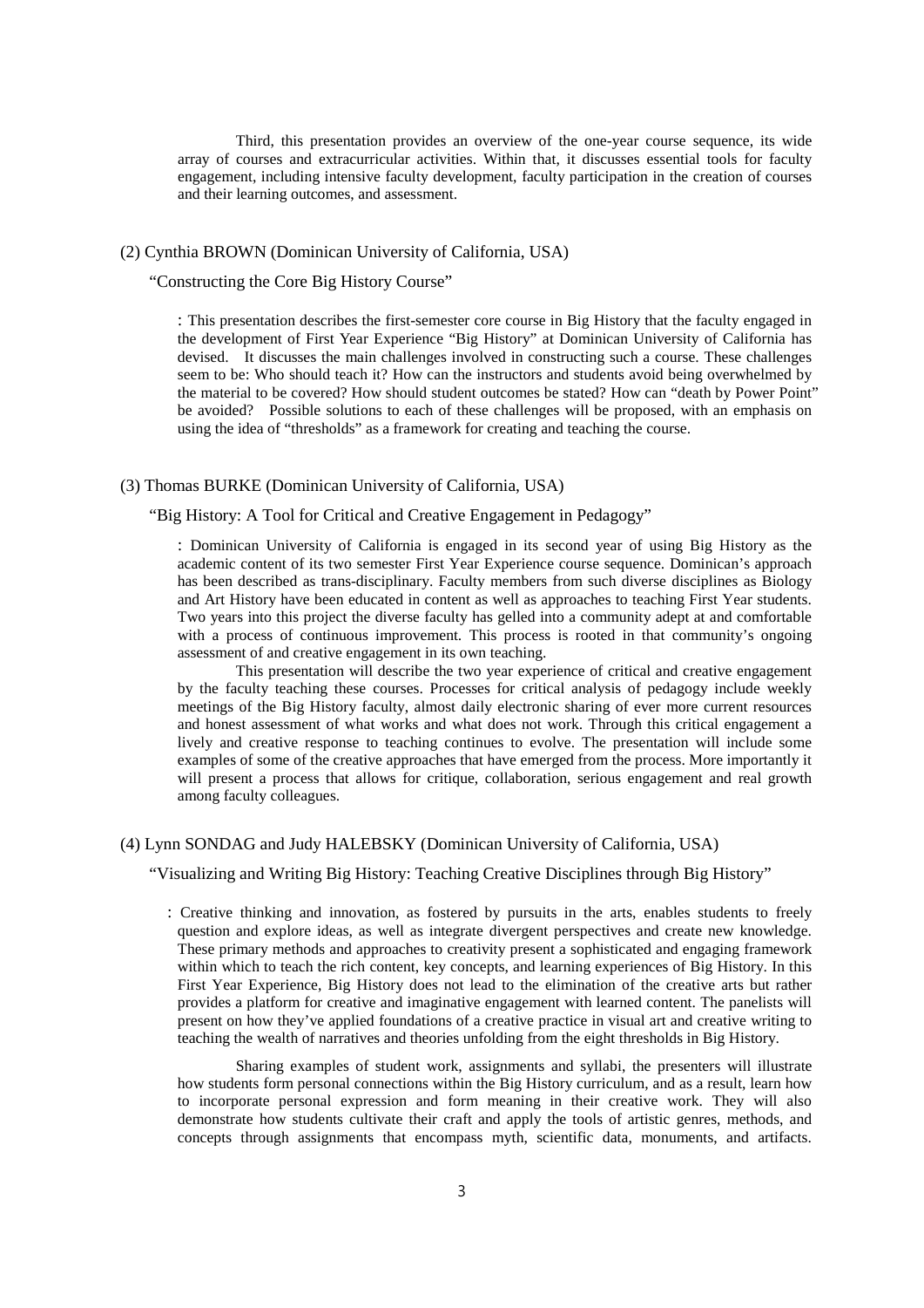Third, this presentation provides an overview of the one-year course sequence, its wide array of courses and extracurricular activities. Within that, it discusses essential tools for faculty engagement, including intensive faculty development, faculty participation in the creation of courses and their learning outcomes, and assessment.

(2) Cynthia BROWN (Dominican University of California, USA)

"Constructing the Core Big History Course"

: This presentation describes the first-semester core course in Big History that the faculty engaged in the development of First Year Experience "Big History" at Dominican University of California has devised. It discusses the main challenges involved in constructing such a course. These challenges seem to be: Who should teach it? How can the instructors and students avoid being overwhelmed by the material to be covered? How should student outcomes be stated? How can "death by Power Point" be avoided? Possible solutions to each of these challenges will be proposed, with an emphasis on using the idea of "thresholds" as a framework for creating and teaching the course.

(3) Thomas BURKE (Dominican University of California, USA)

"Big History: A Tool for Critical and Creative Engagement in Pedagogy"

: Dominican University of California is engaged in its second year of using Big History as the academic content of its two semester First Year Experience course sequence. Dominican's approach has been described as trans-disciplinary. Faculty members from such diverse disciplines as Biology and Art History have been educated in content as well as approaches to teaching First Year students. Two years into this project the diverse faculty has gelled into a community adept at and comfortable with a process of continuous improvement. This process is rooted in that community's ongoing assessment of and creative engagement in its own teaching.

This presentation will describe the two year experience of critical and creative engagement by the faculty teaching these courses. Processes for critical analysis of pedagogy include weekly meetings of the Big History faculty, almost daily electronic sharing of ever more current resources and honest assessment of what works and what does not work. Through this critical engagement a lively and creative response to teaching continues to evolve. The presentation will include some examples of some of the creative approaches that have emerged from the process. More importantly it will present a process that allows for critique, collaboration, serious engagement and real growth among faculty colleagues.

(4) Lynn SONDAG and Judy HALEBSKY (Dominican University of California, USA)

"Visualizing and Writing Big History: Teaching Creative Disciplines through Big History"

: Creative thinking and innovation, as fostered by pursuits in the arts, enables students to freely question and explore ideas, as well as integrate divergent perspectives and create new knowledge. These primary methods and approaches to creativity present a sophisticated and engaging framework within which to teach the rich content, key concepts, and learning experiences of Big History. In this First Year Experience, Big History does not lead to the elimination of the creative arts but rather provides a platform for creative and imaginative engagement with learned content. The panelists will present on how they've applied foundations of a creative practice in visual art and creative writing to teaching the wealth of narratives and theories unfolding from the eight thresholds in Big History.

Sharing examples of student work, assignments and syllabi, the presenters will illustrate how students form personal connections within the Big History curriculum, and as a result, learn how to incorporate personal expression and form meaning in their creative work. They will also demonstrate how students cultivate their craft and apply the tools of artistic genres, methods, and concepts through assignments that encompass myth, scientific data, monuments, and artifacts.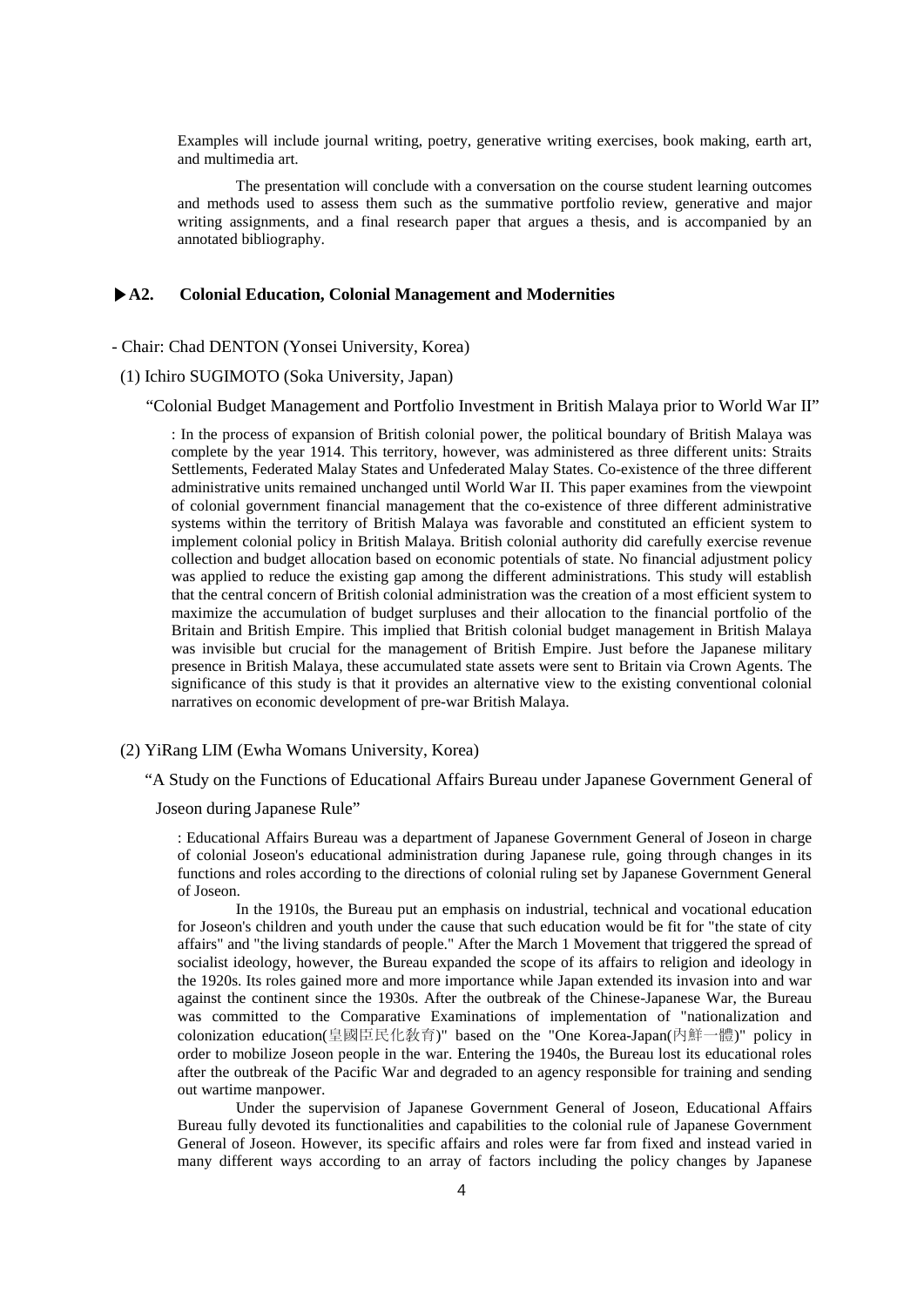Examples will include journal writing, poetry, generative writing exercises, book making, earth art, and multimedia art.

The presentation will conclude with a conversation on the course student learning outcomes and methods used to assess them such as the summative portfolio review, generative and major writing assignments, and a final research paper that argues a thesis, and is accompanied by an annotated bibliography.

### ▶A2. Colonial Education, Colonial Management and Modernities

- Chair: Chad DENTON (Yonsei University, Korea)

(1) Ichiro SUGIMOTO (Soka University, Japan)

"Colonial Budget Management and Portfolio Investment in British Malaya prior to World War II"

: In the process of expansion of British colonial power, the political boundary of British Malaya was complete by the year 1914. This territory, however, was administered as three different units: Straits Settlements, Federated Malay States and Unfederated Malay States. Co-existence of the three different administrative units remained unchanged until World War II. This paper examines from the viewpoint of colonial government financial management that the co-existence of three different administrative systems within the territory of British Malaya was favorable and constituted an efficient system to implement colonial policy in British Malaya. British colonial authority did carefully exercise revenue collection and budget allocation based on economic potentials of state. No financial adjustment policy was applied to reduce the existing gap among the different administrations. This study will establish that the central concern of British colonial administration was the creation of a most efficient system to maximize the accumulation of budget surpluses and their allocation to the financial portfolio of the Britain and British Empire. This implied that British colonial budget management in British Malaya was invisible but crucial for the management of British Empire. Just before the Japanese military presence in British Malaya, these accumulated state assets were sent to Britain via Crown Agents. The significance of this study is that it provides an alternative view to the existing conventional colonial narratives on economic development of pre-war British Malaya.

(2) YiRang LIM (Ewha Womans University, Korea)

"A Study on the Functions of Educational Affairs Bureau under Japanese Government General of Joseon during Japanese Rule"

: Educational Affairs Bureau was a department of Japanese Government General of Joseon in charge of colonial Joseon's educational administration during Japanese rule, going through changes in its functions and roles according to the directions of colonial ruling set by Japanese Government General of Joseon.

In the 1910s, the Bureau put an emphasis on industrial, technical and vocational education for Joseon's children and youth under the cause that such education would be fit for "the state of city affairs" and "the living standards of people." After the March 1 Movement that triggered the spread of socialist ideology, however, the Bureau expanded the scope of its affairs to religion and ideology in the 1920s. Its roles gained more and more importance while Japan extended its invasion into and war against the continent since the 1930s. After the outbreak of the Chinese-Japanese War, the Bureau was committed to the Comparative Examinations of implementation of "nationalization and colonization education(皇國臣民化敎育)" based on the "One Korea-Japan(內鮮一體)" policy in order to mobilize Joseon people in the war. Entering the 1940s, the Bureau lost its educational roles after the outbreak of the Pacific War and degraded to an agency responsible for training and sending out wartime manpower.

Under the supervision of Japanese Government General of Joseon, Educational Affairs Bureau fully devoted its functionalities and capabilities to the colonial rule of Japanese Government General of Joseon. However, its specific affairs and roles were far from fixed and instead varied in many different ways according to an array of factors including the policy changes by Japanese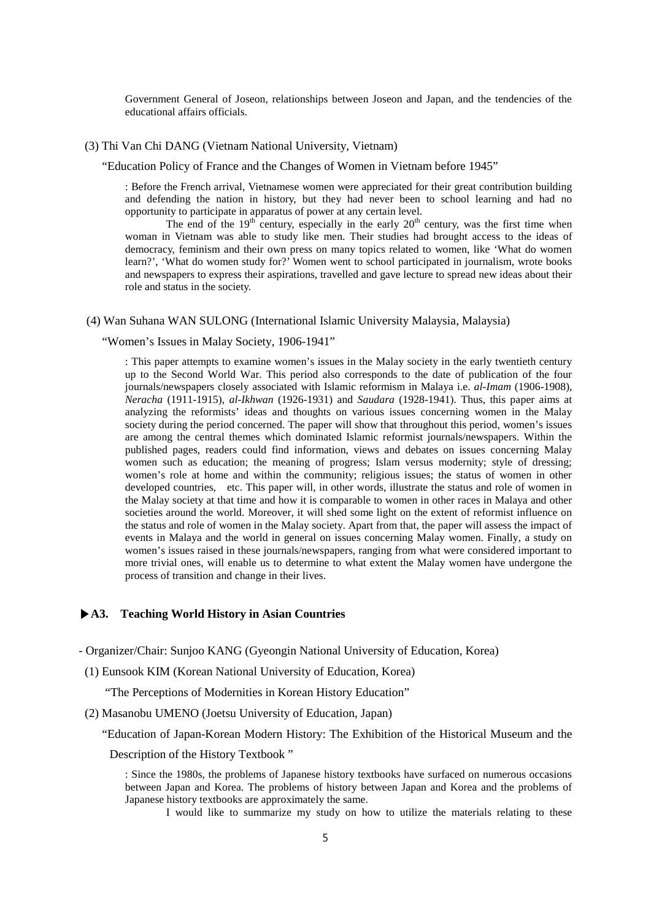Government General of Joseon, relationships between Joseon and Japan, and the tendencies of the educational affairs officials.

(3) Thi Van Chi DANG (Vietnam National University, Vietnam)

"Education Policy of France and the Changes of Women in Vietnam before 1945"

: Before the French arrival, Vietnamese women were appreciated for their great contribution building and defending the nation in history, but they had never been to school learning and had no opportunity to participate in apparatus of power at any certain level.

The end of the 19th century, especially in the early 20th century, was the first time when woman in Vietnam was able to study like men. Their studies had brought access to the ideas of democracy, feminism and their own press on many topics related to women, like 'What do women learn?', 'What do women study for?' Women went to school participated in journalism, wrote books and newspapers to express their aspirations, travelled and gave lecture to spread new ideas about their role and status in the society.

(4) Wan Suhana WAN SULONG (International Islamic University Malaysia, Malaysia)

"Women's Issues in Malay Society, 1906-1941"

: This paper attempts to examine women's issues in the Malay society in the early twentieth century up to the Second World War. This period also corresponds to the date of publication of the four journals/newspapers closely associated with Islamic reformism in Malaya i.e. *al-Imam* (1906-1908), *Neracha* (1911-1915), *al-Ikhwan* (1926-1931) and *Saudara* (1928-1941). Thus, this paper aims at analyzing the reformists' ideas and thoughts on various issues concerning women in the Malay society during the period concerned. The paper will show that throughout this period, women's issues are among the central themes which dominated Islamic reformist journals/newspapers. Within the published pages, readers could find information, views and debates on issues concerning Malay women such as education; the meaning of progress; Islam versus modernity; style of dressing; women's role at home and within the community; religious issues; the status of women in other developed countries, etc. This paper will, in other words, illustrate the status and role of women in the Malay society at that time and how it is comparable to women in other races in Malaya and other societies around the world. Moreover, it will shed some light on the extent of reformist influence on the status and role of women in the Malay society. Apart from that, the paper will assess the impact of events in Malaya and the world in general on issues concerning Malay women. Finally, a study on women's issues raised in these journals/newspapers, ranging from what were considered important to more trivial ones, will enable us to determine to what extent the Malay women have undergone the process of transition and change in their lives.

### ▶A3. Teaching World History in Asian Countries

- Organizer/Chair: Sunjoo KANG (Gyeongin National University of Education, Korea)

(1) Eunsook KIM (Korean National University of Education, Korea)

"The Perceptions of Modernities in Korean History Education"

(2) Masanobu UMENO (Joetsu University of Education, Japan)

"Education of Japan-Korean Modern History: The Exhibition of the Historical Museum and the Description of the History Textbook"

: Since the 1980s, the problems of Japanese history textbooks have surfaced on numerous occasions between Japan and Korea. The problems of history between Japan and Korea and the problems of Japanese history textbooks are approximately the same.

I would like to summarize my study on how to utilize the materials relating to these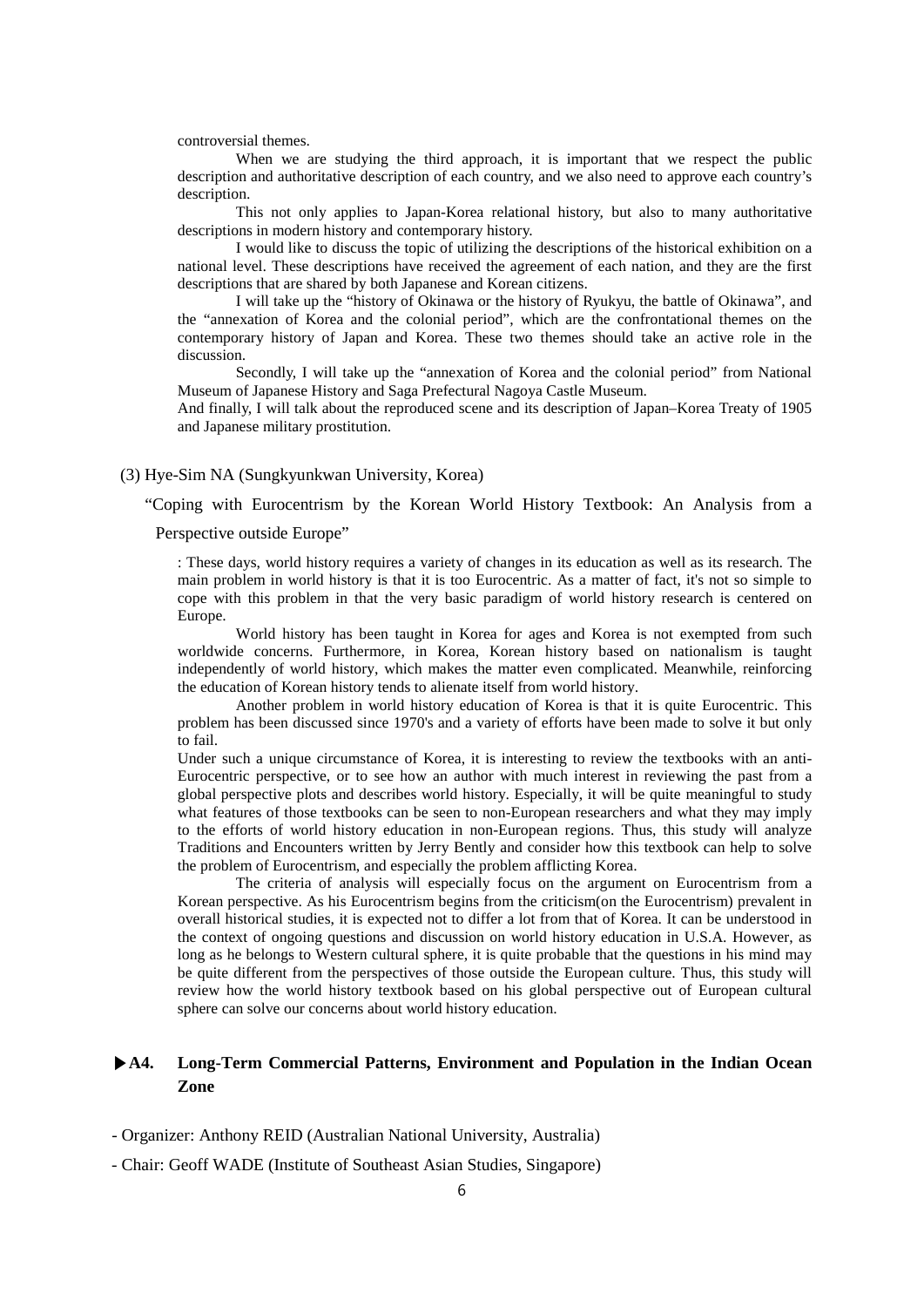controversial themes.

When we are studying the third approach, it is important that we respect the public description and authoritative description of each country, and we also need to approve each country's description.

This not only applies to Japan-Korea relational history, but also to many authoritative descriptions in modern history and contemporary history.

I would like to discuss the topic of utilizing the descriptions of the historical exhibition on a national level. These descriptions have received the agreement of each nation, and they are the first descriptions that are shared by both Japanese and Korean citizens.

I will take up the "history of Okinawa or the history of Ryukyu, the battle of Okinawa", and the "annexation of Korea and the colonial period", which are the confrontational themes on the contemporary history of Japan and Korea. These two themes should take an active role in the discussion.

Secondly, I will take up the "annexation of Korea and the colonial period" from National Museum of Japanese History and Saga Prefectural Nagoya Castle Museum.

And finally, I will talk about the reproduced scene and its description of Japan–Korea Treaty of 1905 and Japanese military prostitution.

(3) Hye-Sim NA (Sungkyunkwan University, Korea)

"Coping with Eurocentrism by the Korean World History Textbook: An Analysis from a Perspective outside Europe"

: These days, world history requires a variety of changes in its education as well as its research. The main problem in world history is that it is too Eurocentric. As a matter of fact, it's not so simple to cope with this problem in that the very basic paradigm of world history research is centered on Europe.

World history has been taught in Korea for ages and Korea is not exempted from such worldwide concerns. Furthermore, in Korea, Korean history based on nationalism is taught independently of world history, which makes the matter even complicated. Meanwhile, reinforcing the education of Korean history tends to alienate itself from world history.

Another problem in world history education of Korea is that it is quite Eurocentric. This problem has been discussed since 1970's and a variety of efforts have been made to solve it but only to fail.

Under such a unique circumstance of Korea, it is interesting to review the textbooks with an anti-Eurocentric perspective, or to see how an author with much interest in reviewing the past from a global perspective plots and describes world history. Especially, it will be quite meaningful to study what features of those textbooks can be seen to non-European researchers and what they may imply to the efforts of world history education in non-European regions. Thus, this study will analyze Traditions and Encounters written by Jerry Bently and consider how this textbook can help to solve the problem of Eurocentrism, and especially the problem afflicting Korea.

The criteria of analysis will especially focus on the argument on Eurocentrism from a Korean perspective. As his Eurocentrism begins from the criticism(on the Eurocentrism) prevalent in overall historical studies, it is expected not to differ a lot from that of Korea. It can be understood in the context of ongoing questions and discussion on world history education in U.S.A. However, as long as he belongs to Western cultural sphere, it is quite probable that the questions in his mind may be quite different from the perspectives of those outside the European culture. Thus, this study will review how the world history textbook based on his global perspective out of European cultural sphere can solve our concerns about world history education.

### ▶A4. Long-Term Commercial Patterns, Environment and Population in the Indian Ocean Zone

- Organizer: Anthony REID (Australian National University, Australia)
- Chair: Geoff WADE (Institute of Southeast Asian Studies, Singapore)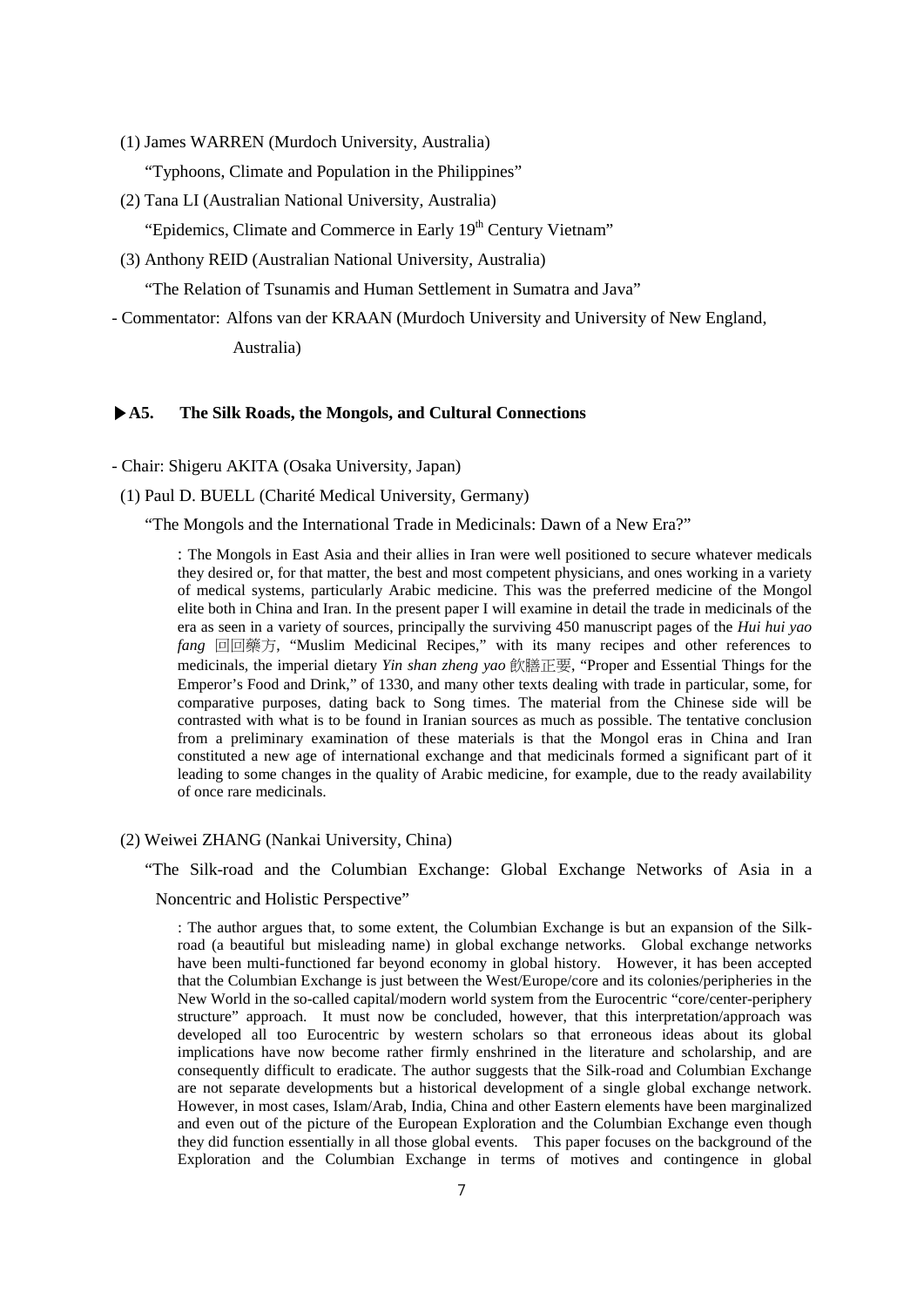(1) James WARREN (Murdoch University, Australia)

"Typhoons, Climate and Population in the Philippines"

(2) Tana LI (Australian National University, Australia)

"Epidemics, Climate and Commerce in Early 19th Century Vietnam"

(3) Anthony REID (Australian National University, Australia)

"The Relation of Tsunamis and Human Settlement in Sumatra and Java"

- Commentator: Alfons van der KRAAN (Murdoch University and University of New England, Australia)

### ▶A5. The Silk Roads, the Mongols, and Cultural Connections

- Chair: Shigeru AKITA (Osaka University, Japan)

(1) Paul D. BUELL (Charité Medical University, Germany)

"The Mongols and the International Trade in Medicinals: Dawn of a New Era?"

: The Mongols in East Asia and their allies in Iran were well positioned to secure whatever medicals they desired or, for that matter, the best and most competent physicians, and ones working in a variety of medical systems, particularly Arabic medicine. This was the preferred medicine of the Mongol elite both in China and Iran. In the present paper I will examine in detail the trade in medicinals of the era as seen in a variety of sources, principally the surviving 450 manuscript pages of the *Hui hui yao fang* 回回藥方, "Muslim Medicinal Recipes," with its many recipes and other references to medicinals, the imperial dietary *Yin shan zheng yao* 飲膳正要, "Proper and Essential Things for the Emperor's Food and Drink," of 1330, and many other texts dealing with trade in particular, some, for comparative purposes, dating back to Song times. The material from the Chinese side will be contrasted with what is to be found in Iranian sources as much as possible. The tentative conclusion from a preliminary examination of these materials is that the Mongol eras in China and Iran constituted a new age of international exchange and that medicinals formed a significant part of it leading to some changes in the quality of Arabic medicine, for example, due to the ready availability of once rare medicinals.

(2) Weiwei ZHANG (Nankai University, China)

"The Silk-road and the Columbian Exchange: Global Exchange Networks of Asia in a Noncentric and Holistic Perspective"

: The author argues that, to some extent, the Columbian Exchange is but an expansion of the Silk-road (a beautiful but misleading name) in global exchange networks. Global exchange networks have been multi-functioned far beyond economy in global history. However, it has been accepted that the Columbian Exchange is just between the West/Europe/core and its colonies/peripheries in the New World in the so-called capital/modern world system from the Eurocentric "core/center-periphery structure" approach. It must now be concluded, however, that this interpretation/approach was developed all too Eurocentric by western scholars so that erroneous ideas about its global implications have now become rather firmly enshrined in the literature and scholarship, and are consequently difficult to eradicate. The author suggests that the Silk-road and Columbian Exchange are not separate developments but a historical development of a single global exchange network. However, in most cases, Islam/Arab, India, China and other Eastern elements have been marginalized and even out of the picture of the European Exploration and the Columbian Exchange even though they did function essentially in all those global events. This paper focuses on the background of the Exploration and the Columbian Exchange in terms of motives and contingence in global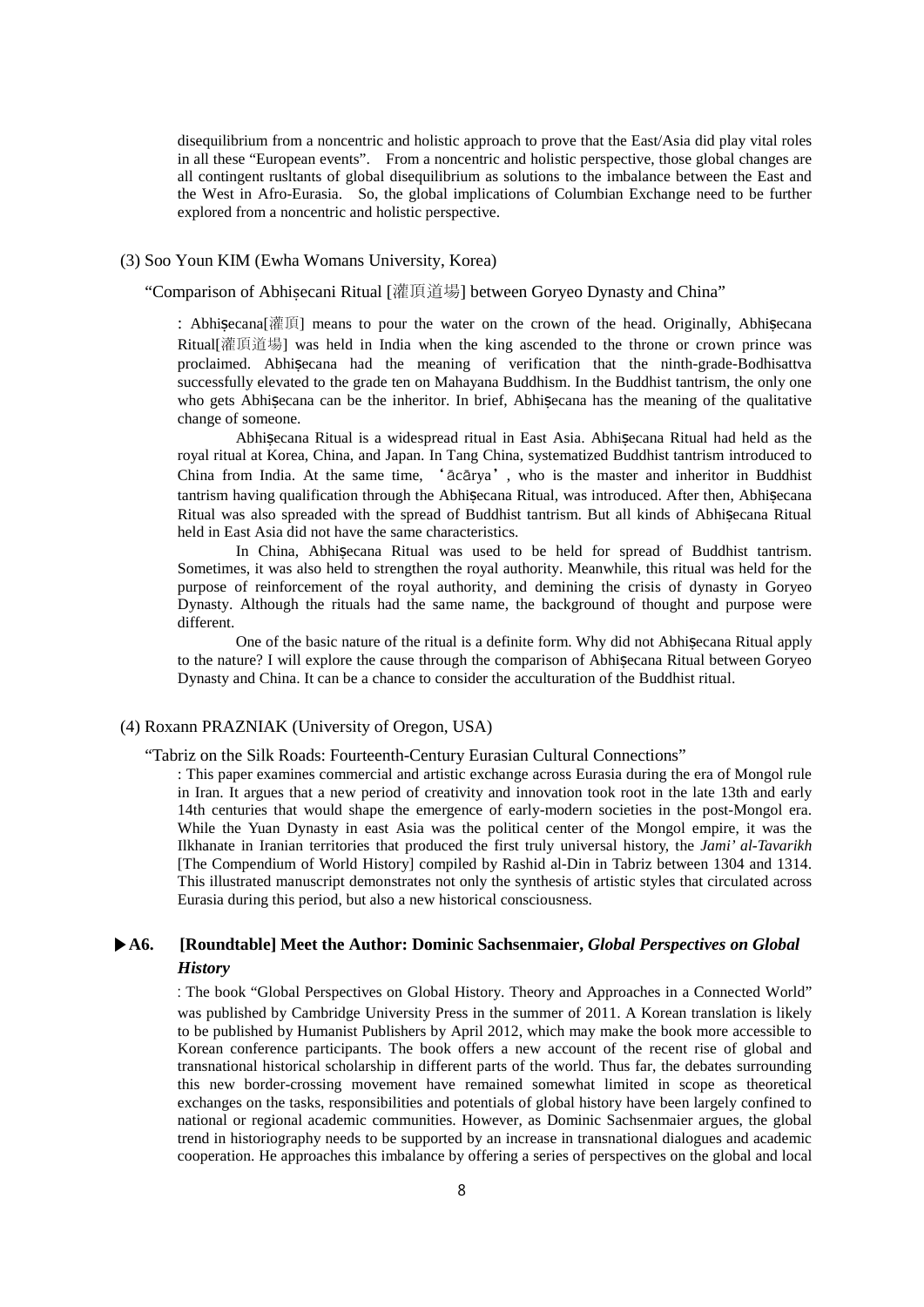disequilibrium from a noncentric and holistic approach to prove that the East/Asia did play vital roles in all these "European events". From a noncentric and holistic perspective, those global changes are all contingent rusltants of global disequilibrium as solutions to the imbalance between the East and the West in Afro-Eurasia. So, the global implications of Columbian Exchange need to be further explored from a noncentric and holistic perspective.

(3) Soo Youn KIM (Ewha Womans University, Korea)

"Comparison of Abhiṣecani Ritual [灌頂道場] between Goryeo Dynasty and China"

: Abhiṣecana[灌頂] means to pour the water on the crown of the head. Originally, Abhiṣecana Ritual[灌頂道場] was held in India when the king ascended to the throne or crown prince was proclaimed. Abhiṣecana had the meaning of verification that the ninth-grade-Bodhisattva successfully elevated to the grade ten on Mahayana Buddhism. In the Buddhist tantrism, the only one who gets Abhiṣecana can be the inheritor. In brief, Abhiṣecana has the meaning of the qualitative change of someone.

Abhiṣecana Ritual is a widespread ritual in East Asia. Abhiṣecana Ritual had held as the royal ritual at Korea, China, and Japan. In Tang China, systematized Buddhist tantrism introduced to China from India. At the same time, 'ācārya', who is the master and inheritor in Buddhist tantrism having qualification through the Abhiṣecana Ritual, was introduced. After then, Abhiṣecana Ritual was also spreaded with the spread of Buddhist tantrism. But all kinds of Abhiṣecana Ritual held in East Asia did not have the same characteristics.

In China, Abhiṣecana Ritual was used to be held for spread of Buddhist tantrism. Sometimes, it was also held to strengthen the royal authority. Meanwhile, this ritual was held for the purpose of reinforcement of the royal authority, and demining the crisis of dynasty in Goryeo Dynasty. Although the rituals had the same name, the background of thought and purpose were different.

One of the basic nature of the ritual is a definite form. Why did not Abhiṣecana Ritual apply to the nature? I will explore the cause through the comparison of Abhiṣecana Ritual between Goryeo Dynasty and China. It can be a chance to consider the acculturation of the Buddhist ritual.

(4) Roxann PRAZNIAK (University of Oregon, USA)

"Tabriz on the Silk Roads: Fourteenth-Century Eurasian Cultural Connections"

: This paper examines commercial and artistic exchange across Eurasia during the era of Mongol rule in Iran. It argues that a new period of creativity and innovation took root in the late 13th and early 14th centuries that would shape the emergence of early-modern societies in the post-Mongol era. While the Yuan Dynasty in east Asia was the political center of the Mongol empire, it was the Ilkhanate in Iranian territories that produced the first truly universal history, the *Jami' al-Tavarikh* [The Compendium of World History] compiled by Rashid al-Din in Tabriz between 1304 and 1314. This illustrated manuscript demonstrates not only the synthesis of artistic styles that circulated across Eurasia during this period, but also a new historical consciousness.

### ▶A6. [Roundtable] Meet the Author: Dominic Sachsenmaier, *Global Perspectives on Global History*

: The book "Global Perspectives on Global History. Theory and Approaches in a Connected World" was published by Cambridge University Press in the summer of 2011. A Korean translation is likely to be published by Humanist Publishers by April 2012, which may make the book more accessible to Korean conference participants. The book offers a new account of the recent rise of global and transnational historical scholarship in different parts of the world. Thus far, the debates surrounding this new border-crossing movement have remained somewhat limited in scope as theoretical exchanges on the tasks, responsibilities and potentials of global history have been largely confined to national or regional academic communities. However, as Dominic Sachsenmaier argues, the global trend in historiography needs to be supported by an increase in transnational dialogues and academic cooperation. He approaches this imbalance by offering a series of perspectives on the global and local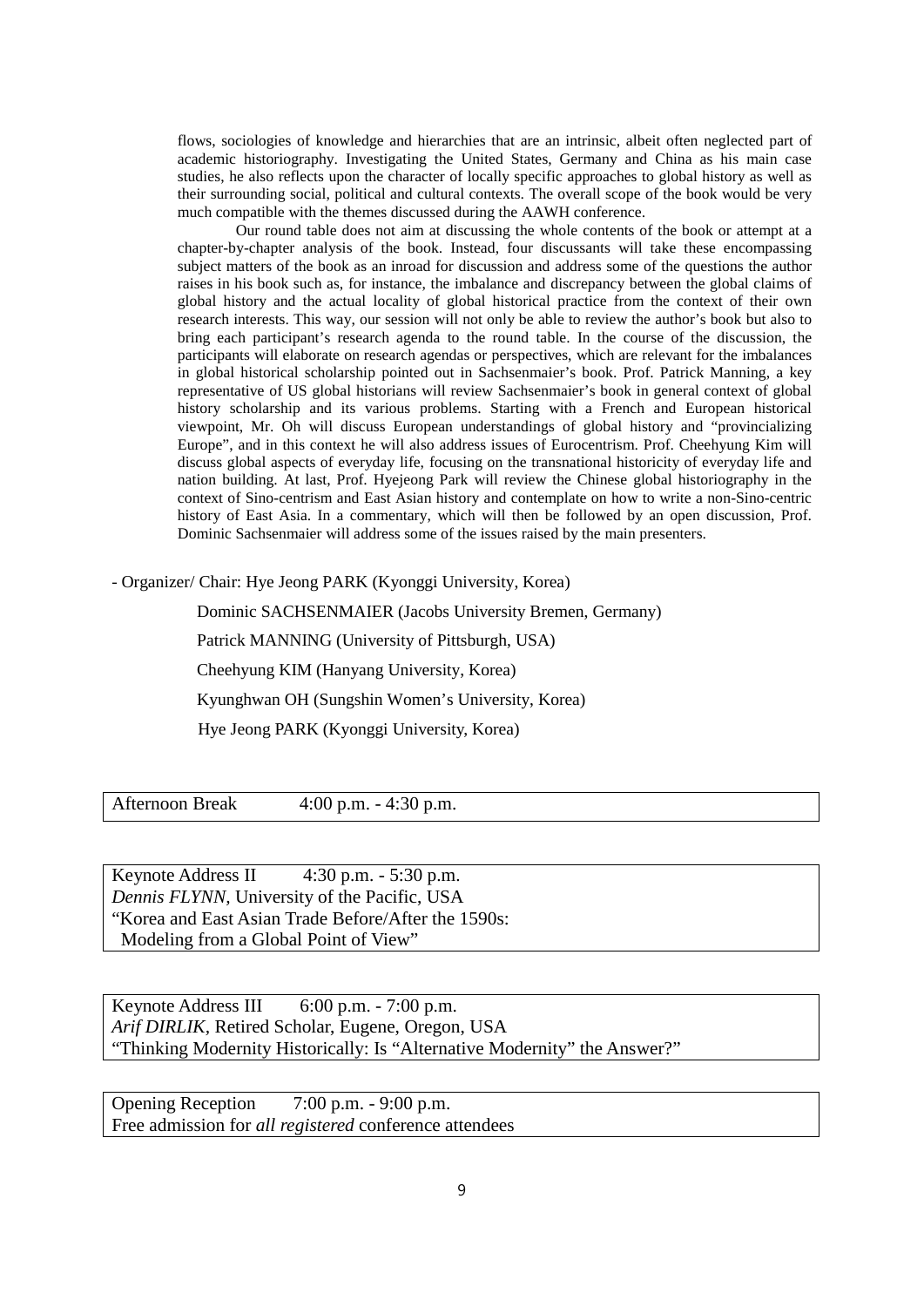flows, sociologies of knowledge and hierarchies that are an intrinsic, albeit often neglected part of academic historiography. Investigating the United States, Germany and China as his main case studies, he also reflects upon the character of locally specific approaches to global history as well as their surrounding social, political and cultural contexts. The overall scope of the book would be very much compatible with the themes discussed during the AAWH conference.

Our round table does not aim at discussing the whole contents of the book or attempt at a chapter-by-chapter analysis of the book. Instead, four discussants will take these encompassing subject matters of the book as an inroad for discussion and address some of the questions the author raises in his book such as, for instance, the imbalance and discrepancy between the global claims of global history and the actual locality of global historical practice from the context of their own research interests. This way, our session will not only be able to review the author's book but also to bring each participant's research agenda to the round table. In the course of the discussion, the participants will elaborate on research agendas or perspectives, which are relevant for the imbalances in global historical scholarship pointed out in Sachsenmaier's book. Prof. Patrick Manning, a key representative of US global historians will review Sachsenmaier's book in general context of global history scholarship and its various problems. Starting with a French and European historical viewpoint, Mr. Oh will discuss European understandings of global history and "provincializing Europe", and in this context he will also address issues of Eurocentrism. Prof. Cheehyung Kim will discuss global aspects of everyday life, focusing on the transnational historicity of everyday life and nation building. At last, Prof. Hyejeong Park will review the Chinese global historiography in the context of Sino-centrism and East Asian history and contemplate on how to write a non-Sino-centric history of East Asia. In a commentary, which will then be followed by an open discussion, Prof. Dominic Sachsenmaier will address some of the issues raised by the main presenters.

- Organizer/ Chair: Hye Jeong PARK (Kyonggi University, Korea)

Dominic SACHSENMAIER (Jacobs University Bremen, Germany)

Patrick MANNING (University of Pittsburgh, USA)

Cheehyung KIM (Hanyang University, Korea)

Kyunghwan OH (Sungshin Women's University, Korea)

Hye Jeong PARK (Kyonggi University, Korea)

Afternoon Break 4:00 p.m. - 4:30 p.m.

Keynote Address II 4:30 p.m. - 5:30 p.m.
*Dennis FLYNN*, University of the Pacific, USA
"Korea and East Asian Trade Before/After the 1590s:
Modeling from a Global Point of View"

Keynote Address III 6:00 p.m. - 7:00 p.m.
*Arif DIRLIK*, Retired Scholar, Eugene, Oregon, USA
"Thinking Modernity Historically: Is "Alternative Modernity" the Answer?"

Opening Reception 7:00 p.m. - 9:00 p.m.
Free admission for *all registered* conference attendees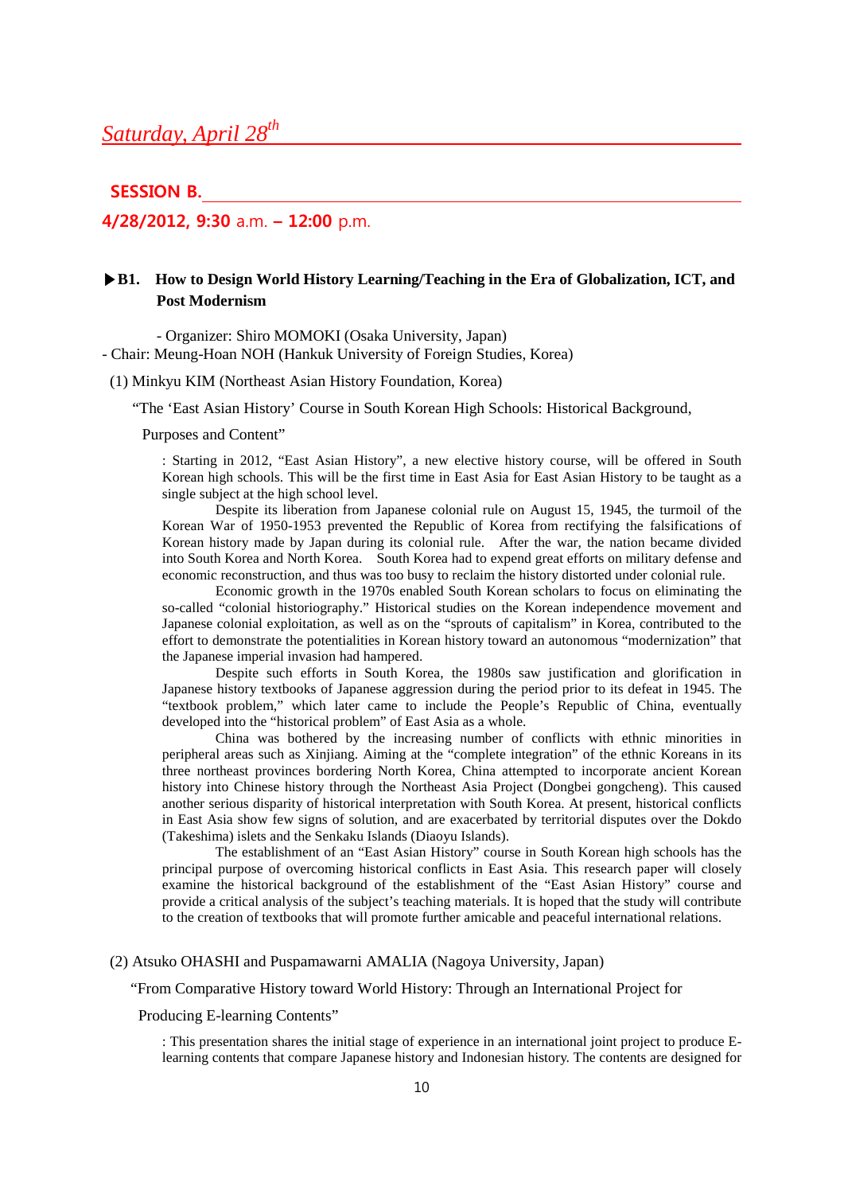# *Saturday, April 28th*

## SESSION B.

**4/28/2012, 9:30 a.m. – 12:00 p.m.**

### ▶B1. How to Design World History Learning/Teaching in the Era of Globalization, ICT, and Post Modernism

- Organizer: Shiro MOMOKI (Osaka University, Japan)
- Chair: Meung-Hoan NOH (Hankuk University of Foreign Studies, Korea)

(1) Minkyu KIM (Northeast Asian History Foundation, Korea)

"The 'East Asian History' Course in South Korean High Schools: Historical Background, Purposes and Content"

: Starting in 2012, "East Asian History", a new elective history course, will be offered in South Korean high schools. This will be the first time in East Asia for East Asian History to be taught as a single subject at the high school level.

Despite its liberation from Japanese colonial rule on August 15, 1945, the turmoil of the Korean War of 1950-1953 prevented the Republic of Korea from rectifying the falsifications of Korean history made by Japan during its colonial rule. After the war, the nation became divided into South Korea and North Korea. South Korea had to expend great efforts on military defense and economic reconstruction, and thus was too busy to reclaim the history distorted under colonial rule.

Economic growth in the 1970s enabled South Korean scholars to focus on eliminating the so-called "colonial historiography." Historical studies on the Korean independence movement and Japanese colonial exploitation, as well as on the "sprouts of capitalism" in Korea, contributed to the effort to demonstrate the potentialities in Korean history toward an autonomous "modernization" that the Japanese imperial invasion had hampered.

Despite such efforts in South Korea, the 1980s saw justification and glorification in Japanese history textbooks of Japanese aggression during the period prior to its defeat in 1945. The "textbook problem," which later came to include the People's Republic of China, eventually developed into the "historical problem" of East Asia as a whole.

China was bothered by the increasing number of conflicts with ethnic minorities in peripheral areas such as Xinjiang. Aiming at the "complete integration" of the ethnic Koreans in its three northeast provinces bordering North Korea, China attempted to incorporate ancient Korean history into Chinese history through the Northeast Asia Project (Dongbei gongcheng). This caused another serious disparity of historical interpretation with South Korea. At present, historical conflicts in East Asia show few signs of solution, and are exacerbated by territorial disputes over the Dokdo (Takeshima) islets and the Senkaku Islands (Diaoyu Islands).

The establishment of an "East Asian History" course in South Korean high schools has the principal purpose of overcoming historical conflicts in East Asia. This research paper will closely examine the historical background of the establishment of the "East Asian History" course and provide a critical analysis of the subject's teaching materials. It is hoped that the study will contribute to the creation of textbooks that will promote further amicable and peaceful international relations.

(2) Atsuko OHASHI and Puspamawarni AMALIA (Nagoya University, Japan)

"From Comparative History toward World History: Through an International Project for Producing E-learning Contents"

: This presentation shares the initial stage of experience in an international joint project to produce E-learning contents that compare Japanese history and Indonesian history. The contents are designed for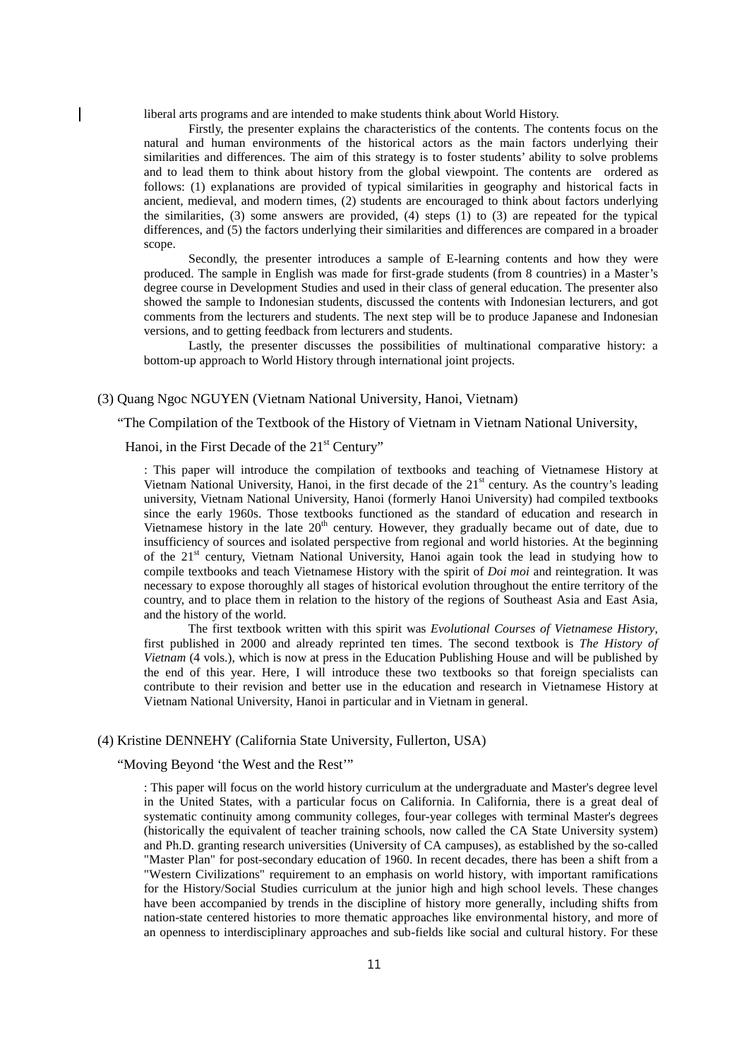liberal arts programs and are intended to make students think about World History.

Firstly, the presenter explains the characteristics of the contents. The contents focus on the natural and human environments of the historical actors as the main factors underlying their similarities and differences. The aim of this strategy is to foster students' ability to solve problems and to lead them to think about history from the global viewpoint. The contents are ordered as follows: (1) explanations are provided of typical similarities in geography and historical facts in ancient, medieval, and modern times, (2) students are encouraged to think about factors underlying the similarities, (3) some answers are provided, (4) steps (1) to (3) are repeated for the typical differences, and (5) the factors underlying their similarities and differences are compared in a broader scope.

Secondly, the presenter introduces a sample of E-learning contents and how they were produced. The sample in English was made for first-grade students (from 8 countries) in a Master's degree course in Development Studies and used in their class of general education. The presenter also showed the sample to Indonesian students, discussed the contents with Indonesian lecturers, and got comments from the lecturers and students. The next step will be to produce Japanese and Indonesian versions, and to getting feedback from lecturers and students.

Lastly, the presenter discusses the possibilities of multinational comparative history: a bottom-up approach to World History through international joint projects.

(3) Quang Ngoc NGUYEN (Vietnam National University, Hanoi, Vietnam)

"The Compilation of the Textbook of the History of Vietnam in Vietnam National University, Hanoi, in the First Decade of the 21st Century"

: This paper will introduce the compilation of textbooks and teaching of Vietnamese History at Vietnam National University, Hanoi, in the first decade of the 21st century. As the country's leading university, Vietnam National University, Hanoi (formerly Hanoi University) had compiled textbooks since the early 1960s. Those textbooks functioned as the standard of education and research in Vietnamese history in the late 20th century. However, they gradually became out of date, due to insufficiency of sources and isolated perspective from regional and world histories. At the beginning of the 21st century, Vietnam National University, Hanoi again took the lead in studying how to compile textbooks and teach Vietnamese History with the spirit of *Doi moi* and reintegration. It was necessary to expose thoroughly all stages of historical evolution throughout the entire territory of the country, and to place them in relation to the history of the regions of Southeast Asia and East Asia, and the history of the world.

The first textbook written with this spirit was *Evolutional Courses of Vietnamese History*, first published in 2000 and already reprinted ten times. The second textbook is *The History of Vietnam* (4 vols.), which is now at press in the Education Publishing House and will be published by the end of this year. Here, I will introduce these two textbooks so that foreign specialists can contribute to their revision and better use in the education and research in Vietnamese History at Vietnam National University, Hanoi in particular and in Vietnam in general.

(4) Kristine DENNEHY (California State University, Fullerton, USA)

"Moving Beyond 'the West and the Rest'"

: This paper will focus on the world history curriculum at the undergraduate and Master's degree level in the United States, with a particular focus on California. In California, there is a great deal of systematic continuity among community colleges, four-year colleges with terminal Master's degrees (historically the equivalent of teacher training schools, now called the CA State University system) and Ph.D. granting research universities (University of CA campuses), as established by the so-called "Master Plan" for post-secondary education of 1960. In recent decades, there has been a shift from a "Western Civilizations" requirement to an emphasis on world history, with important ramifications for the History/Social Studies curriculum at the junior high and high school levels. These changes have been accompanied by trends in the discipline of history more generally, including shifts from nation-state centered histories to more thematic approaches like environmental history, and more of an openness to interdisciplinary approaches and sub-fields like social and cultural history. For these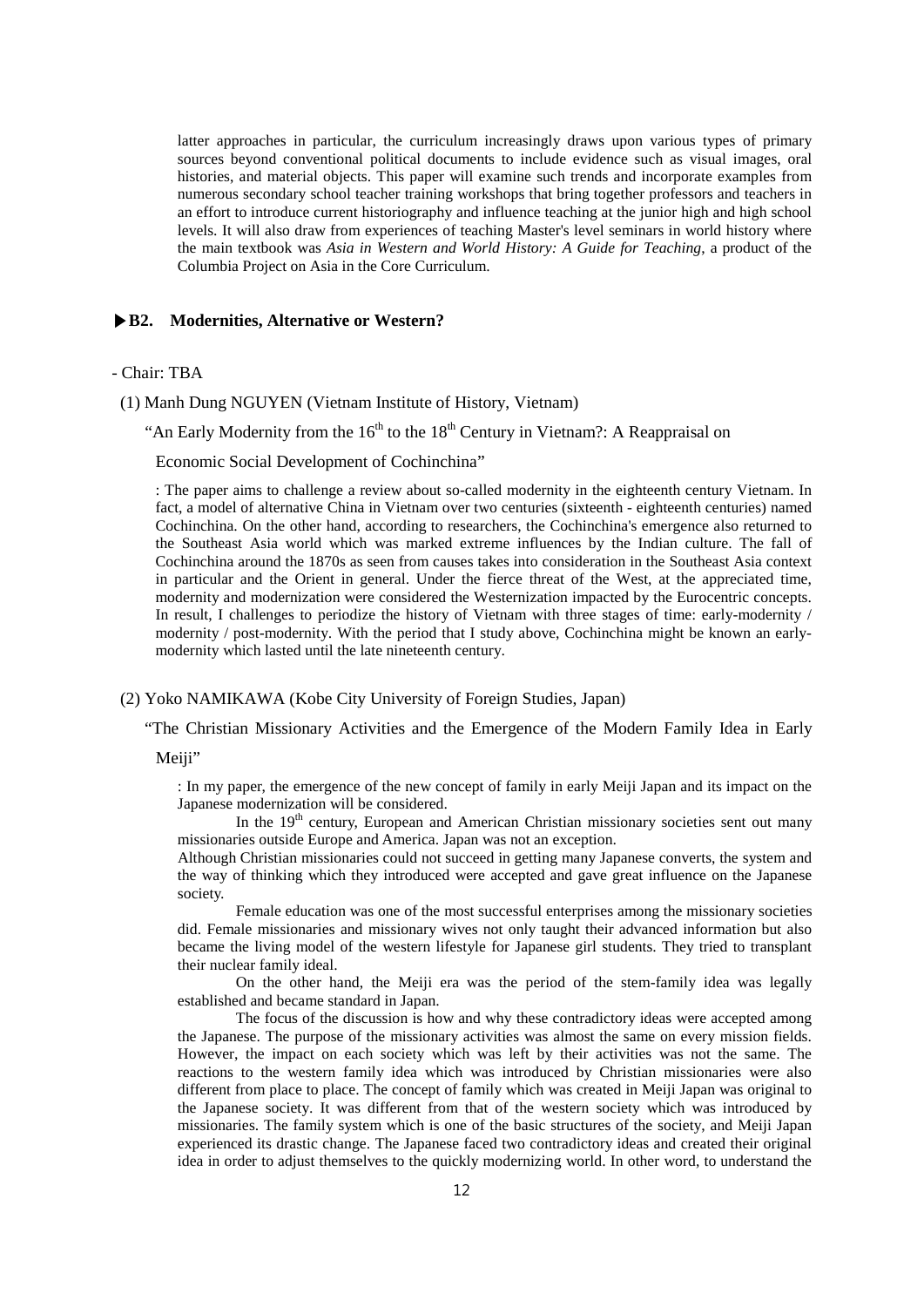latter approaches in particular, the curriculum increasingly draws upon various types of primary sources beyond conventional political documents to include evidence such as visual images, oral histories, and material objects. This paper will examine such trends and incorporate examples from numerous secondary school teacher training workshops that bring together professors and teachers in an effort to introduce current historiography and influence teaching at the junior high and high school levels. It will also draw from experiences of teaching Master's level seminars in world history where the main textbook was *Asia in Western and World History: A Guide for Teaching*, a product of the Columbia Project on Asia in the Core Curriculum.

### ▶B2. Modernities, Alternative or Western?

- Chair: TBA

(1) Manh Dung NGUYEN (Vietnam Institute of History, Vietnam)

"An Early Modernity from the 16th to the 18th Century in Vietnam?: A Reappraisal on Economic Social Development of Cochinchina"

: The paper aims to challenge a review about so-called modernity in the eighteenth century Vietnam. In fact, a model of alternative China in Vietnam over two centuries (sixteenth - eighteenth centuries) named Cochinchina. On the other hand, according to researchers, the Cochinchina's emergence also returned to the Southeast Asia world which was marked extreme influences by the Indian culture. The fall of Cochinchina around the 1870s as seen from causes takes into consideration in the Southeast Asia context in particular and the Orient in general. Under the fierce threat of the West, at the appreciated time, modernity and modernization were considered the Westernization impacted by the Eurocentric concepts. In result, I challenges to periodize the history of Vietnam with three stages of time: early-modernity / modernity / post-modernity. With the period that I study above, Cochinchina might be known an early-modernity which lasted until the late nineteenth century.

(2) Yoko NAMIKAWA (Kobe City University of Foreign Studies, Japan)

"The Christian Missionary Activities and the Emergence of the Modern Family Idea in Early Meiji"

: In my paper, the emergence of the new concept of family in early Meiji Japan and its impact on the Japanese modernization will be considered.

In the 19th century, European and American Christian missionary societies sent out many missionaries outside Europe and America. Japan was not an exception.

Although Christian missionaries could not succeed in getting many Japanese converts, the system and the way of thinking which they introduced were accepted and gave great influence on the Japanese society.

Female education was one of the most successful enterprises among the missionary societies did. Female missionaries and missionary wives not only taught their advanced information but also became the living model of the western lifestyle for Japanese girl students. They tried to transplant their nuclear family ideal.

On the other hand, the Meiji era was the period of the stem-family idea was legally established and became standard in Japan.

The focus of the discussion is how and why these contradictory ideas were accepted among the Japanese. The purpose of the missionary activities was almost the same on every mission fields. However, the impact on each society which was left by their activities was not the same. The reactions to the western family idea which was introduced by Christian missionaries were also different from place to place. The concept of family which was created in Meiji Japan was original to the Japanese society. It was different from that of the western society which was introduced by missionaries. The family system which is one of the basic structures of the society, and Meiji Japan experienced its drastic change. The Japanese faced two contradictory ideas and created their original idea in order to adjust themselves to the quickly modernizing world. In other word, to understand the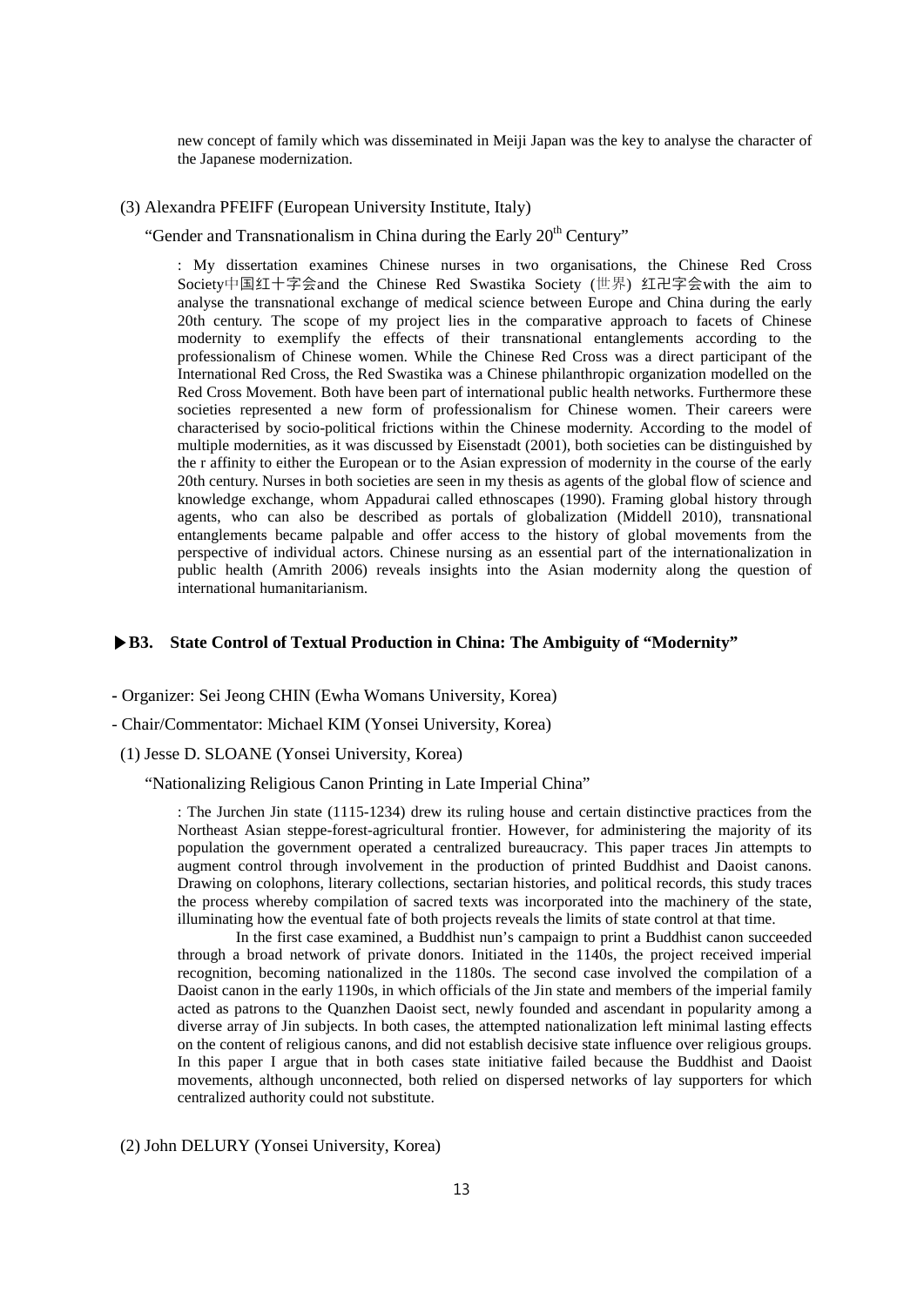new concept of family which was disseminated in Meiji Japan was the key to analyse the character of the Japanese modernization.

(3) Alexandra PFEIFF (European University Institute, Italy)

"Gender and Transnationalism in China during the Early 20th Century"

: My dissertation examines Chinese nurses in two organisations, the Chinese Red Cross Society中国红十字会and the Chinese Red Swastika Society (世界) 红卍字会with the aim to analyse the transnational exchange of medical science between Europe and China during the early 20th century. The scope of my project lies in the comparative approach to facets of Chinese modernity to exemplify the effects of their transnational entanglements according to the professionalism of Chinese women. While the Chinese Red Cross was a direct participant of the International Red Cross, the Red Swastika was a Chinese philanthropic organization modelled on the Red Cross Movement. Both have been part of international public health networks. Furthermore these societies represented a new form of professionalism for Chinese women. Their careers were characterised by socio-political frictions within the Chinese modernity. According to the model of multiple modernities, as it was discussed by Eisenstadt (2001), both societies can be distinguished by the r affinity to either the European or to the Asian expression of modernity in the course of the early 20th century. Nurses in both societies are seen in my thesis as agents of the global flow of science and knowledge exchange, whom Appadurai called ethnoscapes (1990). Framing global history through agents, who can also be described as portals of globalization (Middell 2010), transnational entanglements became palpable and offer access to the history of global movements from the perspective of individual actors. Chinese nursing as an essential part of the internationalization in public health (Amrith 2006) reveals insights into the Asian modernity along the question of international humanitarianism.

### ▶B3. State Control of Textual Production in China: The Ambiguity of "Modernity"

- Organizer: Sei Jeong CHIN (Ewha Womans University, Korea)
- Chair/Commentator: Michael KIM (Yonsei University, Korea)

(1) Jesse D. SLOANE (Yonsei University, Korea)

"Nationalizing Religious Canon Printing in Late Imperial China"

: The Jurchen Jin state (1115-1234) drew its ruling house and certain distinctive practices from the Northeast Asian steppe-forest-agricultural frontier. However, for administering the majority of its population the government operated a centralized bureaucracy. This paper traces Jin attempts to augment control through involvement in the production of printed Buddhist and Daoist canons. Drawing on colophons, literary collections, sectarian histories, and political records, this study traces the process whereby compilation of sacred texts was incorporated into the machinery of the state, illuminating how the eventual fate of both projects reveals the limits of state control at that time.

In the first case examined, a Buddhist nun's campaign to print a Buddhist canon succeeded through a broad network of private donors. Initiated in the 1140s, the project received imperial recognition, becoming nationalized in the 1180s. The second case involved the compilation of a Daoist canon in the early 1190s, in which officials of the Jin state and members of the imperial family acted as patrons to the Quanzhen Daoist sect, newly founded and ascendant in popularity among a diverse array of Jin subjects. In both cases, the attempted nationalization left minimal lasting effects on the content of religious canons, and did not establish decisive state influence over religious groups. In this paper I argue that in both cases state initiative failed because the Buddhist and Daoist movements, although unconnected, both relied on dispersed networks of lay supporters for which centralized authority could not substitute.

(2) John DELURY (Yonsei University, Korea)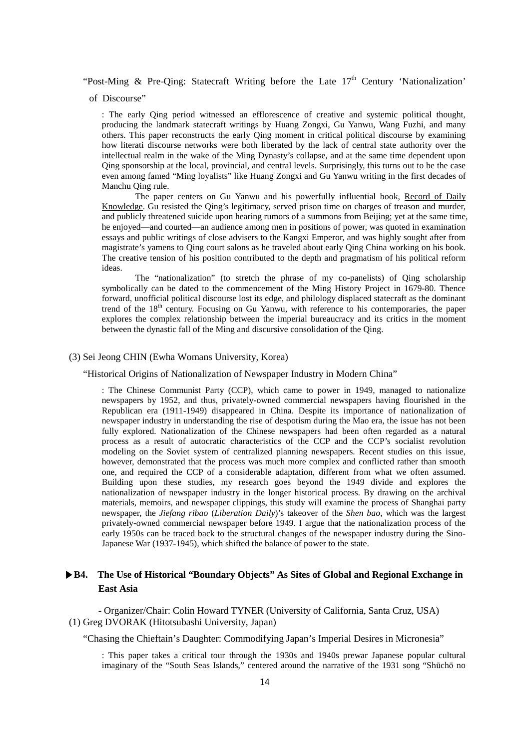"Post-Ming & Pre-Qing: Statecraft Writing before the Late 17th Century 'Nationalization' of Discourse"

: The early Qing period witnessed an efflorescence of creative and systemic political thought, producing the landmark statecraft writings by Huang Zongxi, Gu Yanwu, Wang Fuzhi, and many others. This paper reconstructs the early Qing moment in critical political discourse by examining how literati discourse networks were both liberated by the lack of central state authority over the intellectual realm in the wake of the Ming Dynasty's collapse, and at the same time dependent upon Qing sponsorship at the local, provincial, and central levels. Surprisingly, this turns out to be the case even among famed "Ming loyalists" like Huang Zongxi and Gu Yanwu writing in the first decades of Manchu Qing rule.

The paper centers on Gu Yanwu and his powerfully influential book, Record of Daily Knowledge. Gu resisted the Qing's legitimacy, served prison time on charges of treason and murder, and publicly threatened suicide upon hearing rumors of a summons from Beijing; yet at the same time, he enjoyed—and courted—an audience among men in positions of power, was quoted in examination essays and public writings of close advisers to the Kangxi Emperor, and was highly sought after from magistrate's yamens to Qing court salons as he traveled about early Qing China working on his book. The creative tension of his position contributed to the depth and pragmatism of his political reform ideas.

The "nationalization" (to stretch the phrase of my co-panelists) of Qing scholarship symbolically can be dated to the commencement of the Ming History Project in 1679-80. Thence forward, unofficial political discourse lost its edge, and philology displaced statecraft as the dominant trend of the 18th century. Focusing on Gu Yanwu, with reference to his contemporaries, the paper explores the complex relationship between the imperial bureaucracy and its critics in the moment between the dynastic fall of the Ming and discursive consolidation of the Qing.

(3) Sei Jeong CHIN (Ewha Womans University, Korea)

"Historical Origins of Nationalization of Newspaper Industry in Modern China"

: The Chinese Communist Party (CCP), which came to power in 1949, managed to nationalize newspapers by 1952, and thus, privately-owned commercial newspapers having flourished in the Republican era (1911-1949) disappeared in China. Despite its importance of nationalization of newspaper industry in understanding the rise of despotism during the Mao era, the issue has not been fully explored. Nationalization of the Chinese newspapers had been often regarded as a natural process as a result of autocratic characteristics of the CCP and the CCP's socialist revolution modeling on the Soviet system of centralized planning newspapers. Recent studies on this issue, however, demonstrated that the process was much more complex and conflicted rather than smooth one, and required the CCP of a considerable adaptation, different from what we often assumed. Building upon these studies, my research goes beyond the 1949 divide and explores the nationalization of newspaper industry in the longer historical process. By drawing on the archival materials, memoirs, and newspaper clippings, this study will examine the process of Shanghai party newspaper, the *Jiefang ribao* (*Liberation Daily*)'s takeover of the *Shen bao*, which was the largest privately-owned commercial newspaper before 1949. I argue that the nationalization process of the early 1950s can be traced back to the structural changes of the newspaper industry during the Sino-Japanese War (1937-1945), which shifted the balance of power to the state.

### ▶B4. The Use of Historical "Boundary Objects" As Sites of Global and Regional Exchange in East Asia

- Organizer/Chair: Colin Howard TYNER (University of California, Santa Cruz, USA)

(1) Greg DVORAK (Hitotsubashi University, Japan)

"Chasing the Chieftain's Daughter: Commodifying Japan's Imperial Desires in Micronesia"

: This paper takes a critical tour through the 1930s and 1940s prewar Japanese popular cultural imaginary of the "South Seas Islands," centered around the narrative of the 1931 song "Shūchō no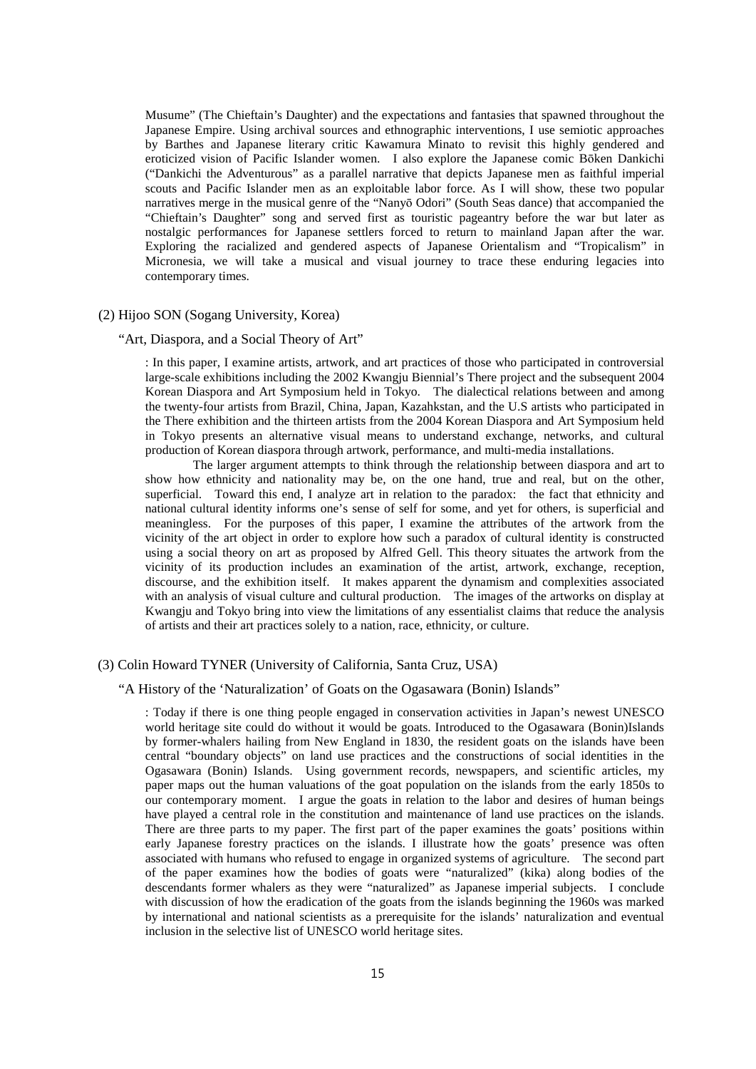Musume" (The Chieftain's Daughter) and the expectations and fantasies that spawned throughout the Japanese Empire. Using archival sources and ethnographic interventions, I use semiotic approaches by Barthes and Japanese literary critic Kawamura Minato to revisit this highly gendered and eroticized vision of Pacific Islander women. I also explore the Japanese comic Bōken Dankichi ("Dankichi the Adventurous" as a parallel narrative that depicts Japanese men as faithful imperial scouts and Pacific Islander men as an exploitable labor force. As I will show, these two popular narratives merge in the musical genre of the "Nanyō Odori" (South Seas dance) that accompanied the "Chieftain's Daughter" song and served first as touristic pageantry before the war but later as nostalgic performances for Japanese settlers forced to return to mainland Japan after the war. Exploring the racialized and gendered aspects of Japanese Orientalism and "Tropicalism" in Micronesia, we will take a musical and visual journey to trace these enduring legacies into contemporary times.

(2) Hijoo SON (Sogang University, Korea)

"Art, Diaspora, and a Social Theory of Art"

: In this paper, I examine artists, artwork, and art practices of those who participated in controversial large-scale exhibitions including the 2002 Kwangju Biennial's There project and the subsequent 2004 Korean Diaspora and Art Symposium held in Tokyo. The dialectical relations between and among the twenty-four artists from Brazil, China, Japan, Kazahkstan, and the U.S artists who participated in the There exhibition and the thirteen artists from the 2004 Korean Diaspora and Art Symposium held in Tokyo presents an alternative visual means to understand exchange, networks, and cultural production of Korean diaspora through artwork, performance, and multi-media installations.

The larger argument attempts to think through the relationship between diaspora and art to show how ethnicity and nationality may be, on the one hand, true and real, but on the other, superficial. Toward this end, I analyze art in relation to the paradox: the fact that ethnicity and national cultural identity informs one's sense of self for some, and yet for others, is superficial and meaningless. For the purposes of this paper, I examine the attributes of the artwork from the vicinity of the art object in order to explore how such a paradox of cultural identity is constructed using a social theory on art as proposed by Alfred Gell. This theory situates the artwork from the vicinity of its production includes an examination of the artist, artwork, exchange, reception, discourse, and the exhibition itself. It makes apparent the dynamism and complexities associated with an analysis of visual culture and cultural production. The images of the artworks on display at Kwangju and Tokyo bring into view the limitations of any essentialist claims that reduce the analysis of artists and their art practices solely to a nation, race, ethnicity, or culture.

(3) Colin Howard TYNER (University of California, Santa Cruz, USA)

"A History of the 'Naturalization' of Goats on the Ogasawara (Bonin) Islands"

: Today if there is one thing people engaged in conservation activities in Japan's newest UNESCO world heritage site could do without it would be goats. Introduced to the Ogasawara (Bonin)Islands by former-whalers hailing from New England in 1830, the resident goats on the islands have been central "boundary objects" on land use practices and the constructions of social identities in the Ogasawara (Bonin) Islands. Using government records, newspapers, and scientific articles, my paper maps out the human valuations of the goat population on the islands from the early 1850s to our contemporary moment. I argue the goats in relation to the labor and desires of human beings have played a central role in the constitution and maintenance of land use practices on the islands. There are three parts to my paper. The first part of the paper examines the goats' positions within early Japanese forestry practices on the islands. I illustrate how the goats' presence was often associated with humans who refused to engage in organized systems of agriculture. The second part of the paper examines how the bodies of goats were "naturalized" (kika) along bodies of the descendants former whalers as they were "naturalized" as Japanese imperial subjects. I conclude with discussion of how the eradication of the goats from the islands beginning the 1960s was marked by international and national scientists as a prerequisite for the islands' naturalization and eventual inclusion in the selective list of UNESCO world heritage sites.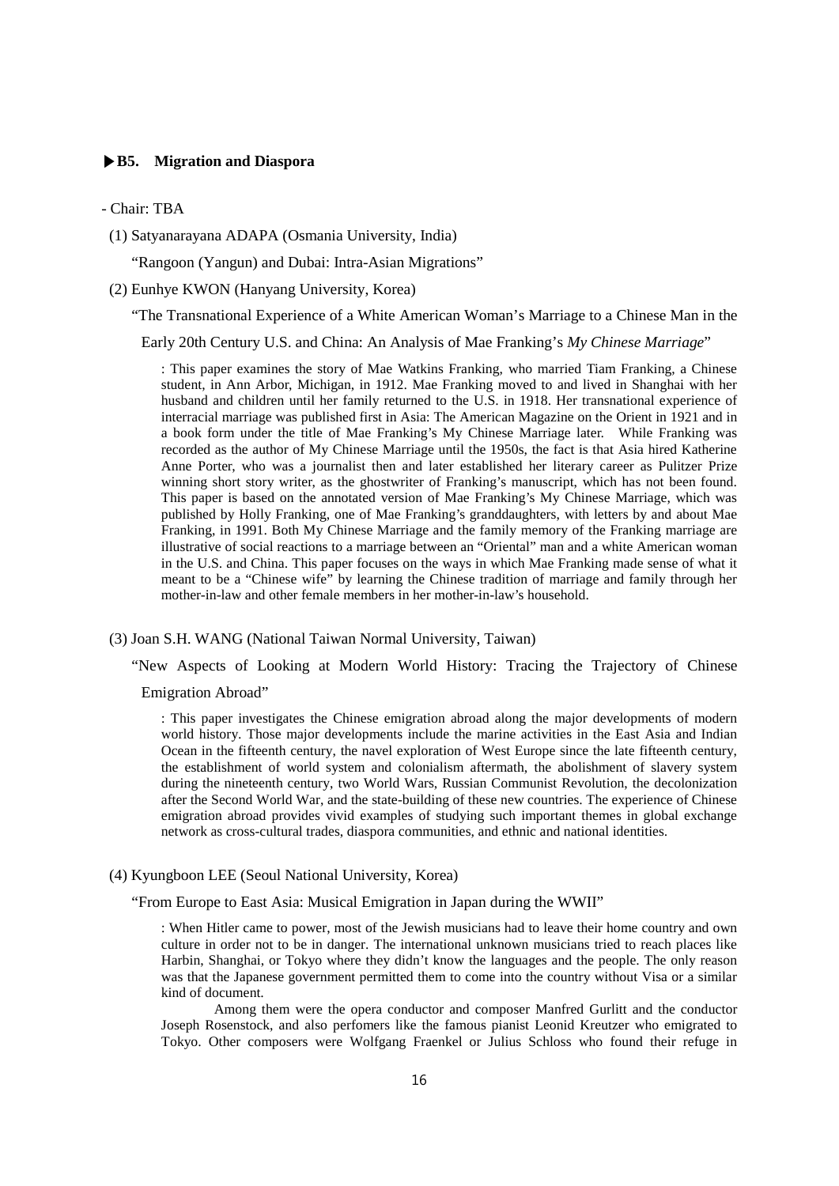### ▶B5. Migration and Diaspora

- Chair: TBA

(1) Satyanarayana ADAPA (Osmania University, India)

"Rangoon (Yangun) and Dubai: Intra-Asian Migrations"

(2) Eunhye KWON (Hanyang University, Korea)

"The Transnational Experience of a White American Woman's Marriage to a Chinese Man in the Early 20th Century U.S. and China: An Analysis of Mae Franking's *My Chinese Marriage*"

: This paper examines the story of Mae Watkins Franking, who married Tiam Franking, a Chinese student, in Ann Arbor, Michigan, in 1912. Mae Franking moved to and lived in Shanghai with her husband and children until her family returned to the U.S. in 1918. Her transnational experience of interracial marriage was published first in Asia: The American Magazine on the Orient in 1921 and in a book form under the title of Mae Franking's My Chinese Marriage later. While Franking was recorded as the author of My Chinese Marriage until the 1950s, the fact is that Asia hired Katherine Anne Porter, who was a journalist then and later established her literary career as Pulitzer Prize winning short story writer, as the ghostwriter of Franking's manuscript, which has not been found. This paper is based on the annotated version of Mae Franking's My Chinese Marriage, which was published by Holly Franking, one of Mae Franking's granddaughters, with letters by and about Mae Franking, in 1991. Both My Chinese Marriage and the family memory of the Franking marriage are illustrative of social reactions to a marriage between an "Oriental" man and a white American woman in the U.S. and China. This paper focuses on the ways in which Mae Franking made sense of what it meant to be a "Chinese wife" by learning the Chinese tradition of marriage and family through her mother-in-law and other female members in her mother-in-law's household.

(3) Joan S.H. WANG (National Taiwan Normal University, Taiwan)

"New Aspects of Looking at Modern World History: Tracing the Trajectory of Chinese Emigration Abroad"

: This paper investigates the Chinese emigration abroad along the major developments of modern world history. Those major developments include the marine activities in the East Asia and Indian Ocean in the fifteenth century, the navel exploration of West Europe since the late fifteenth century, the establishment of world system and colonialism aftermath, the abolishment of slavery system during the nineteenth century, two World Wars, Russian Communist Revolution, the decolonization after the Second World War, and the state-building of these new countries. The experience of Chinese emigration abroad provides vivid examples of studying such important themes in global exchange network as cross-cultural trades, diaspora communities, and ethnic and national identities.

(4) Kyungboon LEE (Seoul National University, Korea)

"From Europe to East Asia: Musical Emigration in Japan during the WWII"

: When Hitler came to power, most of the Jewish musicians had to leave their home country and own culture in order not to be in danger. The international unknown musicians tried to reach places like Harbin, Shanghai, or Tokyo where they didn't know the languages and the people. The only reason was that the Japanese government permitted them to come into the country without Visa or a similar kind of document.

Among them were the opera conductor and composer Manfred Gurlitt and the conductor Joseph Rosenstock, and also perfomers like the famous pianist Leonid Kreutzer who emigrated to Tokyo. Other composers were Wolfgang Fraenkel or Julius Schloss who found their refuge in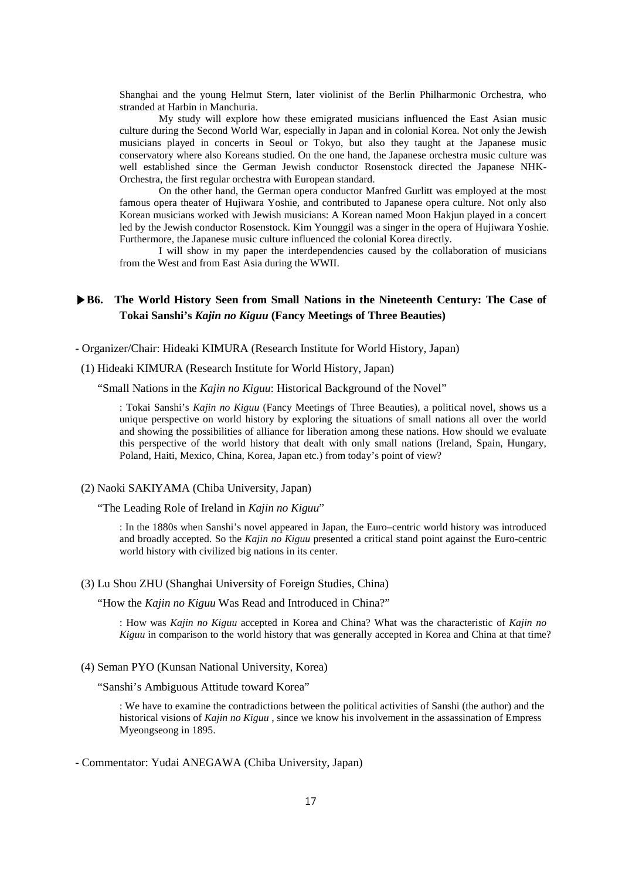Shanghai and the young Helmut Stern, later violinist of the Berlin Philharmonic Orchestra, who stranded at Harbin in Manchuria.

My study will explore how these emigrated musicians influenced the East Asian music culture during the Second World War, especially in Japan and in colonial Korea. Not only the Jewish musicians played in concerts in Seoul or Tokyo, but also they taught at the Japanese music conservatory where also Koreans studied. On the one hand, the Japanese orchestra music culture was well established since the German Jewish conductor Rosenstock directed the Japanese NHK-Orchestra, the first regular orchestra with European standard.

On the other hand, the German opera conductor Manfred Gurlitt was employed at the most famous opera theater of Hujiwara Yoshie, and contributed to Japanese opera culture. Not only also Korean musicians worked with Jewish musicians: A Korean named Moon Hakjun played in a concert led by the Jewish conductor Rosenstock. Kim Younggil was a singer in the opera of Hujiwara Yoshie. Furthermore, the Japanese music culture influenced the colonial Korea directly.

I will show in my paper the interdependencies caused by the collaboration of musicians from the West and from East Asia during the WWII.

### ▶B6. The World History Seen from Small Nations in the Nineteenth Century: The Case of Tokai Sanshi's *Kajin no Kiguu* (Fancy Meetings of Three Beauties)

- Organizer/Chair: Hideaki KIMURA (Research Institute for World History, Japan)

(1) Hideaki KIMURA (Research Institute for World History, Japan)

"Small Nations in the *Kajin no Kiguu*: Historical Background of the Novel"

: Tokai Sanshi's *Kajin no Kiguu* (Fancy Meetings of Three Beauties), a political novel, shows us a unique perspective on world history by exploring the situations of small nations all over the world and showing the possibilities of alliance for liberation among these nations. How should we evaluate this perspective of the world history that dealt with only small nations (Ireland, Spain, Hungary, Poland, Haiti, Mexico, China, Korea, Japan etc.) from today's point of view?

(2) Naoki SAKIYAMA (Chiba University, Japan)

"The Leading Role of Ireland in *Kajin no Kiguu*"

: In the 1880s when Sanshi's novel appeared in Japan, the Euro–centric world history was introduced and broadly accepted. So the *Kajin no Kiguu* presented a critical stand point against the Euro-centric world history with civilized big nations in its center.

(3) Lu Shou ZHU (Shanghai University of Foreign Studies, China)

"How the *Kajin no Kiguu* Was Read and Introduced in China?"

: How was *Kajin no Kiguu* accepted in Korea and China? What was the characteristic of *Kajin no Kiguu* in comparison to the world history that was generally accepted in Korea and China at that time?

(4) Seman PYO (Kunsan National University, Korea)

"Sanshi's Ambiguous Attitude toward Korea"

: We have to examine the contradictions between the political activities of Sanshi (the author) and the historical visions of *Kajin no Kiguu* , since we know his involvement in the assassination of Empress Myeongseong in 1895.

- Commentator: Yudai ANEGAWA (Chiba University, Japan)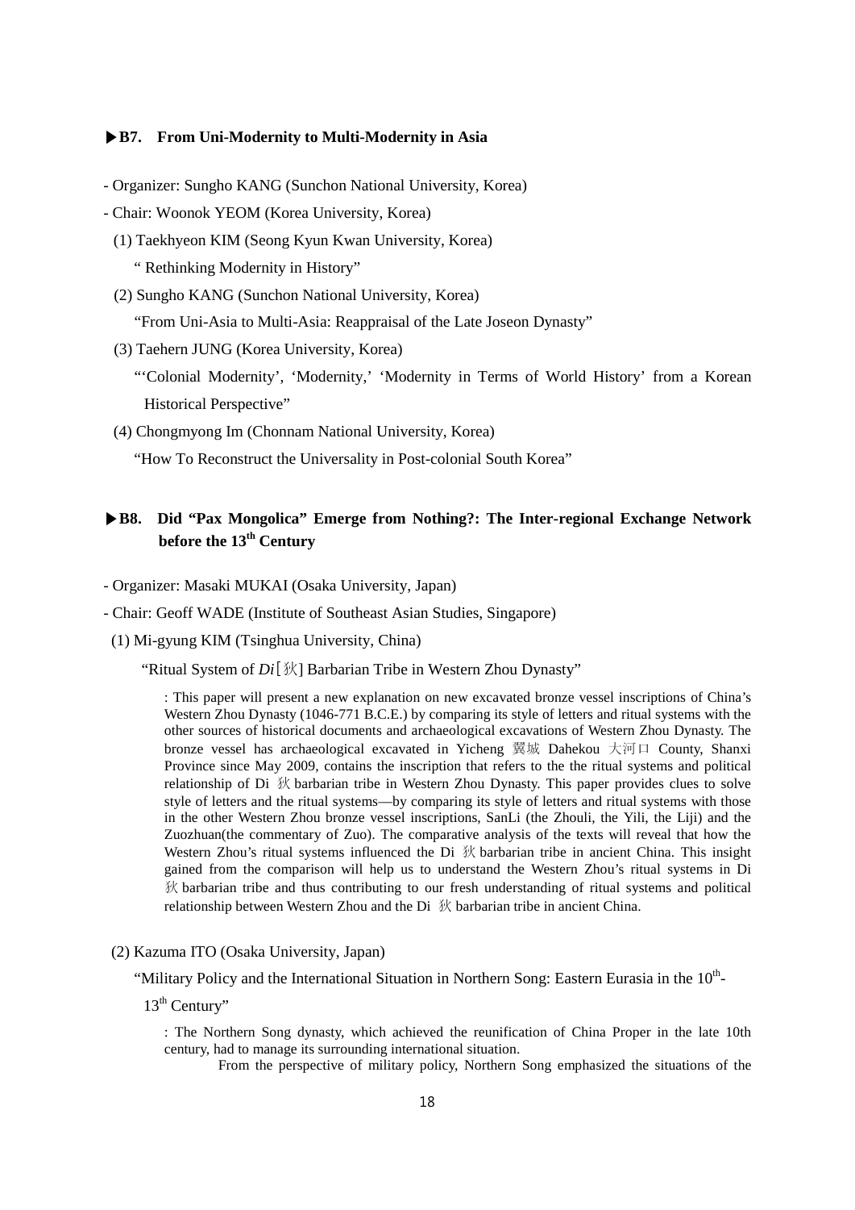### ▶B7. From Uni-Modernity to Multi-Modernity in Asia

- Organizer: Sungho KANG (Sunchon National University, Korea)
- Chair: Woonok YEOM (Korea University, Korea)

(1) Taekhyeon KIM (Seong Kyun Kwan University, Korea)

" Rethinking Modernity in History"

(2) Sungho KANG (Sunchon National University, Korea)

"From Uni-Asia to Multi-Asia: Reappraisal of the Late Joseon Dynasty"

(3) Taehern JUNG (Korea University, Korea)

"'Colonial Modernity', 'Modernity,' 'Modernity in Terms of World History' from a Korean Historical Perspective"

(4) Chongmyong Im (Chonnam National University, Korea)

"How To Reconstruct the Universality in Post-colonial South Korea"

### ▶B8. Did "Pax Mongolica" Emerge from Nothing?: The Inter-regional Exchange Network before the 13th Century

- Organizer: Masaki MUKAI (Osaka University, Japan)
- Chair: Geoff WADE (Institute of Southeast Asian Studies, Singapore)

(1) Mi-gyung KIM (Tsinghua University, China)

"Ritual System of *Di*[狄] Barbarian Tribe in Western Zhou Dynasty"

: This paper will present a new explanation on new excavated bronze vessel inscriptions of China's Western Zhou Dynasty (1046-771 B.C.E.) by comparing its style of letters and ritual systems with the other sources of historical documents and archaeological excavations of Western Zhou Dynasty. The bronze vessel has archaeological excavated in Yicheng 翼城 Dahekou 大河口 County, Shanxi Province since May 2009, contains the inscription that refers to the the ritual systems and political relationship of Di 狄 barbarian tribe in Western Zhou Dynasty. This paper provides clues to solve style of letters and the ritual systems—by comparing its style of letters and ritual systems with those in the other Western Zhou bronze vessel inscriptions, SanLi (the Zhouli, the Yili, the Liji) and the Zuozhuan(the commentary of Zuo). The comparative analysis of the texts will reveal that how the Western Zhou's ritual systems influenced the Di 狄 barbarian tribe in ancient China. This insight gained from the comparison will help us to understand the Western Zhou's ritual systems in Di 狄 barbarian tribe and thus contributing to our fresh understanding of ritual systems and political relationship between Western Zhou and the Di 狄 barbarian tribe in ancient China.

(2) Kazuma ITO (Osaka University, Japan)

"Military Policy and the International Situation in Northern Song: Eastern Eurasia in the 10th-13th Century"

: The Northern Song dynasty, which achieved the reunification of China Proper in the late 10th century, had to manage its surrounding international situation.

From the perspective of military policy, Northern Song emphasized the situations of the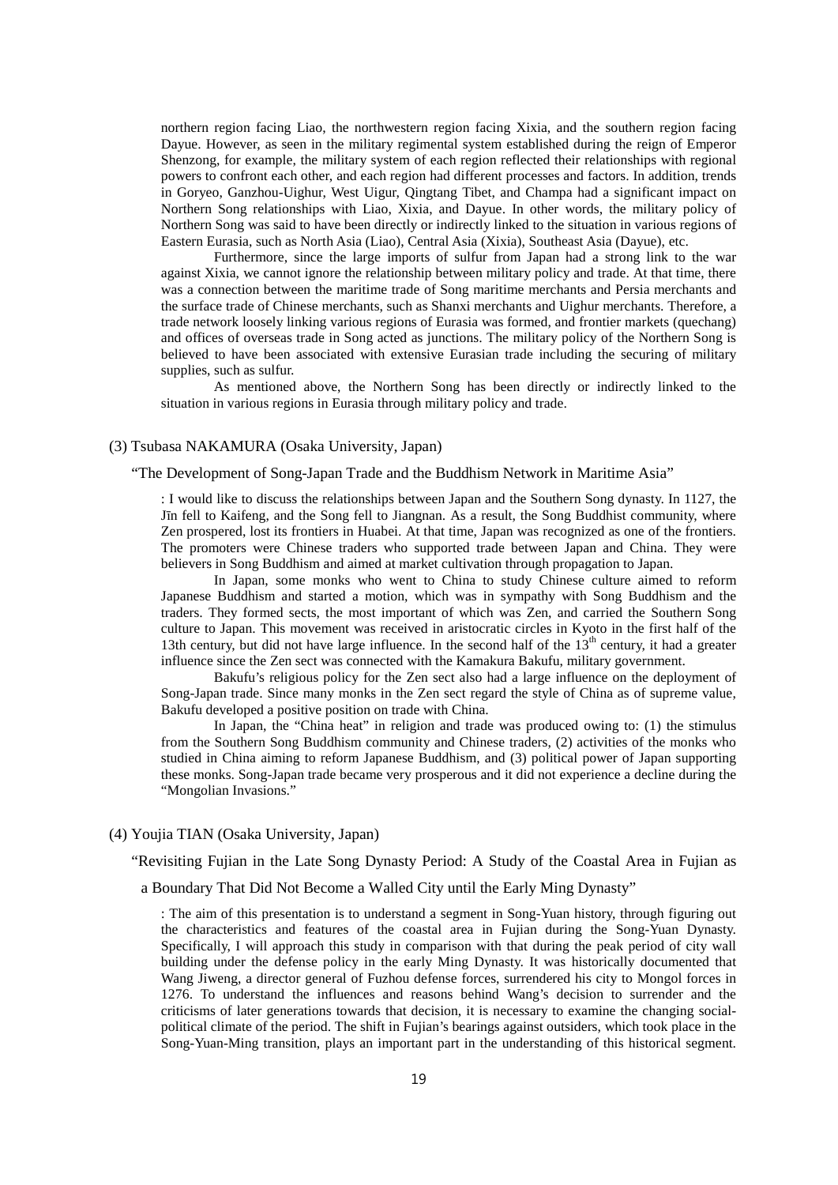northern region facing Liao, the northwestern region facing Xixia, and the southern region facing Dayue. However, as seen in the military regimental system established during the reign of Emperor Shenzong, for example, the military system of each region reflected their relationships with regional powers to confront each other, and each region had different processes and factors. In addition, trends in Goryeo, Ganzhou-Uighur, West Uigur, Qingtang Tibet, and Champa had a significant impact on Northern Song relationships with Liao, Xixia, and Dayue. In other words, the military policy of Northern Song was said to have been directly or indirectly linked to the situation in various regions of Eastern Eurasia, such as North Asia (Liao), Central Asia (Xixia), Southeast Asia (Dayue), etc.

Furthermore, since the large imports of sulfur from Japan had a strong link to the war against Xixia, we cannot ignore the relationship between military policy and trade. At that time, there was a connection between the maritime trade of Song maritime merchants and Persia merchants and the surface trade of Chinese merchants, such as Shanxi merchants and Uighur merchants. Therefore, a trade network loosely linking various regions of Eurasia was formed, and frontier markets (quechang) and offices of overseas trade in Song acted as junctions. The military policy of the Northern Song is believed to have been associated with extensive Eurasian trade including the securing of military supplies, such as sulfur.

As mentioned above, the Northern Song has been directly or indirectly linked to the situation in various regions in Eurasia through military policy and trade.

(3) Tsubasa NAKAMURA (Osaka University, Japan)

"The Development of Song-Japan Trade and the Buddhism Network in Maritime Asia"

: I would like to discuss the relationships between Japan and the Southern Song dynasty. In 1127, the Jīn fell to Kaifeng, and the Song fell to Jiangnan. As a result, the Song Buddhist community, where Zen prospered, lost its frontiers in Huabei. At that time, Japan was recognized as one of the frontiers. The promoters were Chinese traders who supported trade between Japan and China. They were believers in Song Buddhism and aimed at market cultivation through propagation to Japan.

In Japan, some monks who went to China to study Chinese culture aimed to reform Japanese Buddhism and started a motion, which was in sympathy with Song Buddhism and the traders. They formed sects, the most important of which was Zen, and carried the Southern Song culture to Japan. This movement was received in aristocratic circles in Kyoto in the first half of the 13th century, but did not have large influence. In the second half of the 13th century, it had a greater influence since the Zen sect was connected with the Kamakura Bakufu, military government.

Bakufu's religious policy for the Zen sect also had a large influence on the deployment of Song-Japan trade. Since many monks in the Zen sect regard the style of China as of supreme value, Bakufu developed a positive position on trade with China.

In Japan, the "China heat" in religion and trade was produced owing to: (1) the stimulus from the Southern Song Buddhism community and Chinese traders, (2) activities of the monks who studied in China aiming to reform Japanese Buddhism, and (3) political power of Japan supporting these monks. Song-Japan trade became very prosperous and it did not experience a decline during the "Mongolian Invasions."

(4) Youjia TIAN (Osaka University, Japan)

"Revisiting Fujian in the Late Song Dynasty Period: A Study of the Coastal Area in Fujian as a Boundary That Did Not Become a Walled City until the Early Ming Dynasty"

: The aim of this presentation is to understand a segment in Song-Yuan history, through figuring out the characteristics and features of the coastal area in Fujian during the Song-Yuan Dynasty. Specifically, I will approach this study in comparison with that during the peak period of city wall building under the defense policy in the early Ming Dynasty. It was historically documented that Wang Jiweng, a director general of Fuzhou defense forces, surrendered his city to Mongol forces in 1276. To understand the influences and reasons behind Wang's decision to surrender and the criticisms of later generations towards that decision, it is necessary to examine the changing social-political climate of the period. The shift in Fujian's bearings against outsiders, which took place in the Song-Yuan-Ming transition, plays an important part in the understanding of this historical segment.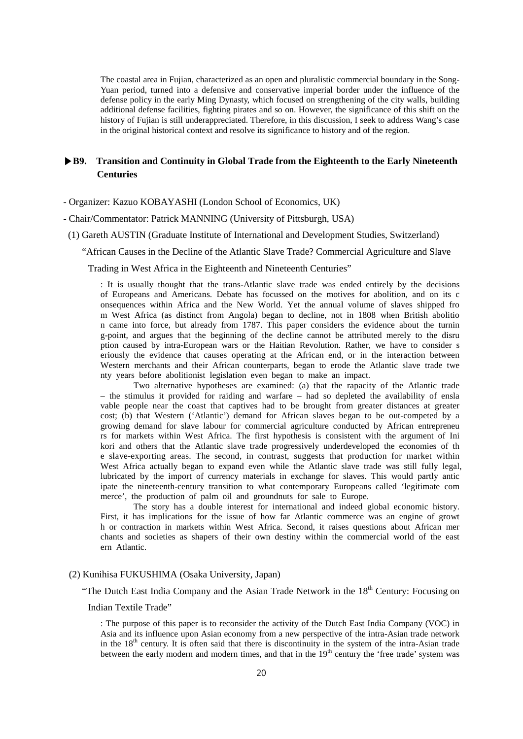The coastal area in Fujian, characterized as an open and pluralistic commercial boundary in the Song-Yuan period, turned into a defensive and conservative imperial border under the influence of the defense policy in the early Ming Dynasty, which focused on strengthening of the city walls, building additional defense facilities, fighting pirates and so on. However, the significance of this shift on the history of Fujian is still underappreciated. Therefore, in this discussion, I seek to address Wang's case in the original historical context and resolve its significance to history and of the region.

## ▶B9. Transition and Continuity in Global Trade from the Eighteenth to the Early Nineteenth Centuries

- Organizer: Kazuo KOBAYASHI (London School of Economics, UK)
- Chair/Commentator: Patrick MANNING (University of Pittsburgh, USA)

(1) Gareth AUSTIN (Graduate Institute of International and Development Studies, Switzerland)

"African Causes in the Decline of the Atlantic Slave Trade? Commercial Agriculture and Slave Trading in West Africa in the Eighteenth and Nineteenth Centuries"

: It is usually thought that the trans-Atlantic slave trade was ended entirely by the decisions of Europeans and Americans. Debate has focussed on the motives for abolition, and on its consequences within Africa and the New World. Yet the annual volume of slaves shipped from West Africa (as distinct from Angola) began to decline, not in 1808 when British abolition came into force, but already from 1787. This paper considers the evidence about the turning-point, and argues that the beginning of the decline cannot be attributed merely to the disruption caused by intra-European wars or the Haitian Revolution. Rather, we have to consider seriously the evidence that causes operating at the African end, or in the interaction between Western merchants and their African counterparts, began to erode the Atlantic slave trade twenty years before abolitionist legislation even began to make an impact.

Two alternative hypotheses are examined: (a) that the rapacity of the Atlantic trade – the stimulus it provided for raiding and warfare – had so depleted the availability of enslavable people near the coast that captives had to be brought from greater distances at greater cost; (b) that Western ('Atlantic') demand for African slaves began to be out-competed by a growing demand for slave labour for commercial agriculture conducted by African entrepreneurs for markets within West Africa. The first hypothesis is consistent with the argument of Inikori and others that the Atlantic slave trade progressively underdeveloped the economies of the slave-exporting areas. The second, in contrast, suggests that production for market within West Africa actually began to expand even while the Atlantic slave trade was still fully legal, lubricated by the import of currency materials in exchange for slaves. This would partly anticipate the nineteenth-century transition to what contemporary Europeans called 'legitimate commerce', the production of palm oil and groundnuts for sale to Europe.

The story has a double interest for international and indeed global economic history. First, it has implications for the issue of how far Atlantic commerce was an engine of growth or contraction in markets within West Africa. Second, it raises questions about African merchants and societies as shapers of their own destiny within the commercial world of the eastern Atlantic.

(2) Kunihisa FUKUSHIMA (Osaka University, Japan)

"The Dutch East India Company and the Asian Trade Network in the 18th Century: Focusing on Indian Textile Trade"

: The purpose of this paper is to reconsider the activity of the Dutch East India Company (VOC) in Asia and its influence upon Asian economy from a new perspective of the intra-Asian trade network in the 18th century. It is often said that there is discontinuity in the system of the intra-Asian trade between the early modern and modern times, and that in the 19th century the 'free trade' system was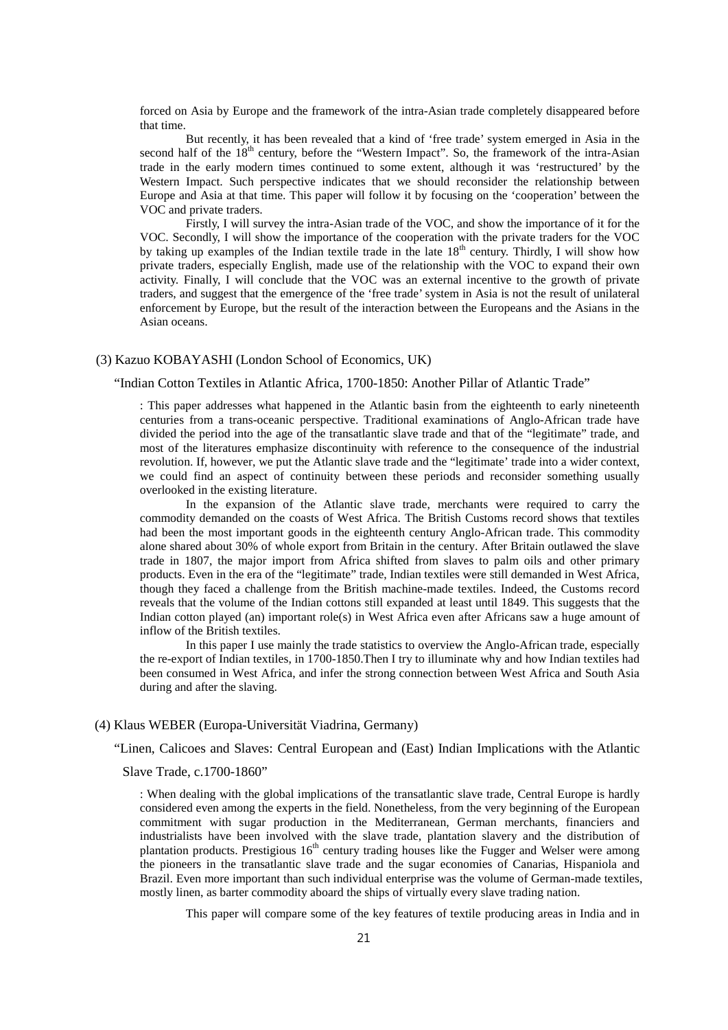forced on Asia by Europe and the framework of the intra-Asian trade completely disappeared before that time.

But recently, it has been revealed that a kind of 'free trade' system emerged in Asia in the second half of the $18^{th}$ century, before the "Western Impact". So, the framework of the intra-Asian trade in the early modern times continued to some extent, although it was 'restructured' by the Western Impact. Such perspective indicates that we should reconsider the relationship between Europe and Asia at that time. This paper will follow it by focusing on the 'cooperation' between the VOC and private traders.

Firstly, I will survey the intra-Asian trade of the VOC, and show the importance of it for the VOC. Secondly, I will show the importance of the cooperation with the private traders for the VOC by taking up examples of the Indian textile trade in the late $18^{th}$ century. Thirdly, I will show how private traders, especially English, made use of the relationship with the VOC to expand their own activity. Finally, I will conclude that the VOC was an external incentive to the growth of private traders, and suggest that the emergence of the 'free trade' system in Asia is not the result of unilateral enforcement by Europe, but the result of the interaction between the Europeans and the Asians in the Asian oceans.

(3) Kazuo KOBAYASHI (London School of Economics, UK)

"Indian Cotton Textiles in Atlantic Africa, 1700-1850: Another Pillar of Atlantic Trade"

: This paper addresses what happened in the Atlantic basin from the eighteenth to early nineteenth centuries from a trans-oceanic perspective. Traditional examinations of Anglo-African trade have divided the period into the age of the transatlantic slave trade and that of the "legitimate" trade, and most of the literatures emphasize discontinuity with reference to the consequence of the industrial revolution. If, however, we put the Atlantic slave trade and the "legitimate' trade into a wider context, we could find an aspect of continuity between these periods and reconsider something usually overlooked in the existing literature.

In the expansion of the Atlantic slave trade, merchants were required to carry the commodity demanded on the coasts of West Africa. The British Customs record shows that textiles had been the most important goods in the eighteenth century Anglo-African trade. This commodity alone shared about 30% of whole export from Britain in the century. After Britain outlawed the slave trade in 1807, the major import from Africa shifted from slaves to palm oils and other primary products. Even in the era of the "legitimate" trade, Indian textiles were still demanded in West Africa, though they faced a challenge from the British machine-made textiles. Indeed, the Customs record reveals that the volume of the Indian cottons still expanded at least until 1849. This suggests that the Indian cotton played (an) important role(s) in West Africa even after Africans saw a huge amount of inflow of the British textiles.

In this paper I use mainly the trade statistics to overview the Anglo-African trade, especially the re-export of Indian textiles, in 1700-1850.Then I try to illuminate why and how Indian textiles had been consumed in West Africa, and infer the strong connection between West Africa and South Asia during and after the slaving.

(4) Klaus WEBER (Europa-Universität Viadrina, Germany)

"Linen, Calicoes and Slaves: Central European and (East) Indian Implications with the Atlantic Slave Trade, c.1700-1860"

: When dealing with the global implications of the transatlantic slave trade, Central Europe is hardly considered even among the experts in the field. Nonetheless, from the very beginning of the European commitment with sugar production in the Mediterranean, German merchants, financiers and industrialists have been involved with the slave trade, plantation slavery and the distribution of plantation products. Prestigious $16^{th}$ century trading houses like the Fugger and Welser were among the pioneers in the transatlantic slave trade and the sugar economies of Canarias, Hispaniola and Brazil. Even more important than such individual enterprise was the volume of German-made textiles, mostly linen, as barter commodity aboard the ships of virtually every slave trading nation.

This paper will compare some of the key features of textile producing areas in India and in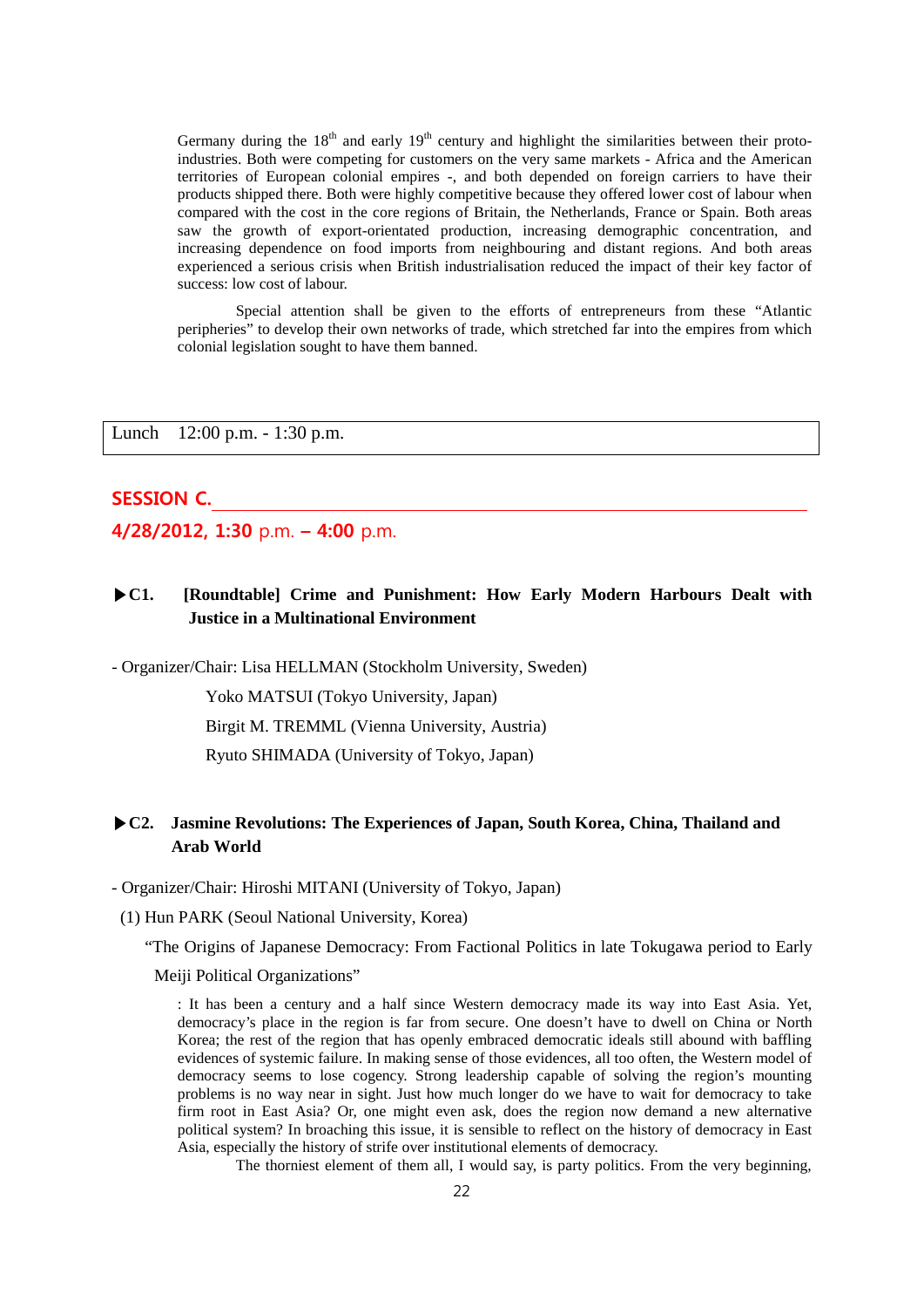Germany during the 18th and early 19th century and highlight the similarities between their proto-industries. Both were competing for customers on the very same markets - Africa and the American territories of European colonial empires -, and both depended on foreign carriers to have their products shipped there. Both were highly competitive because they offered lower cost of labour when compared with the cost in the core regions of Britain, the Netherlands, France or Spain. Both areas saw the growth of export-orientated production, increasing demographic concentration, and increasing dependence on food imports from neighbouring and distant regions. And both areas experienced a serious crisis when British industrialisation reduced the impact of their key factor of success: low cost of labour.

Special attention shall be given to the efforts of entrepreneurs from these "Atlantic peripheries" to develop their own networks of trade, which stretched far into the empires from which colonial legislation sought to have them banned.

| Lunch 12:00 p.m. - 1:30 p.m. |
| --- |

## SESSION C.

**4/28/2012, 1:30 p.m. – 4:00 p.m.**

### ▶C1. [Roundtable] Crime and Punishment: How Early Modern Harbours Dealt with Justice in a Multinational Environment

- Organizer/Chair: Lisa HELLMAN (Stockholm University, Sweden)

Yoko MATSUI (Tokyo University, Japan)

Birgit M. TREMML (Vienna University, Austria)

Ryuto SHIMADA (University of Tokyo, Japan)

### ▶C2. Jasmine Revolutions: The Experiences of Japan, South Korea, China, Thailand and Arab World

- Organizer/Chair: Hiroshi MITANI (University of Tokyo, Japan)

(1) Hun PARK (Seoul National University, Korea)

"The Origins of Japanese Democracy: From Factional Politics in late Tokugawa period to Early Meiji Political Organizations"

: It has been a century and a half since Western democracy made its way into East Asia. Yet, democracy's place in the region is far from secure. One doesn't have to dwell on China or North Korea; the rest of the region that has openly embraced democratic ideals still abound with baffling evidences of systemic failure. In making sense of those evidences, all too often, the Western model of democracy seems to lose cogency. Strong leadership capable of solving the region's mounting problems is no way near in sight. Just how much longer do we have to wait for democracy to take firm root in East Asia? Or, one might even ask, does the region now demand a new alternative political system? In broaching this issue, it is sensible to reflect on the history of democracy in East Asia, especially the history of strife over institutional elements of democracy.

The thorniest element of them all, I would say, is party politics. From the very beginning,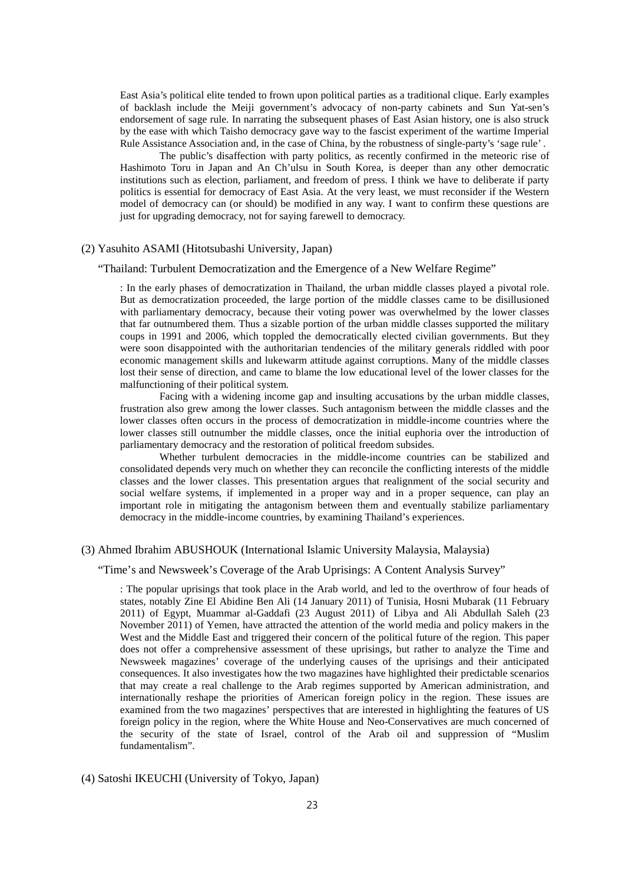East Asia's political elite tended to frown upon political parties as a traditional clique. Early examples of backlash include the Meiji government's advocacy of non-party cabinets and Sun Yat-sen's endorsement of sage rule. In narrating the subsequent phases of East Asian history, one is also struck by the ease with which Taisho democracy gave way to the fascist experiment of the wartime Imperial Rule Assistance Association and, in the case of China, by the robustness of single-party's 'sage rule' .

The public's disaffection with party politics, as recently confirmed in the meteoric rise of Hashimoto Toru in Japan and An Ch'ulsu in South Korea, is deeper than any other democratic institutions such as election, parliament, and freedom of press. I think we have to deliberate if party politics is essential for democracy of East Asia. At the very least, we must reconsider if the Western model of democracy can (or should) be modified in any way. I want to confirm these questions are just for upgrading democracy, not for saying farewell to democracy.

(2) Yasuhito ASAMI (Hitotsubashi University, Japan)

"Thailand: Turbulent Democratization and the Emergence of a New Welfare Regime"

: In the early phases of democratization in Thailand, the urban middle classes played a pivotal role. But as democratization proceeded, the large portion of the middle classes came to be disillusioned with parliamentary democracy, because their voting power was overwhelmed by the lower classes that far outnumbered them. Thus a sizable portion of the urban middle classes supported the military coups in 1991 and 2006, which toppled the democratically elected civilian governments. But they were soon disappointed with the authoritarian tendencies of the military generals riddled with poor economic management skills and lukewarm attitude against corruptions. Many of the middle classes lost their sense of direction, and came to blame the low educational level of the lower classes for the malfunctioning of their political system.

Facing with a widening income gap and insulting accusations by the urban middle classes, frustration also grew among the lower classes. Such antagonism between the middle classes and the lower classes often occurs in the process of democratization in middle-income countries where the lower classes still outnumber the middle classes, once the initial euphoria over the introduction of parliamentary democracy and the restoration of political freedom subsides.

Whether turbulent democracies in the middle-income countries can be stabilized and consolidated depends very much on whether they can reconcile the conflicting interests of the middle classes and the lower classes. This presentation argues that realignment of the social security and social welfare systems, if implemented in a proper way and in a proper sequence, can play an important role in mitigating the antagonism between them and eventually stabilize parliamentary democracy in the middle-income countries, by examining Thailand's experiences.

(3) Ahmed Ibrahim ABUSHOUK (International Islamic University Malaysia, Malaysia)

"Time's and Newsweek's Coverage of the Arab Uprisings: A Content Analysis Survey"

: The popular uprisings that took place in the Arab world, and led to the overthrow of four heads of states, notably Zine El Abidine Ben Ali (14 January 2011) of Tunisia, Hosni Mubarak (11 February 2011) of Egypt, Muammar al-Gaddafi (23 August 2011) of Libya and Ali Abdullah Saleh (23 November 2011) of Yemen, have attracted the attention of the world media and policy makers in the West and the Middle East and triggered their concern of the political future of the region. This paper does not offer a comprehensive assessment of these uprisings, but rather to analyze the Time and Newsweek magazines' coverage of the underlying causes of the uprisings and their anticipated consequences. It also investigates how the two magazines have highlighted their predictable scenarios that may create a real challenge to the Arab regimes supported by American administration, and internationally reshape the priorities of American foreign policy in the region. These issues are examined from the two magazines' perspectives that are interested in highlighting the features of US foreign policy in the region, where the White House and Neo-Conservatives are much concerned of the security of the state of Israel, control of the Arab oil and suppression of "Muslim fundamentalism".

(4) Satoshi IKEUCHI (University of Tokyo, Japan)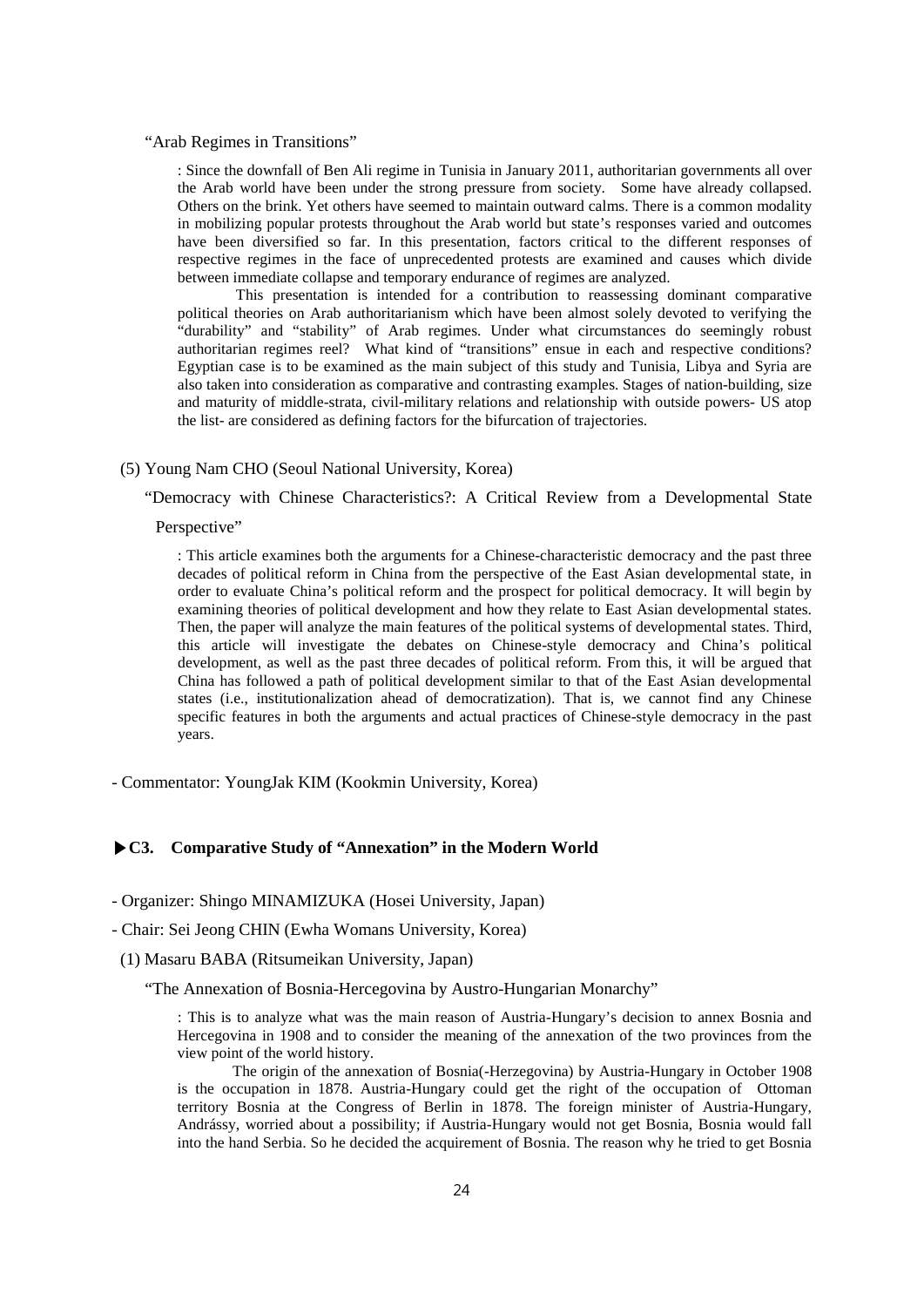"Arab Regimes in Transitions"

: Since the downfall of Ben Ali regime in Tunisia in January 2011, authoritarian governments all over the Arab world have been under the strong pressure from society. Some have already collapsed. Others on the brink. Yet others have seemed to maintain outward calms. There is a common modality in mobilizing popular protests throughout the Arab world but state's responses varied and outcomes have been diversified so far. In this presentation, factors critical to the different responses of respective regimes in the face of unprecedented protests are examined and causes which divide between immediate collapse and temporary endurance of regimes are analyzed.

This presentation is intended for a contribution to reassessing dominant comparative political theories on Arab authoritarianism which have been almost solely devoted to verifying the "durability" and "stability" of Arab regimes. Under what circumstances do seemingly robust authoritarian regimes reel? What kind of "transitions" ensue in each and respective conditions? Egyptian case is to be examined as the main subject of this study and Tunisia, Libya and Syria are also taken into consideration as comparative and contrasting examples. Stages of nation-building, size and maturity of middle-strata, civil-military relations and relationship with outside powers- US atop the list- are considered as defining factors for the bifurcation of trajectories.

(5) Young Nam CHO (Seoul National University, Korea)

"Democracy with Chinese Characteristics?: A Critical Review from a Developmental State Perspective"

: This article examines both the arguments for a Chinese-characteristic democracy and the past three decades of political reform in China from the perspective of the East Asian developmental state, in order to evaluate China's political reform and the prospect for political democracy. It will begin by examining theories of political development and how they relate to East Asian developmental states. Then, the paper will analyze the main features of the political systems of developmental states. Third, this article will investigate the debates on Chinese-style democracy and China's political development, as well as the past three decades of political reform. From this, it will be argued that China has followed a path of political development similar to that of the East Asian developmental states (i.e., institutionalization ahead of democratization). That is, we cannot find any Chinese specific features in both the arguments and actual practices of Chinese-style democracy in the past years.

- Commentator: YoungJak KIM (Kookmin University, Korea)

### ▶C3. Comparative Study of "Annexation" in the Modern World

- Organizer: Shingo MINAMIZUKA (Hosei University, Japan)
- Chair: Sei Jeong CHIN (Ewha Womans University, Korea)

(1) Masaru BABA (Ritsumeikan University, Japan)

"The Annexation of Bosnia-Hercegovina by Austro-Hungarian Monarchy"

: This is to analyze what was the main reason of Austria-Hungary's decision to annex Bosnia and Hercegovina in 1908 and to consider the meaning of the annexation of the two provinces from the view point of the world history.

The origin of the annexation of Bosnia(-Herzegovina) by Austria-Hungary in October 1908 is the occupation in 1878. Austria-Hungary could get the right of the occupation of Ottoman territory Bosnia at the Congress of Berlin in 1878. The foreign minister of Austria-Hungary, Andrássy, worried about a possibility; if Austria-Hungary would not get Bosnia, Bosnia would fall into the hand Serbia. So he decided the acquirement of Bosnia. The reason why he tried to get Bosnia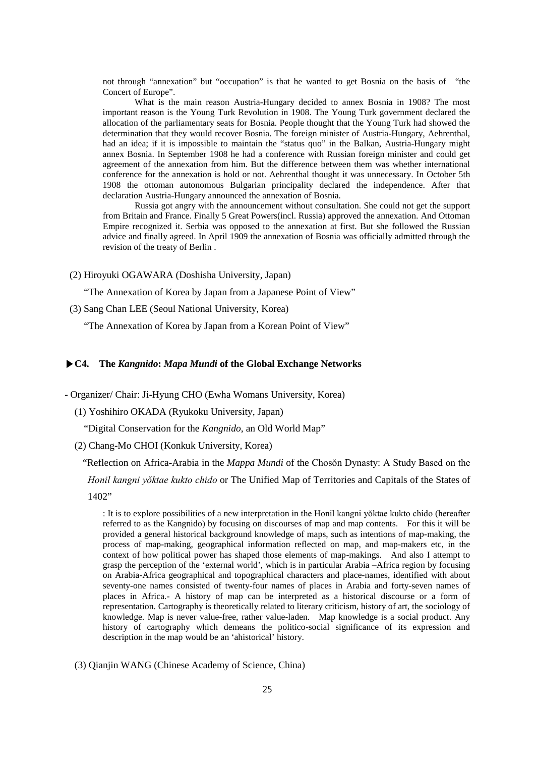not through "annexation" but "occupation" is that he wanted to get Bosnia on the basis of "the Concert of Europe".

What is the main reason Austria-Hungary decided to annex Bosnia in 1908? The most important reason is the Young Turk Revolution in 1908. The Young Turk government declared the allocation of the parliamentary seats for Bosnia. People thought that the Young Turk had showed the determination that they would recover Bosnia. The foreign minister of Austria-Hungary, Aehrenthal, had an idea; if it is impossible to maintain the "status quo" in the Balkan, Austria-Hungary might annex Bosnia. In September 1908 he had a conference with Russian foreign minister and could get agreement of the annexation from him. But the difference between them was whether international conference for the annexation is hold or not. Aehrenthal thought it was unnecessary. In October 5th 1908 the ottoman autonomous Bulgarian principality declared the independence. After that declaration Austria-Hungary announced the annexation of Bosnia.

Russia got angry with the announcement without consultation. She could not get the support from Britain and France. Finally 5 Great Powers(incl. Russia) approved the annexation. And Ottoman Empire recognized it. Serbia was opposed to the annexation at first. But she followed the Russian advice and finally agreed. In April 1909 the annexation of Bosnia was officially admitted through the revision of the treaty of Berlin .

(2) Hiroyuki OGAWARA (Doshisha University, Japan)

"The Annexation of Korea by Japan from a Japanese Point of View"

(3) Sang Chan LEE (Seoul National University, Korea)

"The Annexation of Korea by Japan from a Korean Point of View"

### ▶C4. The *Kangnido*: *Mapa Mundi* of the Global Exchange Networks

- Organizer/ Chair: Ji-Hyung CHO (Ewha Womans University, Korea)

(1) Yoshihiro OKADA (Ryukoku University, Japan)

"Digital Conservation for the *Kangnido*, an Old World Map"

(2) Chang-Mo CHOI (Konkuk University, Korea)

"Reflection on Africa-Arabia in the *Mappa Mundi* of the Chosŏn Dynasty: A Study Based on the *Honil kangni yŏktae kukto chido* or The Unified Map of Territories and Capitals of the States of 1402"

: It is to explore possibilities of a new interpretation in the Honil kangni yŏktae kukto chido (hereafter referred to as the Kangnido) by focusing on discourses of map and map contents. For this it will be provided a general historical background knowledge of maps, such as intentions of map-making, the process of map-making, geographical information reflected on map, and map-makers etc, in the context of how political power has shaped those elements of map-makings. And also I attempt to grasp the perception of the 'external world', which is in particular Arabia –Africa region by focusing on Arabia-Africa geographical and topographical characters and place-names, identified with about seventy-one names consisted of twenty-four names of places in Arabia and forty-seven names of places in Africa.- A history of map can be interpreted as a historical discourse or a form of representation. Cartography is theoretically related to literary criticism, history of art, the sociology of knowledge. Map is never value-free, rather value-laden. Map knowledge is a social product. Any history of cartography which demeans the politico-social significance of its expression and description in the map would be an 'ahistorical' history.

(3) Qianjin WANG (Chinese Academy of Science, China)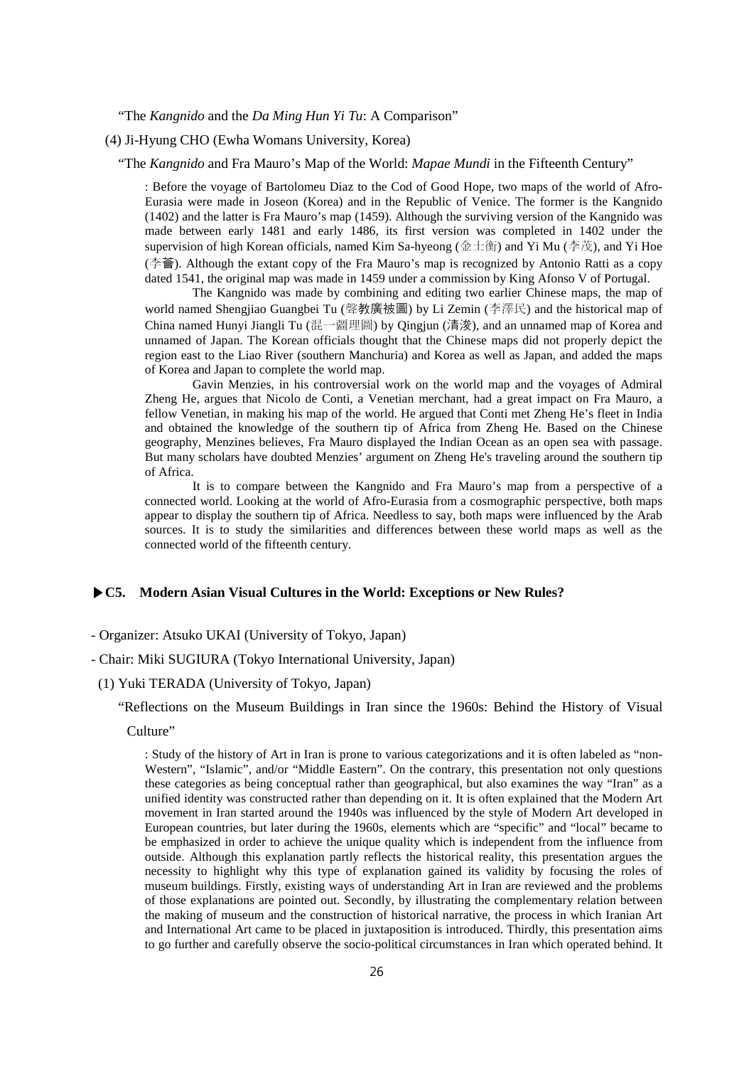"The *Kangnido* and the *Da Ming Hun Yi Tu*: A Comparison"

(4) Ji-Hyung CHO (Ewha Womans University, Korea)

"The *Kangnido* and Fra Mauro's Map of the World: *Mapae Mundi* in the Fifteenth Century"

: Before the voyage of Bartolomeu Diaz to the Cod of Good Hope, two maps of the world of Afro-Eurasia were made in Joseon (Korea) and in the Republic of Venice. The former is the Kangnido (1402) and the latter is Fra Mauro's map (1459). Although the surviving version of the Kangnido was made between early 1481 and early 1486, its first version was completed in 1402 under the supervision of high Korean officials, named Kim Sa-hyeong (金士衡) and Yi Mu (李茂), and Yi Hoe (李薈). Although the extant copy of the Fra Mauro's map is recognized by Antonio Ratti as a copy dated 1541, the original map was made in 1459 under a commission by King Afonso V of Portugal.

The Kangnido was made by combining and editing two earlier Chinese maps, the map of world named Shengjiao Guangbei Tu (聲教廣被圖) by Li Zemin (李澤民) and the historical map of China named Hunyi Jiangli Tu (混一疆理圖) by Qingjun (清浚), and an unnamed map of Korea and unnamed of Japan. The Korean officials thought that the Chinese maps did not properly depict the region east to the Liao River (southern Manchuria) and Korea as well as Japan, and added the maps of Korea and Japan to complete the world map.

Gavin Menzies, in his controversial work on the world map and the voyages of Admiral Zheng He, argues that Nicolo de Conti, a Venetian merchant, had a great impact on Fra Mauro, a fellow Venetian, in making his map of the world. He argued that Conti met Zheng He's fleet in India and obtained the knowledge of the southern tip of Africa from Zheng He. Based on the Chinese geography, Menzines believes, Fra Mauro displayed the Indian Ocean as an open sea with passage. But many scholars have doubted Menzies' argument on Zheng He's traveling around the southern tip of Africa.

It is to compare between the Kangnido and Fra Mauro's map from a perspective of a connected world. Looking at the world of Afro-Eurasia from a cosmographic perspective, both maps appear to display the southern tip of Africa. Needless to say, both maps were influenced by the Arab sources. It is to study the similarities and differences between these world maps as well as the connected world of the fifteenth century.

## ▶C5. Modern Asian Visual Cultures in the World: Exceptions or New Rules?

- Organizer: Atsuko UKAI (University of Tokyo, Japan)
- Chair: Miki SUGIURA (Tokyo International University, Japan)

(1) Yuki TERADA (University of Tokyo, Japan)

"Reflections on the Museum Buildings in Iran since the 1960s: Behind the History of Visual Culture"

: Study of the history of Art in Iran is prone to various categorizations and it is often labeled as "non-Western", "Islamic", and/or "Middle Eastern". On the contrary, this presentation not only questions these categories as being conceptual rather than geographical, but also examines the way "Iran" as a unified identity was constructed rather than depending on it. It is often explained that the Modern Art movement in Iran started around the 1940s was influenced by the style of Modern Art developed in European countries, but later during the 1960s, elements which are "specific" and "local" became to be emphasized in order to achieve the unique quality which is independent from the influence from outside. Although this explanation partly reflects the historical reality, this presentation argues the necessity to highlight why this type of explanation gained its validity by focusing the roles of museum buildings. Firstly, existing ways of understanding Art in Iran are reviewed and the problems of those explanations are pointed out. Secondly, by illustrating the complementary relation between the making of museum and the construction of historical narrative, the process in which Iranian Art and International Art came to be placed in juxtaposition is introduced. Thirdly, this presentation aims to go further and carefully observe the socio-political circumstances in Iran which operated behind. It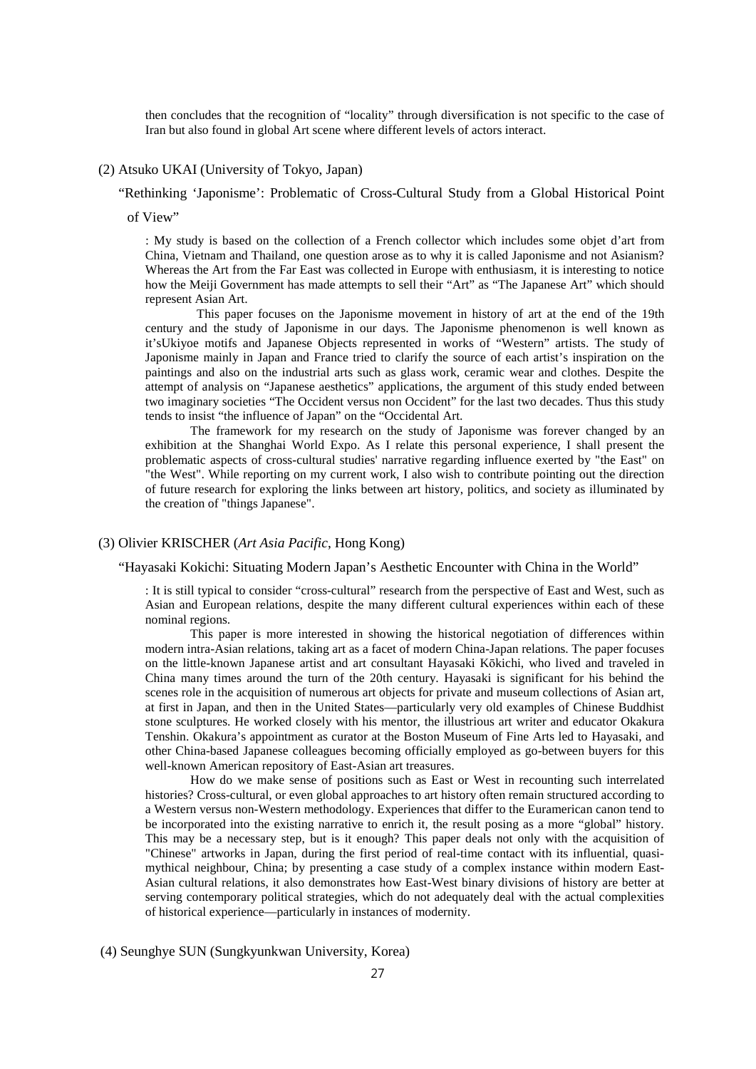then concludes that the recognition of "locality" through diversification is not specific to the case of Iran but also found in global Art scene where different levels of actors interact.

(2) Atsuko UKAI (University of Tokyo, Japan)

"Rethinking 'Japonisme': Problematic of Cross-Cultural Study from a Global Historical Point of View"

: My study is based on the collection of a French collector which includes some objet d'art from China, Vietnam and Thailand, one question arose as to why it is called Japonisme and not Asianism? Whereas the Art from the Far East was collected in Europe with enthusiasm, it is interesting to notice how the Meiji Government has made attempts to sell their "Art" as "The Japanese Art" which should represent Asian Art.

This paper focuses on the Japonisme movement in history of art at the end of the 19th century and the study of Japonisme in our days. The Japonisme phenomenon is well known as it'sUkiyoe motifs and Japanese Objects represented in works of "Western" artists. The study of Japonisme mainly in Japan and France tried to clarify the source of each artist's inspiration on the paintings and also on the industrial arts such as glass work, ceramic wear and clothes. Despite the attempt of analysis on "Japanese aesthetics" applications, the argument of this study ended between two imaginary societies "The Occident versus non Occident" for the last two decades. Thus this study tends to insist "the influence of Japan" on the "Occidental Art.

The framework for my research on the study of Japonisme was forever changed by an exhibition at the Shanghai World Expo. As I relate this personal experience, I shall present the problematic aspects of cross-cultural studies' narrative regarding influence exerted by "the East" on "the West". While reporting on my current work, I also wish to contribute pointing out the direction of future research for exploring the links between art history, politics, and society as illuminated by the creation of "things Japanese".

(3) Olivier KRISCHER (*Art Asia Pacific*, Hong Kong)

"Hayasaki Kokichi: Situating Modern Japan's Aesthetic Encounter with China in the World"

: It is still typical to consider "cross-cultural" research from the perspective of East and West, such as Asian and European relations, despite the many different cultural experiences within each of these nominal regions.

This paper is more interested in showing the historical negotiation of differences within modern intra-Asian relations, taking art as a facet of modern China-Japan relations. The paper focuses on the little-known Japanese artist and art consultant Hayasaki Kōkichi, who lived and traveled in China many times around the turn of the 20th century. Hayasaki is significant for his behind the scenes role in the acquisition of numerous art objects for private and museum collections of Asian art, at first in Japan, and then in the United States—particularly very old examples of Chinese Buddhist stone sculptures. He worked closely with his mentor, the illustrious art writer and educator Okakura Tenshin. Okakura's appointment as curator at the Boston Museum of Fine Arts led to Hayasaki, and other China-based Japanese colleagues becoming officially employed as go-between buyers for this well-known American repository of East-Asian art treasures.

How do we make sense of positions such as East or West in recounting such interrelated histories? Cross-cultural, or even global approaches to art history often remain structured according to a Western versus non-Western methodology. Experiences that differ to the Euramerican canon tend to be incorporated into the existing narrative to enrich it, the result posing as a more "global" history. This may be a necessary step, but is it enough? This paper deals not only with the acquisition of "Chinese" artworks in Japan, during the first period of real-time contact with its influential, quasi-mythical neighbour, China; by presenting a case study of a complex instance within modern East-Asian cultural relations, it also demonstrates how East-West binary divisions of history are better at serving contemporary political strategies, which do not adequately deal with the actual complexities of historical experience—particularly in instances of modernity.

(4) Seunghye SUN (Sungkyunkwan University, Korea)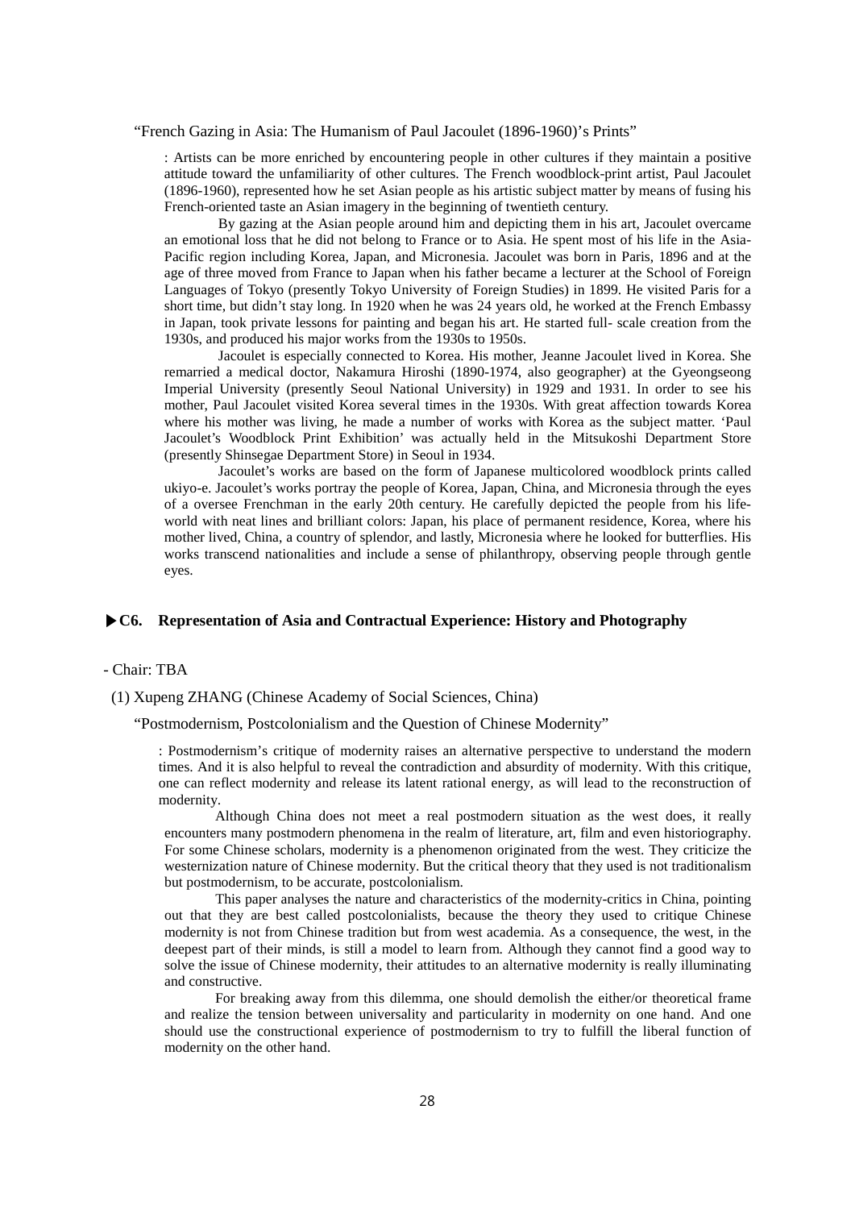"French Gazing in Asia: The Humanism of Paul Jacoulet (1896-1960)'s Prints"

: Artists can be more enriched by encountering people in other cultures if they maintain a positive attitude toward the unfamiliarity of other cultures. The French woodblock-print artist, Paul Jacoulet (1896-1960), represented how he set Asian people as his artistic subject matter by means of fusing his French-oriented taste an Asian imagery in the beginning of twentieth century.

By gazing at the Asian people around him and depicting them in his art, Jacoulet overcame an emotional loss that he did not belong to France or to Asia. He spent most of his life in the Asia-Pacific region including Korea, Japan, and Micronesia. Jacoulet was born in Paris, 1896 and at the age of three moved from France to Japan when his father became a lecturer at the School of Foreign Languages of Tokyo (presently Tokyo University of Foreign Studies) in 1899. He visited Paris for a short time, but didn't stay long. In 1920 when he was 24 years old, he worked at the French Embassy in Japan, took private lessons for painting and began his art. He started full- scale creation from the 1930s, and produced his major works from the 1930s to 1950s.

Jacoulet is especially connected to Korea. His mother, Jeanne Jacoulet lived in Korea. She remarried a medical doctor, Nakamura Hiroshi (1890-1974, also geographer) at the Gyeongseong Imperial University (presently Seoul National University) in 1929 and 1931. In order to see his mother, Paul Jacoulet visited Korea several times in the 1930s. With great affection towards Korea where his mother was living, he made a number of works with Korea as the subject matter. 'Paul Jacoulet's Woodblock Print Exhibition' was actually held in the Mitsukoshi Department Store (presently Shinsegae Department Store) in Seoul in 1934.

Jacoulet's works are based on the form of Japanese multicolored woodblock prints called ukiyo-e. Jacoulet's works portray the people of Korea, Japan, China, and Micronesia through the eyes of a oversee Frenchman in the early 20th century. He carefully depicted the people from his life-world with neat lines and brilliant colors: Japan, his place of permanent residence, Korea, where his mother lived, China, a country of splendor, and lastly, Micronesia where he looked for butterflies. His works transcend nationalities and include a sense of philanthropy, observing people through gentle eyes.

### ▶C6. Representation of Asia and Contractual Experience: History and Photography

- Chair: TBA

(1) Xupeng ZHANG (Chinese Academy of Social Sciences, China)

"Postmodernism, Postcolonialism and the Question of Chinese Modernity"

: Postmodernism's critique of modernity raises an alternative perspective to understand the modern times. And it is also helpful to reveal the contradiction and absurdity of modernity. With this critique, one can reflect modernity and release its latent rational energy, as will lead to the reconstruction of modernity.

Although China does not meet a real postmodern situation as the west does, it really encounters many postmodern phenomena in the realm of literature, art, film and even historiography. For some Chinese scholars, modernity is a phenomenon originated from the west. They criticize the westernization nature of Chinese modernity. But the critical theory that they used is not traditionalism but postmodernism, to be accurate, postcolonialism.

This paper analyses the nature and characteristics of the modernity-critics in China, pointing out that they are best called postcolonialists, because the theory they used to critique Chinese modernity is not from Chinese tradition but from west academia. As a consequence, the west, in the deepest part of their minds, is still a model to learn from. Although they cannot find a good way to solve the issue of Chinese modernity, their attitudes to an alternative modernity is really illuminating and constructive.

For breaking away from this dilemma, one should demolish the either/or theoretical frame and realize the tension between universality and particularity in modernity on one hand. And one should use the constructional experience of postmodernism to try to fulfill the liberal function of modernity on the other hand.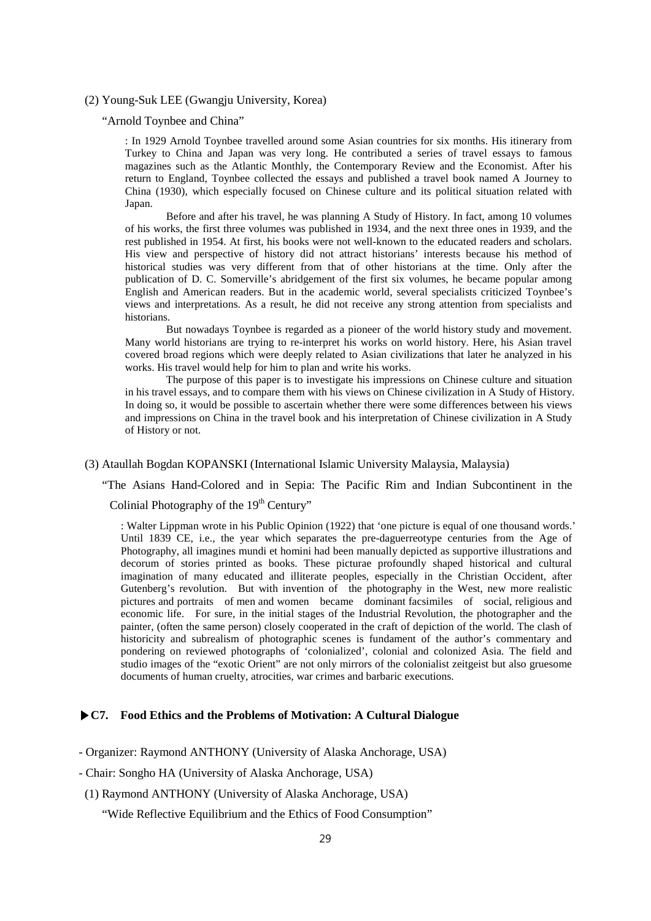(2) Young-Suk LEE (Gwangju University, Korea)

"Arnold Toynbee and China"

: In 1929 Arnold Toynbee travelled around some Asian countries for six months. His itinerary from Turkey to China and Japan was very long. He contributed a series of travel essays to famous magazines such as the Atlantic Monthly, the Contemporary Review and the Economist. After his return to England, Toynbee collected the essays and published a travel book named A Journey to China (1930), which especially focused on Chinese culture and its political situation related with Japan.

Before and after his travel, he was planning A Study of History. In fact, among 10 volumes of his works, the first three volumes was published in 1934, and the next three ones in 1939, and the rest published in 1954. At first, his books were not well-known to the educated readers and scholars. His view and perspective of history did not attract historians' interests because his method of historical studies was very different from that of other historians at the time. Only after the publication of D. C. Somerville's abridgement of the first six volumes, he became popular among English and American readers. But in the academic world, several specialists criticized Toynbee's views and interpretations. As a result, he did not receive any strong attention from specialists and historians.

But nowadays Toynbee is regarded as a pioneer of the world history study and movement. Many world historians are trying to re-interpret his works on world history. Here, his Asian travel covered broad regions which were deeply related to Asian civilizations that later he analyzed in his works. His travel would help for him to plan and write his works.

The purpose of this paper is to investigate his impressions on Chinese culture and situation in his travel essays, and to compare them with his views on Chinese civilization in A Study of History. In doing so, it would be possible to ascertain whether there were some differences between his views and impressions on China in the travel book and his interpretation of Chinese civilization in A Study of History or not.

(3) Ataullah Bogdan KOPANSKI (International Islamic University Malaysia, Malaysia)

"The Asians Hand-Colored and in Sepia: The Pacific Rim and Indian Subcontinent in the Colinial Photography of the 19th Century"

: Walter Lippman wrote in his Public Opinion (1922) that 'one picture is equal of one thousand words.' Until 1839 CE, i.e., the year which separates the pre-daguerreotype centuries from the Age of Photography, all imagines mundi et homini had been manually depicted as supportive illustrations and decorum of stories printed as books. These picturae profoundly shaped historical and cultural imagination of many educated and illiterate peoples, especially in the Christian Occident, after Gutenberg's revolution. But with invention of the photography in the West, new more realistic pictures and portraits of men and women became dominant facsimiles of social, religious and economic life. For sure, in the initial stages of the Industrial Revolution, the photographer and the painter, (often the same person) closely cooperated in the craft of depiction of the world. The clash of historicity and subrealism of photographic scenes is fundament of the author's commentary and pondering on reviewed photographs of 'colonialized', colonial and colonized Asia. The field and studio images of the "exotic Orient" are not only mirrors of the colonialist zeitgeist but also gruesome documents of human cruelty, atrocities, war crimes and barbaric executions.

### ▶C7. Food Ethics and the Problems of Motivation: A Cultural Dialogue

- Organizer: Raymond ANTHONY (University of Alaska Anchorage, USA)
- Chair: Songho HA (University of Alaska Anchorage, USA)

(1) Raymond ANTHONY (University of Alaska Anchorage, USA)

"Wide Reflective Equilibrium and the Ethics of Food Consumption"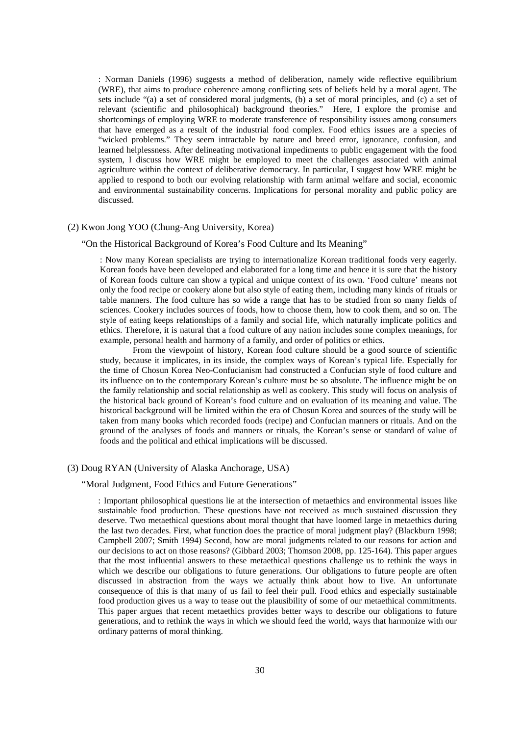: Norman Daniels (1996) suggests a method of deliberation, namely wide reflective equilibrium (WRE), that aims to produce coherence among conflicting sets of beliefs held by a moral agent. The sets include "(a) a set of considered moral judgments, (b) a set of moral principles, and (c) a set of relevant (scientific and philosophical) background theories." Here, I explore the promise and shortcomings of employing WRE to moderate transference of responsibility issues among consumers that have emerged as a result of the industrial food complex. Food ethics issues are a species of "wicked problems." They seem intractable by nature and breed error, ignorance, confusion, and learned helplessness. After delineating motivational impediments to public engagement with the food system, I discuss how WRE might be employed to meet the challenges associated with animal agriculture within the context of deliberative democracy. In particular, I suggest how WRE might be applied to respond to both our evolving relationship with farm animal welfare and social, economic and environmental sustainability concerns. Implications for personal morality and public policy are discussed.

(2) Kwon Jong YOO (Chung-Ang University, Korea)

"On the Historical Background of Korea's Food Culture and Its Meaning"

: Now many Korean specialists are trying to internationalize Korean traditional foods very eagerly. Korean foods have been developed and elaborated for a long time and hence it is sure that the history of Korean foods culture can show a typical and unique context of its own. 'Food culture' means not only the food recipe or cookery alone but also style of eating them, including many kinds of rituals or table manners. The food culture has so wide a range that has to be studied from so many fields of sciences. Cookery includes sources of foods, how to choose them, how to cook them, and so on. The style of eating keeps relationships of a family and social life, which naturally implicate politics and ethics. Therefore, it is natural that a food culture of any nation includes some complex meanings, for example, personal health and harmony of a family, and order of politics or ethics.

From the viewpoint of history, Korean food culture should be a good source of scientific study, because it implicates, in its inside, the complex ways of Korean's typical life. Especially for the time of Chosun Korea Neo-Confucianism had constructed a Confucian style of food culture and its influence on to the contemporary Korean's culture must be so absolute. The influence might be on the family relationship and social relationship as well as cookery. This study will focus on analysis of the historical back ground of Korean's food culture and on evaluation of its meaning and value. The historical background will be limited within the era of Chosun Korea and sources of the study will be taken from many books which recorded foods (recipe) and Confucian manners or rituals. And on the ground of the analyses of foods and manners or rituals, the Korean's sense or standard of value of foods and the political and ethical implications will be discussed.

(3) Doug RYAN (University of Alaska Anchorage, USA)

"Moral Judgment, Food Ethics and Future Generations"

: Important philosophical questions lie at the intersection of metaethics and environmental issues like sustainable food production. These questions have not received as much sustained discussion they deserve. Two metaethical questions about moral thought that have loomed large in metaethics during the last two decades. First, what function does the practice of moral judgment play? (Blackburn 1998; Campbell 2007; Smith 1994) Second, how are moral judgments related to our reasons for action and our decisions to act on those reasons? (Gibbard 2003; Thomson 2008, pp. 125-164). This paper argues that the most influential answers to these metaethical questions challenge us to rethink the ways in which we describe our obligations to future generations. Our obligations to future people are often discussed in abstraction from the ways we actually think about how to live. An unfortunate consequence of this is that many of us fail to feel their pull. Food ethics and especially sustainable food production gives us a way to tease out the plausibility of some of our metaethical commitments. This paper argues that recent metaethics provides better ways to describe our obligations to future generations, and to rethink the ways in which we should feed the world, ways that harmonize with our ordinary patterns of moral thinking.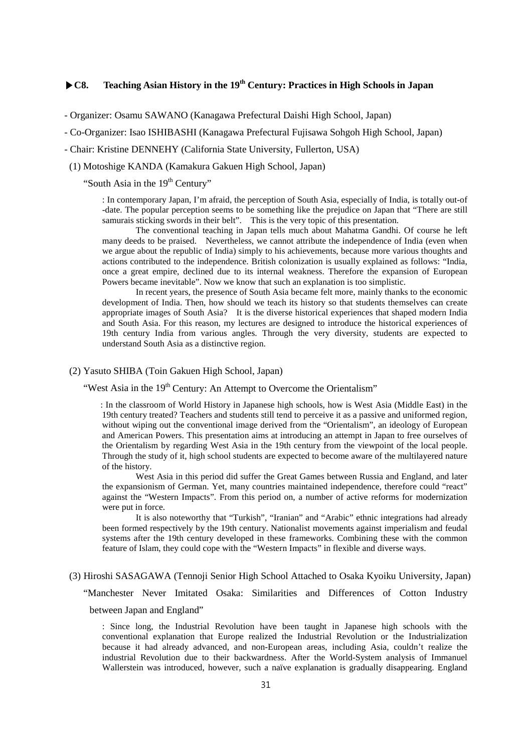### ▶C8. Teaching Asian History in the 19th Century: Practices in High Schools in Japan

- Organizer: Osamu SAWANO (Kanagawa Prefectural Daishi High School, Japan)
- Co-Organizer: Isao ISHIBASHI (Kanagawa Prefectural Fujisawa Sohgoh High School, Japan)
- Chair: Kristine DENNEHY (California State University, Fullerton, USA)

(1) Motoshige KANDA (Kamakura Gakuen High School, Japan)

"South Asia in the 19th Century"

: In contemporary Japan, I'm afraid, the perception of South Asia, especially of India, is totally out-of -date. The popular perception seems to be something like the prejudice on Japan that "There are still samurais sticking swords in their belt". This is the very topic of this presentation.

The conventional teaching in Japan tells much about Mahatma Gandhi. Of course he left many deeds to be praised. Nevertheless, we cannot attribute the independence of India (even when we argue about the republic of India) simply to his achievements, because more various thoughts and actions contributed to the independence. British colonization is usually explained as follows: "India, once a great empire, declined due to its internal weakness. Therefore the expansion of European Powers became inevitable". Now we know that such an explanation is too simplistic.

In recent years, the presence of South Asia became felt more, mainly thanks to the economic development of India. Then, how should we teach its history so that students themselves can create appropriate images of South Asia? It is the diverse historical experiences that shaped modern India and South Asia. For this reason, my lectures are designed to introduce the historical experiences of 19th century India from various angles. Through the very diversity, students are expected to understand South Asia as a distinctive region.

(2) Yasuto SHIBA (Toin Gakuen High School, Japan)

"West Asia in the 19th Century: An Attempt to Overcome the Orientalism"

: In the classroom of World History in Japanese high schools, how is West Asia (Middle East) in the 19th century treated? Teachers and students still tend to perceive it as a passive and uniformed region, without wiping out the conventional image derived from the "Orientalism", an ideology of European and American Powers. This presentation aims at introducing an attempt in Japan to free ourselves of the Orientalism by regarding West Asia in the 19th century from the viewpoint of the local people. Through the study of it, high school students are expected to become aware of the multilayered nature of the history.

West Asia in this period did suffer the Great Games between Russia and England, and later the expansionism of German. Yet, many countries maintained independence, therefore could "react" against the "Western Impacts". From this period on, a number of active reforms for modernization were put in force.

It is also noteworthy that "Turkish", "Iranian" and "Arabic" ethnic integrations had already been formed respectively by the 19th century. Nationalist movements against imperialism and feudal systems after the 19th century developed in these frameworks. Combining these with the common feature of Islam, they could cope with the "Western Impacts" in flexible and diverse ways.

(3) Hiroshi SASAGAWA (Tennoji Senior High School Attached to Osaka Kyoiku University, Japan)

"Manchester Never Imitated Osaka: Similarities and Differences of Cotton Industry between Japan and England"

: Since long, the Industrial Revolution have been taught in Japanese high schools with the conventional explanation that Europe realized the Industrial Revolution or the Industrialization because it had already advanced, and non-European areas, including Asia, couldn't realize the industrial Revolution due to their backwardness. After the World-System analysis of Immanuel Wallerstein was introduced, however, such a naïve explanation is gradually disappearing. England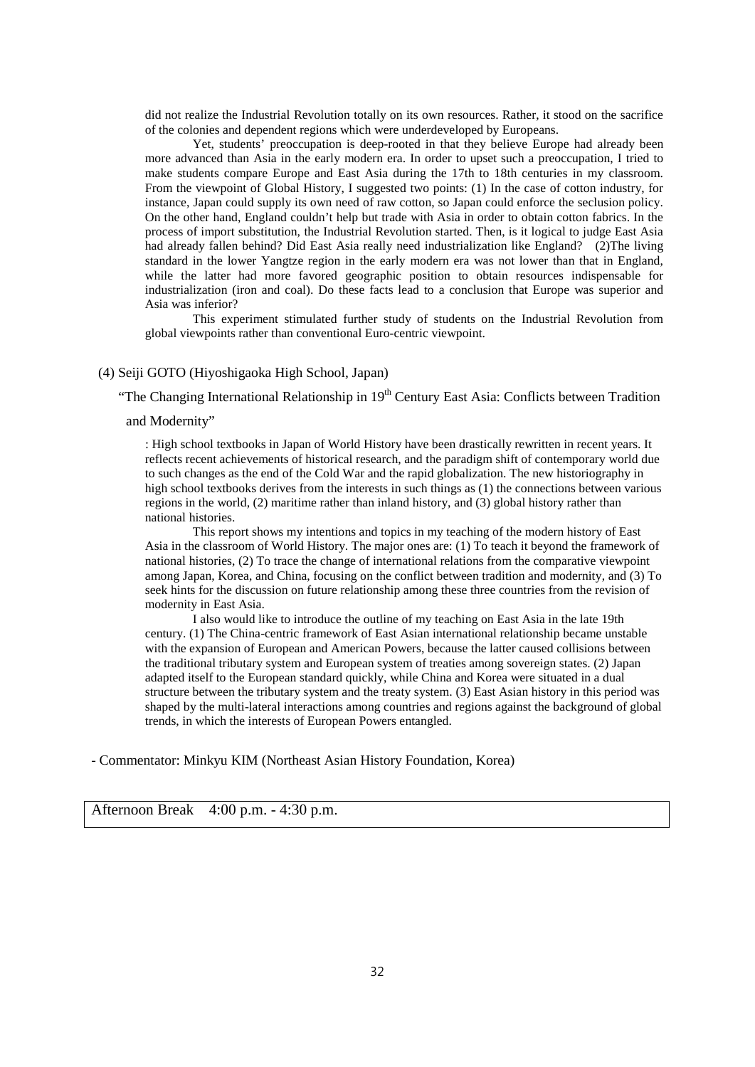did not realize the Industrial Revolution totally on its own resources. Rather, it stood on the sacrifice of the colonies and dependent regions which were underdeveloped by Europeans.

Yet, students' preoccupation is deep-rooted in that they believe Europe had already been more advanced than Asia in the early modern era. In order to upset such a preoccupation, I tried to make students compare Europe and East Asia during the 17th to 18th centuries in my classroom. From the viewpoint of Global History, I suggested two points: (1) In the case of cotton industry, for instance, Japan could supply its own need of raw cotton, so Japan could enforce the seclusion policy. On the other hand, England couldn't help but trade with Asia in order to obtain cotton fabrics. In the process of import substitution, the Industrial Revolution started. Then, is it logical to judge East Asia had already fallen behind? Did East Asia really need industrialization like England? (2)The living standard in the lower Yangtze region in the early modern era was not lower than that in England, while the latter had more favored geographic position to obtain resources indispensable for industrialization (iron and coal). Do these facts lead to a conclusion that Europe was superior and Asia was inferior?

This experiment stimulated further study of students on the Industrial Revolution from global viewpoints rather than conventional Euro-centric viewpoint.

(4) Seiji GOTO (Hiyoshigaoka High School, Japan)

"The Changing International Relationship in 19th Century East Asia: Conflicts between Tradition and Modernity"

: High school textbooks in Japan of World History have been drastically rewritten in recent years. It reflects recent achievements of historical research, and the paradigm shift of contemporary world due to such changes as the end of the Cold War and the rapid globalization. The new historiography in high school textbooks derives from the interests in such things as (1) the connections between various regions in the world, (2) maritime rather than inland history, and (3) global history rather than national histories.

This report shows my intentions and topics in my teaching of the modern history of East Asia in the classroom of World History. The major ones are: (1) To teach it beyond the framework of national histories, (2) To trace the change of international relations from the comparative viewpoint among Japan, Korea, and China, focusing on the conflict between tradition and modernity, and (3) To seek hints for the discussion on future relationship among these three countries from the revision of modernity in East Asia.

I also would like to introduce the outline of my teaching on East Asia in the late 19th century. (1) The China-centric framework of East Asian international relationship became unstable with the expansion of European and American Powers, because the latter caused collisions between the traditional tributary system and European system of treaties among sovereign states. (2) Japan adapted itself to the European standard quickly, while China and Korea were situated in a dual structure between the tributary system and the treaty system. (3) East Asian history in this period was shaped by the multi-lateral interactions among countries and regions against the background of global trends, in which the interests of European Powers entangled.

- Commentator: Minkyu KIM (Northeast Asian History Foundation, Korea)

Afternoon Break 4:00 p.m. - 4:30 p.m.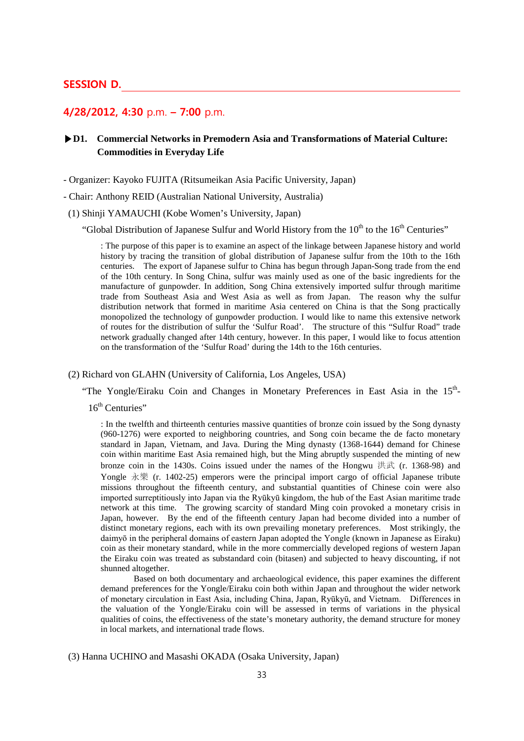## SESSION D.

### 4/28/2012, 4:30 p.m. – 7:00 p.m.

### ▶D1. Commercial Networks in Premodern Asia and Transformations of Material Culture: Commodities in Everyday Life

- Organizer: Kayoko FUJITA (Ritsumeikan Asia Pacific University, Japan)

- Chair: Anthony REID (Australian National University, Australia)

(1) Shinji YAMAUCHI (Kobe Women's University, Japan)

"Global Distribution of Japanese Sulfur and World History from the 10th to the 16th Centuries"

: The purpose of this paper is to examine an aspect of the linkage between Japanese history and world history by tracing the transition of global distribution of Japanese sulfur from the 10th to the 16th centuries. The export of Japanese sulfur to China has begun through Japan-Song trade from the end of the 10th century. In Song China, sulfur was mainly used as one of the basic ingredients for the manufacture of gunpowder. In addition, Song China extensively imported sulfur through maritime trade from Southeast Asia and West Asia as well as from Japan. The reason why the sulfur distribution network that formed in maritime Asia centered on China is that the Song practically monopolized the technology of gunpowder production. I would like to name this extensive network of routes for the distribution of sulfur the 'Sulfur Road'. The structure of this "Sulfur Road" trade network gradually changed after 14th century, however. In this paper, I would like to focus attention on the transformation of the 'Sulfur Road' during the 14th to the 16th centuries.

(2) Richard von GLAHN (University of California, Los Angeles, USA)

"The Yongle/Eiraku Coin and Changes in Monetary Preferences in East Asia in the 15th-16th Centuries"

: In the twelfth and thirteenth centuries massive quantities of bronze coin issued by the Song dynasty (960-1276) were exported to neighboring countries, and Song coin became the de facto monetary standard in Japan, Vietnam, and Java. During the Ming dynasty (1368-1644) demand for Chinese coin within maritime East Asia remained high, but the Ming abruptly suspended the minting of new bronze coin in the 1430s. Coins issued under the names of the Hongwu 洪武 (r. 1368-98) and Yongle 永樂 (r. 1402-25) emperors were the principal import cargo of official Japanese tribute missions throughout the fifteenth century, and substantial quantities of Chinese coin were also imported surreptitiously into Japan via the Ryūkyū kingdom, the hub of the East Asian maritime trade network at this time. The growing scarcity of standard Ming coin provoked a monetary crisis in Japan, however. By the end of the fifteenth century Japan had become divided into a number of distinct monetary regions, each with its own prevailing monetary preferences. Most strikingly, the daimyō in the peripheral domains of eastern Japan adopted the Yongle (known in Japanese as Eiraku) coin as their monetary standard, while in the more commercially developed regions of western Japan the Eiraku coin was treated as substandard coin (bitasen) and subjected to heavy discounting, if not shunned altogether.

Based on both documentary and archaeological evidence, this paper examines the different demand preferences for the Yongle/Eiraku coin both within Japan and throughout the wider network of monetary circulation in East Asia, including China, Japan, Ryūkyū, and Vietnam. Differences in the valuation of the Yongle/Eiraku coin will be assessed in terms of variations in the physical qualities of coins, the effectiveness of the state's monetary authority, the demand structure for money in local markets, and international trade flows.

(3) Hanna UCHINO and Masashi OKADA (Osaka University, Japan)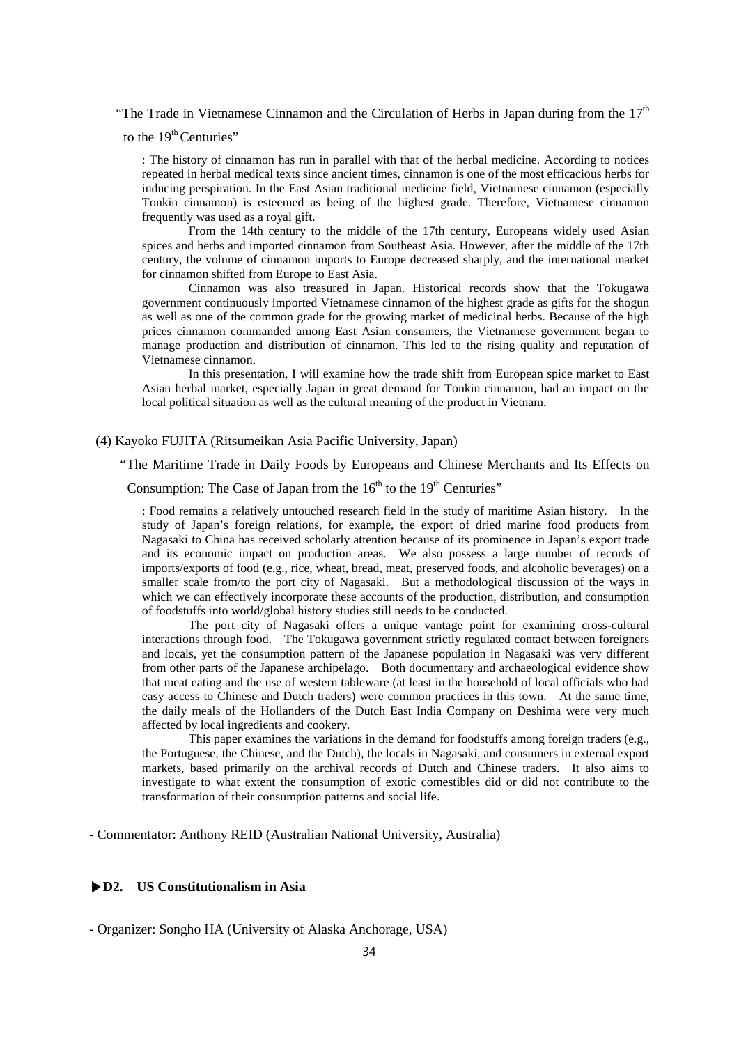"The Trade in Vietnamese Cinnamon and the Circulation of Herbs in Japan during from the 17th to the 19th Centuries"

: The history of cinnamon has run in parallel with that of the herbal medicine. According to notices repeated in herbal medical texts since ancient times, cinnamon is one of the most efficacious herbs for inducing perspiration. In the East Asian traditional medicine field, Vietnamese cinnamon (especially Tonkin cinnamon) is esteemed as being of the highest grade. Therefore, Vietnamese cinnamon frequently was used as a royal gift.

From the 14th century to the middle of the 17th century, Europeans widely used Asian spices and herbs and imported cinnamon from Southeast Asia. However, after the middle of the 17th century, the volume of cinnamon imports to Europe decreased sharply, and the international market for cinnamon shifted from Europe to East Asia.

Cinnamon was also treasured in Japan. Historical records show that the Tokugawa government continuously imported Vietnamese cinnamon of the highest grade as gifts for the shogun as well as one of the common grade for the growing market of medicinal herbs. Because of the high prices cinnamon commanded among East Asian consumers, the Vietnamese government began to manage production and distribution of cinnamon. This led to the rising quality and reputation of Vietnamese cinnamon.

In this presentation, I will examine how the trade shift from European spice market to East Asian herbal market, especially Japan in great demand for Tonkin cinnamon, had an impact on the local political situation as well as the cultural meaning of the product in Vietnam.

(4) Kayoko FUJITA (Ritsumeikan Asia Pacific University, Japan)

"The Maritime Trade in Daily Foods by Europeans and Chinese Merchants and Its Effects on Consumption: The Case of Japan from the 16th to the 19th Centuries"

: Food remains a relatively untouched research field in the study of maritime Asian history. In the study of Japan's foreign relations, for example, the export of dried marine food products from Nagasaki to China has received scholarly attention because of its prominence in Japan's export trade and its economic impact on production areas. We also possess a large number of records of imports/exports of food (e.g., rice, wheat, bread, meat, preserved foods, and alcoholic beverages) on a smaller scale from/to the port city of Nagasaki. But a methodological discussion of the ways in which we can effectively incorporate these accounts of the production, distribution, and consumption of foodstuffs into world/global history studies still needs to be conducted.

The port city of Nagasaki offers a unique vantage point for examining cross-cultural interactions through food. The Tokugawa government strictly regulated contact between foreigners and locals, yet the consumption pattern of the Japanese population in Nagasaki was very different from other parts of the Japanese archipelago. Both documentary and archaeological evidence show that meat eating and the use of western tableware (at least in the household of local officials who had easy access to Chinese and Dutch traders) were common practices in this town. At the same time, the daily meals of the Hollanders of the Dutch East India Company on Deshima were very much affected by local ingredients and cookery.

This paper examines the variations in the demand for foodstuffs among foreign traders (e.g., the Portuguese, the Chinese, and the Dutch), the locals in Nagasaki, and consumers in external export markets, based primarily on the archival records of Dutch and Chinese traders. It also aims to investigate to what extent the consumption of exotic comestibles did or did not contribute to the transformation of their consumption patterns and social life.

- Commentator: Anthony REID (Australian National University, Australia)

### ▶D2. US Constitutionalism in Asia

- Organizer: Songho HA (University of Alaska Anchorage, USA)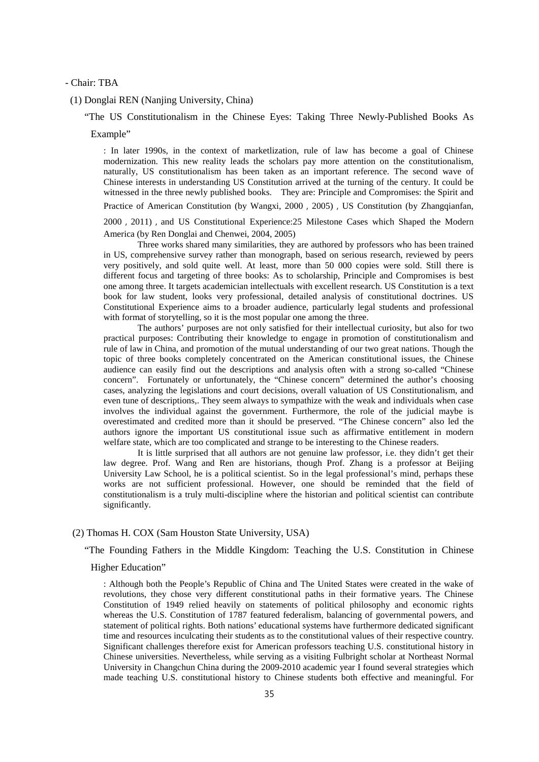- Chair: TBA

(1) Donglai REN (Nanjing University, China)

"The US Constitutionalism in the Chinese Eyes: Taking Three Newly-Published Books As Example"

: In later 1990s, in the context of marketlization, rule of law has become a goal of Chinese modernization. This new reality leads the scholars pay more attention on the constitutionalism, naturally, US constitutionalism has been taken as an important reference. The second wave of Chinese interests in understanding US Constitution arrived at the turning of the century. It could be witnessed in the three newly published books. They are: Principle and Compromises: the Spirit and Practice of American Constitution (by Wangxi, 2000，2005)，US Constitution (by Zhangqianfan, 2000，2011)，and US Constitutional Experience:25 Milestone Cases which Shaped the Modern America (by Ren Donglai and Chenwei, 2004, 2005)

Three works shared many similarities, they are authored by professors who has been trained in US, comprehensive survey rather than monograph, based on serious research, reviewed by peers very positively, and sold quite well. At least, more than 50 000 copies were sold. Still there is different focus and targeting of three books: As to scholarship, Principle and Compromises is best one among three. It targets academician intellectuals with excellent research. US Constitution is a text book for law student, looks very professional, detailed analysis of constitutional doctrines. US Constitutional Experience aims to a broader audience, particularly legal students and professional with format of storytelling, so it is the most popular one among the three.

The authors' purposes are not only satisfied for their intellectual curiosity, but also for two practical purposes: Contributing their knowledge to engage in promotion of constitutionalism and rule of law in China, and promotion of the mutual understanding of our two great nations. Though the topic of three books completely concentrated on the American constitutional issues, the Chinese audience can easily find out the descriptions and analysis often with a strong so-called "Chinese concern". Fortunately or unfortunately, the "Chinese concern" determined the author's choosing cases, analyzing the legislations and court decisions, overall valuation of US Constitutionalism, and even tune of descriptions,. They seem always to sympathize with the weak and individuals when case involves the individual against the government. Furthermore, the role of the judicial maybe is overestimated and credited more than it should be preserved. "The Chinese concern" also led the authors ignore the important US constitutional issue such as affirmative entitlement in modern welfare state, which are too complicated and strange to be interesting to the Chinese readers.

It is little surprised that all authors are not genuine law professor, i.e. they didn't get their law degree. Prof. Wang and Ren are historians, though Prof. Zhang is a professor at Beijing University Law School, he is a political scientist. So in the legal professional's mind, perhaps these works are not sufficient professional. However, one should be reminded that the field of constitutionalism is a truly multi-discipline where the historian and political scientist can contribute significantly.

(2) Thomas H. COX (Sam Houston State University, USA)

"The Founding Fathers in the Middle Kingdom: Teaching the U.S. Constitution in Chinese Higher Education"

: Although both the People's Republic of China and The United States were created in the wake of revolutions, they chose very different constitutional paths in their formative years. The Chinese Constitution of 1949 relied heavily on statements of political philosophy and economic rights whereas the U.S. Constitution of 1787 featured federalism, balancing of governmental powers, and statement of political rights. Both nations' educational systems have furthermore dedicated significant time and resources inculcating their students as to the constitutional values of their respective country. Significant challenges therefore exist for American professors teaching U.S. constitutional history in Chinese universities. Nevertheless, while serving as a visiting Fulbright scholar at Northeast Normal University in Changchun China during the 2009-2010 academic year I found several strategies which made teaching U.S. constitutional history to Chinese students both effective and meaningful. For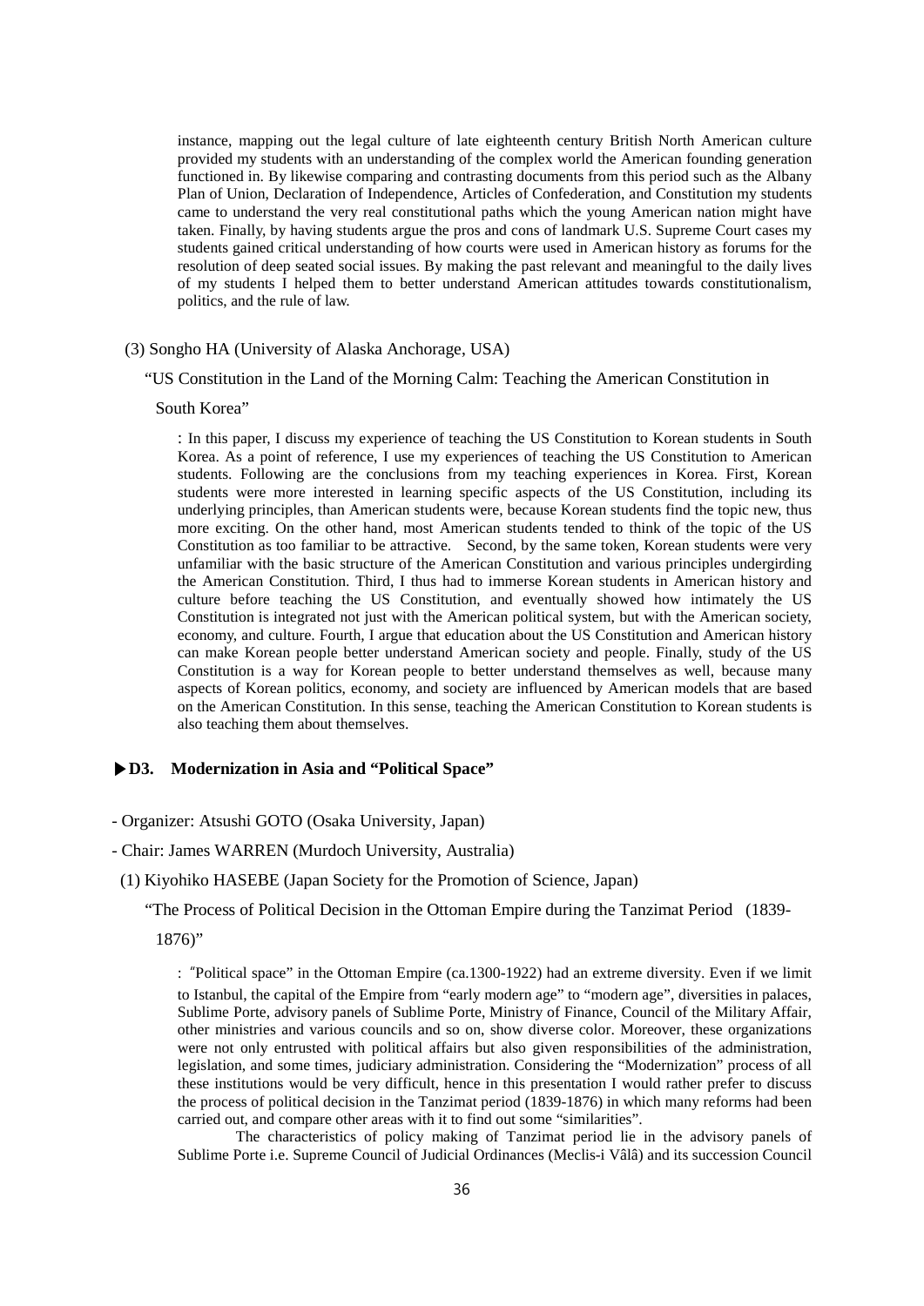instance, mapping out the legal culture of late eighteenth century British North American culture provided my students with an understanding of the complex world the American founding generation functioned in. By likewise comparing and contrasting documents from this period such as the Albany Plan of Union, Declaration of Independence, Articles of Confederation, and Constitution my students came to understand the very real constitutional paths which the young American nation might have taken. Finally, by having students argue the pros and cons of landmark U.S. Supreme Court cases my students gained critical understanding of how courts were used in American history as forums for the resolution of deep seated social issues. By making the past relevant and meaningful to the daily lives of my students I helped them to better understand American attitudes towards constitutionalism, politics, and the rule of law.

(3) Songho HA (University of Alaska Anchorage, USA)

"US Constitution in the Land of the Morning Calm: Teaching the American Constitution in South Korea"

: In this paper, I discuss my experience of teaching the US Constitution to Korean students in South Korea. As a point of reference, I use my experiences of teaching the US Constitution to American students. Following are the conclusions from my teaching experiences in Korea. First, Korean students were more interested in learning specific aspects of the US Constitution, including its underlying principles, than American students were, because Korean students find the topic new, thus more exciting. On the other hand, most American students tended to think of the topic of the US Constitution as too familiar to be attractive. Second, by the same token, Korean students were very unfamiliar with the basic structure of the American Constitution and various principles undergirding the American Constitution. Third, I thus had to immerse Korean students in American history and culture before teaching the US Constitution, and eventually showed how intimately the US Constitution is integrated not just with the American political system, but with the American society, economy, and culture. Fourth, I argue that education about the US Constitution and American history can make Korean people better understand American society and people. Finally, study of the US Constitution is a way for Korean people to better understand themselves as well, because many aspects of Korean politics, economy, and society are influenced by American models that are based on the American Constitution. In this sense, teaching the American Constitution to Korean students is also teaching them about themselves.

### ▶D3. Modernization in Asia and "Political Space"

- Organizer: Atsushi GOTO (Osaka University, Japan)
- Chair: James WARREN (Murdoch University, Australia)

(1) Kiyohiko HASEBE (Japan Society for the Promotion of Science, Japan)

"The Process of Political Decision in the Ottoman Empire during the Tanzimat Period (1839-1876)"

: "Political space" in the Ottoman Empire (ca.1300-1922) had an extreme diversity. Even if we limit to Istanbul, the capital of the Empire from "early modern age" to "modern age", diversities in palaces, Sublime Porte, advisory panels of Sublime Porte, Ministry of Finance, Council of the Military Affair, other ministries and various councils and so on, show diverse color. Moreover, these organizations were not only entrusted with political affairs but also given responsibilities of the administration, legislation, and some times, judiciary administration. Considering the "Modernization" process of all these institutions would be very difficult, hence in this presentation I would rather prefer to discuss the process of political decision in the Tanzimat period (1839-1876) in which many reforms had been carried out, and compare other areas with it to find out some "similarities".

The characteristics of policy making of Tanzimat period lie in the advisory panels of Sublime Porte i.e. Supreme Council of Judicial Ordinances (Meclis-i Vâlâ) and its succession Council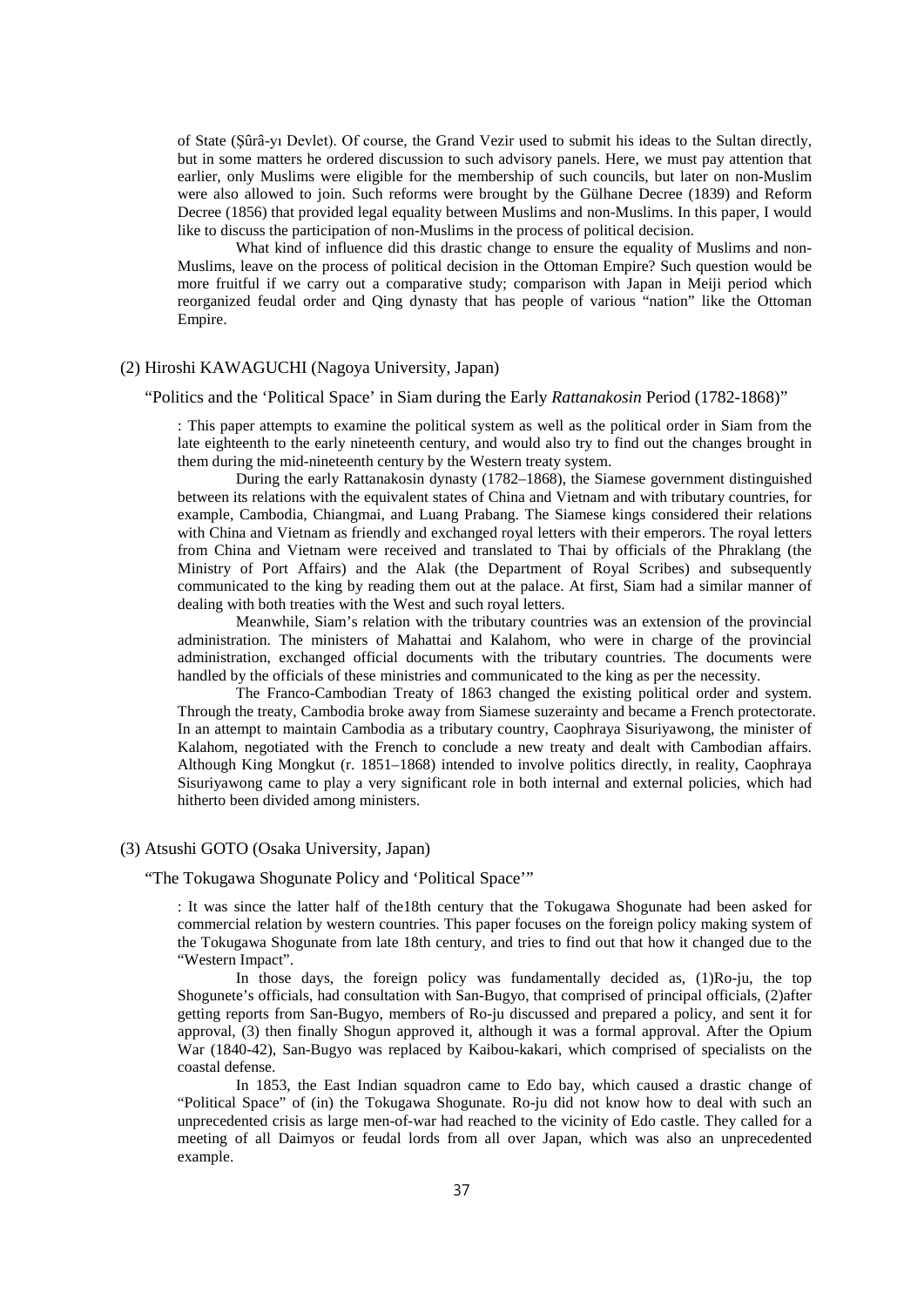of State (Şûrâ-yı Devlet). Of course, the Grand Vezir used to submit his ideas to the Sultan directly, but in some matters he ordered discussion to such advisory panels. Here, we must pay attention that earlier, only Muslims were eligible for the membership of such councils, but later on non-Muslim were also allowed to join. Such reforms were brought by the Gülhane Decree (1839) and Reform Decree (1856) that provided legal equality between Muslims and non-Muslims. In this paper, I would like to discuss the participation of non-Muslims in the process of political decision.

What kind of influence did this drastic change to ensure the equality of Muslims and non-Muslims, leave on the process of political decision in the Ottoman Empire? Such question would be more fruitful if we carry out a comparative study; comparison with Japan in Meiji period which reorganized feudal order and Qing dynasty that has people of various "nation" like the Ottoman Empire.

(2) Hiroshi KAWAGUCHI (Nagoya University, Japan)

"Politics and the 'Political Space' in Siam during the Early *Rattanakosin* Period (1782-1868)"

: This paper attempts to examine the political system as well as the political order in Siam from the late eighteenth to the early nineteenth century, and would also try to find out the changes brought in them during the mid-nineteenth century by the Western treaty system.

During the early Rattanakosin dynasty (1782–1868), the Siamese government distinguished between its relations with the equivalent states of China and Vietnam and with tributary countries, for example, Cambodia, Chiangmai, and Luang Prabang. The Siamese kings considered their relations with China and Vietnam as friendly and exchanged royal letters with their emperors. The royal letters from China and Vietnam were received and translated to Thai by officials of the Phraklang (the Ministry of Port Affairs) and the Alak (the Department of Royal Scribes) and subsequently communicated to the king by reading them out at the palace. At first, Siam had a similar manner of dealing with both treaties with the West and such royal letters.

Meanwhile, Siam's relation with the tributary countries was an extension of the provincial administration. The ministers of Mahattai and Kalahom, who were in charge of the provincial administration, exchanged official documents with the tributary countries. The documents were handled by the officials of these ministries and communicated to the king as per the necessity.

The Franco-Cambodian Treaty of 1863 changed the existing political order and system. Through the treaty, Cambodia broke away from Siamese suzerainty and became a French protectorate. In an attempt to maintain Cambodia as a tributary country, Caophraya Sisuriyawong, the minister of Kalahom, negotiated with the French to conclude a new treaty and dealt with Cambodian affairs. Although King Mongkut (r. 1851–1868) intended to involve politics directly, in reality, Caophraya Sisuriyawong came to play a very significant role in both internal and external policies, which had hitherto been divided among ministers.

(3) Atsushi GOTO (Osaka University, Japan)

"The Tokugawa Shogunate Policy and 'Political Space'"

: It was since the latter half of the18th century that the Tokugawa Shogunate had been asked for commercial relation by western countries. This paper focuses on the foreign policy making system of the Tokugawa Shogunate from late 18th century, and tries to find out that how it changed due to the "Western Impact".

In those days, the foreign policy was fundamentally decided as, (1)Ro-ju, the top Shogunete's officials, had consultation with San-Bugyo, that comprised of principal officials, (2)after getting reports from San-Bugyo, members of Ro-ju discussed and prepared a policy, and sent it for approval, (3) then finally Shogun approved it, although it was a formal approval. After the Opium War (1840-42), San-Bugyo was replaced by Kaibou-kakari, which comprised of specialists on the coastal defense.

In 1853, the East Indian squadron came to Edo bay, which caused a drastic change of "Political Space" of (in) the Tokugawa Shogunate. Ro-ju did not know how to deal with such an unprecedented crisis as large men-of-war had reached to the vicinity of Edo castle. They called for a meeting of all Daimyos or feudal lords from all over Japan, which was also an unprecedented example.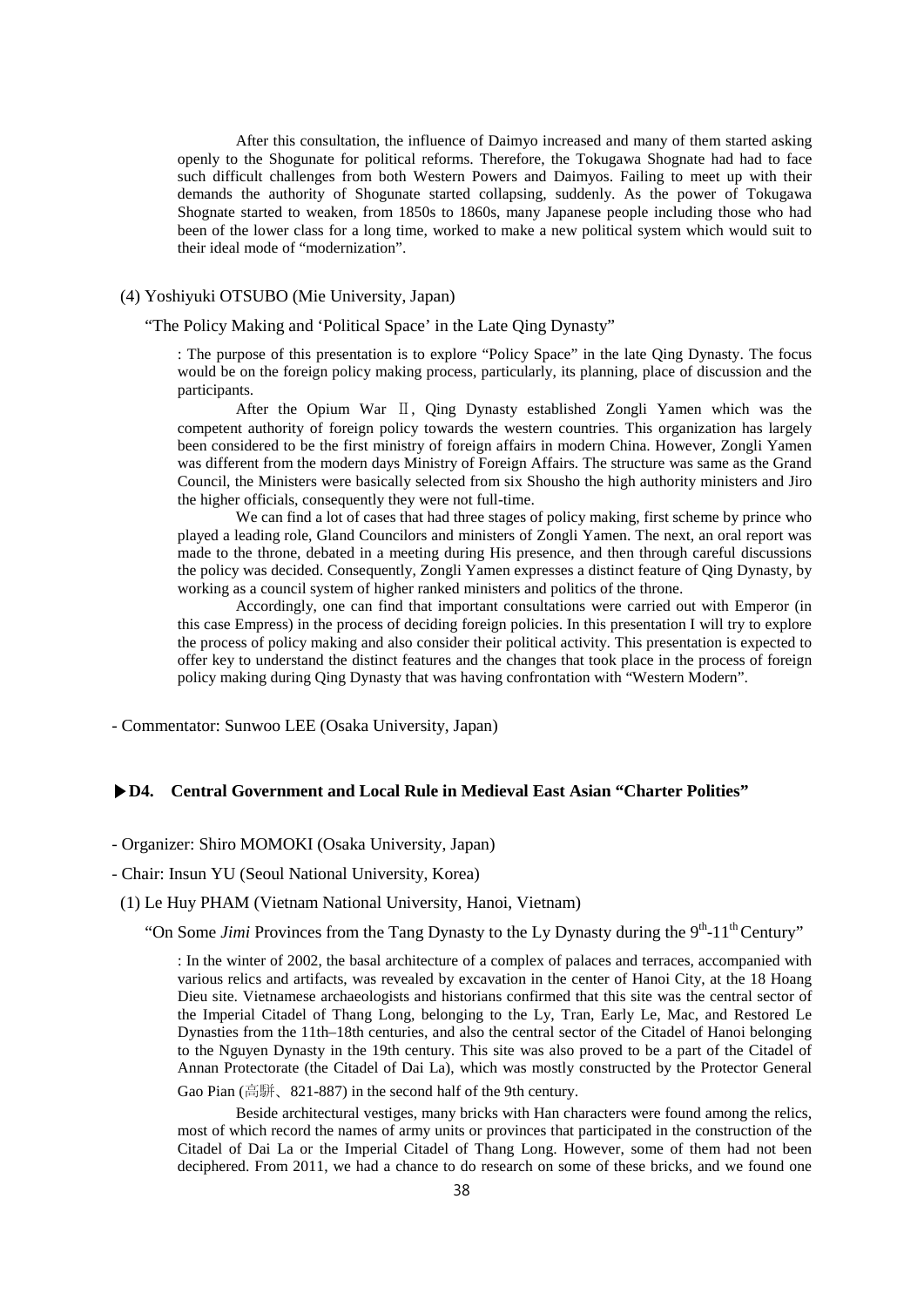After this consultation, the influence of Daimyo increased and many of them started asking openly to the Shogunate for political reforms. Therefore, the Tokugawa Shognate had had to face such difficult challenges from both Western Powers and Daimyos. Failing to meet up with their demands the authority of Shogunate started collapsing, suddenly. As the power of Tokugawa Shognate started to weaken, from 1850s to 1860s, many Japanese people including those who had been of the lower class for a long time, worked to make a new political system which would suit to their ideal mode of "modernization".

(4) Yoshiyuki OTSUBO (Mie University, Japan)

"The Policy Making and 'Political Space' in the Late Qing Dynasty"

: The purpose of this presentation is to explore "Policy Space" in the late Qing Dynasty. The focus would be on the foreign policy making process, particularly, its planning, place of discussion and the participants.

After the Opium War Ⅱ, Qing Dynasty established Zongli Yamen which was the competent authority of foreign policy towards the western countries. This organization has largely been considered to be the first ministry of foreign affairs in modern China. However, Zongli Yamen was different from the modern days Ministry of Foreign Affairs. The structure was same as the Grand Council, the Ministers were basically selected from six Shousho the high authority ministers and Jiro the higher officials, consequently they were not full-time.

We can find a lot of cases that had three stages of policy making, first scheme by prince who played a leading role, Gland Councilors and ministers of Zongli Yamen. The next, an oral report was made to the throne, debated in a meeting during His presence, and then through careful discussions the policy was decided. Consequently, Zongli Yamen expresses a distinct feature of Qing Dynasty, by working as a council system of higher ranked ministers and politics of the throne.

Accordingly, one can find that important consultations were carried out with Emperor (in this case Empress) in the process of deciding foreign policies. In this presentation I will try to explore the process of policy making and also consider their political activity. This presentation is expected to offer key to understand the distinct features and the changes that took place in the process of foreign policy making during Qing Dynasty that was having confrontation with "Western Modern".

- Commentator: Sunwoo LEE (Osaka University, Japan)

### ▶D4. Central Government and Local Rule in Medieval East Asian "Charter Polities"

- Organizer: Shiro MOMOKI (Osaka University, Japan)
- Chair: Insun YU (Seoul National University, Korea)

(1) Le Huy PHAM (Vietnam National University, Hanoi, Vietnam)

"On Some *Jimi* Provinces from the Tang Dynasty to the Ly Dynasty during the 9th-11th Century"

: In the winter of 2002, the basal architecture of a complex of palaces and terraces, accompanied with various relics and artifacts, was revealed by excavation in the center of Hanoi City, at the 18 Hoang Dieu site. Vietnamese archaeologists and historians confirmed that this site was the central sector of the Imperial Citadel of Thang Long, belonging to the Ly, Tran, Early Le, Mac, and Restored Le Dynasties from the 11th–18th centuries, and also the central sector of the Citadel of Hanoi belonging to the Nguyen Dynasty in the 19th century. This site was also proved to be a part of the Citadel of Annan Protectorate (the Citadel of Dai La), which was mostly constructed by the Protector General Gao Pian (高駢、821-887) in the second half of the 9th century.

Beside architectural vestiges, many bricks with Han characters were found among the relics, most of which record the names of army units or provinces that participated in the construction of the Citadel of Dai La or the Imperial Citadel of Thang Long. However, some of them had not been deciphered. From 2011, we had a chance to do research on some of these bricks, and we found one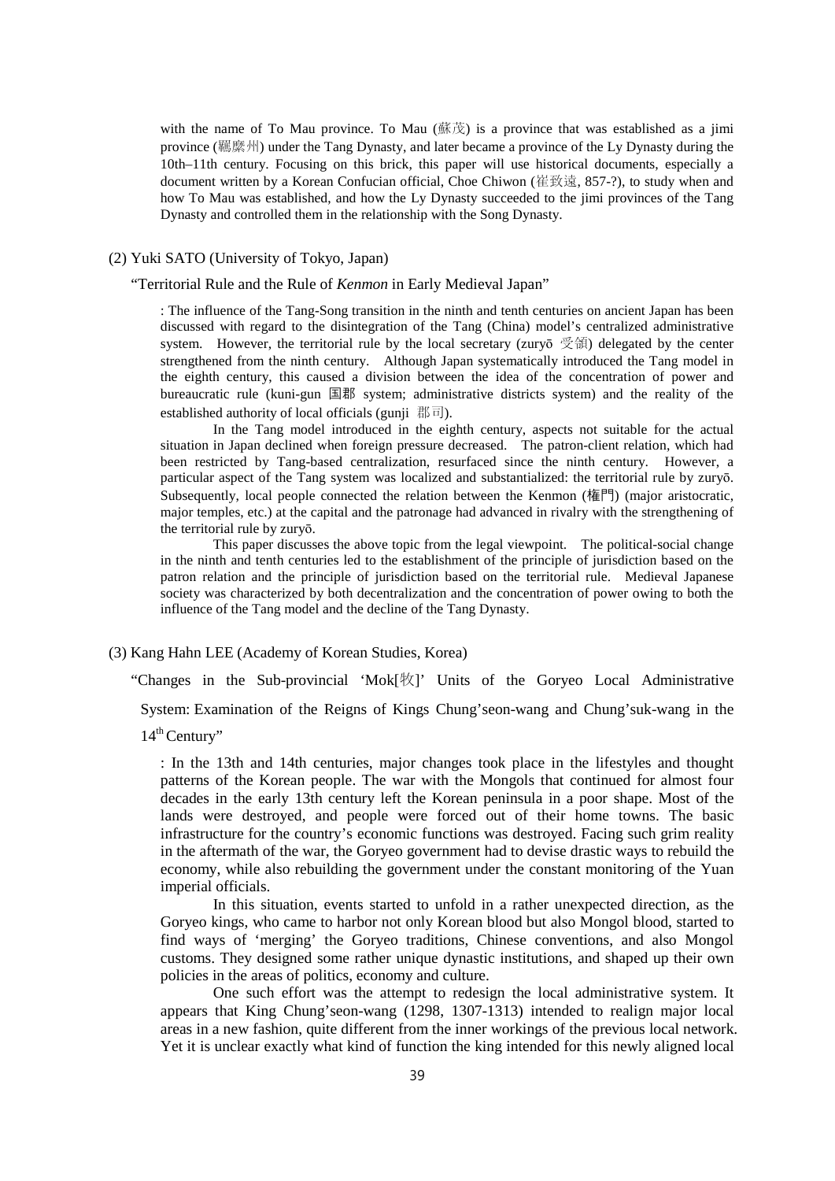with the name of To Mau province. To Mau (蘇茂) is a province that was established as a jimi province (羈縻州) under the Tang Dynasty, and later became a province of the Ly Dynasty during the 10th–11th century. Focusing on this brick, this paper will use historical documents, especially a document written by a Korean Confucian official, Choe Chiwon (崔致遠, 857-?), to study when and how To Mau was established, and how the Ly Dynasty succeeded to the jimi provinces of the Tang Dynasty and controlled them in the relationship with the Song Dynasty.

(2) Yuki SATO (University of Tokyo, Japan)

"Territorial Rule and the Rule of *Kenmon* in Early Medieval Japan"

: The influence of the Tang-Song transition in the ninth and tenth centuries on ancient Japan has been discussed with regard to the disintegration of the Tang (China) model's centralized administrative system. However, the territorial rule by the local secretary (zuryō 受領) delegated by the center strengthened from the ninth century. Although Japan systematically introduced the Tang model in the eighth century, this caused a division between the idea of the concentration of power and bureaucratic rule (kuni-gun 国郡 system; administrative districts system) and the reality of the established authority of local officials (gunji 郡司).

In the Tang model introduced in the eighth century, aspects not suitable for the actual situation in Japan declined when foreign pressure decreased. The patron-client relation, which had been restricted by Tang-based centralization, resurfaced since the ninth century. However, a particular aspect of the Tang system was localized and substantialized: the territorial rule by zuryō. Subsequently, local people connected the relation between the Kenmon (権門) (major aristocratic, major temples, etc.) at the capital and the patronage had advanced in rivalry with the strengthening of the territorial rule by zuryō.

This paper discusses the above topic from the legal viewpoint. The political-social change in the ninth and tenth centuries led to the establishment of the principle of jurisdiction based on the patron relation and the principle of jurisdiction based on the territorial rule. Medieval Japanese society was characterized by both decentralization and the concentration of power owing to both the influence of the Tang model and the decline of the Tang Dynasty.

(3) Kang Hahn LEE (Academy of Korean Studies, Korea)

"Changes in the Sub-provincial 'Mok[牧]' Units of the Goryeo Local Administrative System: Examination of the Reigns of Kings Chung'seon-wang and Chung'suk-wang in the 14th Century"

: In the 13th and 14th centuries, major changes took place in the lifestyles and thought patterns of the Korean people. The war with the Mongols that continued for almost four decades in the early 13th century left the Korean peninsula in a poor shape. Most of the lands were destroyed, and people were forced out of their home towns. The basic infrastructure for the country's economic functions was destroyed. Facing such grim reality in the aftermath of the war, the Goryeo government had to devise drastic ways to rebuild the economy, while also rebuilding the government under the constant monitoring of the Yuan imperial officials.

In this situation, events started to unfold in a rather unexpected direction, as the Goryeo kings, who came to harbor not only Korean blood but also Mongol blood, started to find ways of 'merging' the Goryeo traditions, Chinese conventions, and also Mongol customs. They designed some rather unique dynastic institutions, and shaped up their own policies in the areas of politics, economy and culture.

One such effort was the attempt to redesign the local administrative system. It appears that King Chung'seon-wang (1298, 1307-1313) intended to realign major local areas in a new fashion, quite different from the inner workings of the previous local network. Yet it is unclear exactly what kind of function the king intended for this newly aligned local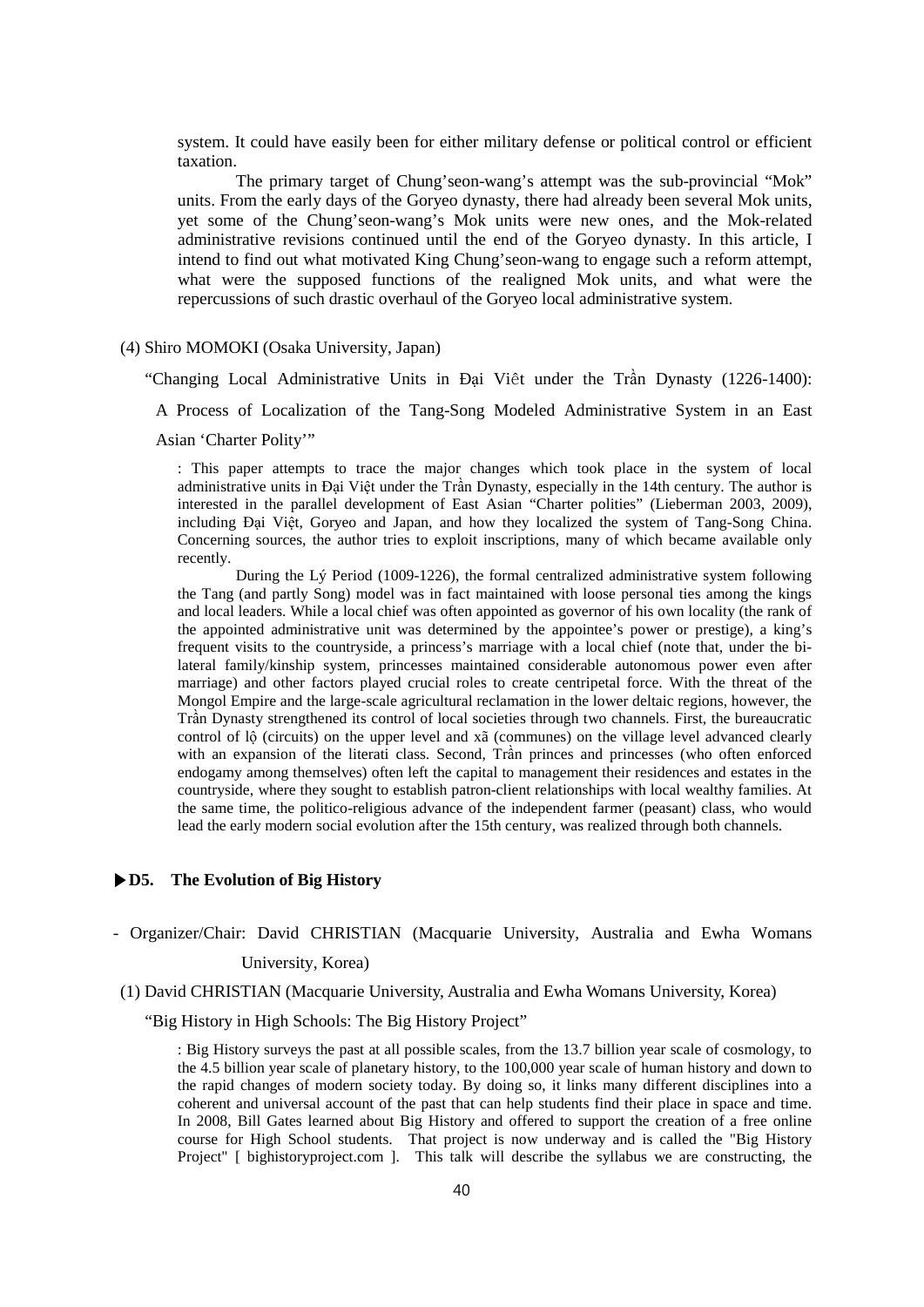system. It could have easily been for either military defense or political control or efficient taxation.

The primary target of Chung'seon-wang's attempt was the sub-provincial "Mok" units. From the early days of the Goryeo dynasty, there had already been several Mok units, yet some of the Chung'seon-wang's Mok units were new ones, and the Mok-related administrative revisions continued until the end of the Goryeo dynasty. In this article, I intend to find out what motivated King Chung'seon-wang to engage such a reform attempt, what were the supposed functions of the realigned Mok units, and what were the repercussions of such drastic overhaul of the Goryeo local administrative system.

(4) Shiro MOMOKI (Osaka University, Japan)

"Changing Local Administrative Units in Đại Viêt under the Trần Dynasty (1226-1400): A Process of Localization of the Tang-Song Modeled Administrative System in an East Asian 'Charter Polity'"

: This paper attempts to trace the major changes which took place in the system of local administrative units in Đại Việt under the Trần Dynasty, especially in the 14th century. The author is interested in the parallel development of East Asian "Charter polities" (Lieberman 2003, 2009), including Đại Việt, Goryeo and Japan, and how they localized the system of Tang-Song China. Concerning sources, the author tries to exploit inscriptions, many of which became available only recently.

During the Lý Period (1009-1226), the formal centralized administrative system following the Tang (and partly Song) model was in fact maintained with loose personal ties among the kings and local leaders. While a local chief was often appointed as governor of his own locality (the rank of the appointed administrative unit was determined by the appointee's power or prestige), a king's frequent visits to the countryside, a princess's marriage with a local chief (note that, under the bi-lateral family/kinship system, princesses maintained considerable autonomous power even after marriage) and other factors played crucial roles to create centripetal force. With the threat of the Mongol Empire and the large-scale agricultural reclamation in the lower deltaic regions, however, the Trần Dynasty strengthened its control of local societies through two channels. First, the bureaucratic control of lộ (circuits) on the upper level and xã (communes) on the village level advanced clearly with an expansion of the literati class. Second, Trần princes and princesses (who often enforced endogamy among themselves) often left the capital to management their residences and estates in the countryside, where they sought to establish patron-client relationships with local wealthy families. At the same time, the politico-religious advance of the independent farmer (peasant) class, who would lead the early modern social evolution after the 15th century, was realized through both channels.

### ▶D5. The Evolution of Big History

- Organizer/Chair: David CHRISTIAN (Macquarie University, Australia and Ewha Womans University, Korea)

(1) David CHRISTIAN (Macquarie University, Australia and Ewha Womans University, Korea)

"Big History in High Schools: The Big History Project"

: Big History surveys the past at all possible scales, from the 13.7 billion year scale of cosmology, to the 4.5 billion year scale of planetary history, to the 100,000 year scale of human history and down to the rapid changes of modern society today. By doing so, it links many different disciplines into a coherent and universal account of the past that can help students find their place in space and time. In 2008, Bill Gates learned about Big History and offered to support the creation of a free online course for High School students. That project is now underway and is called the "Big History Project" [ bighistoryproject.com ]. This talk will describe the syllabus we are constructing, the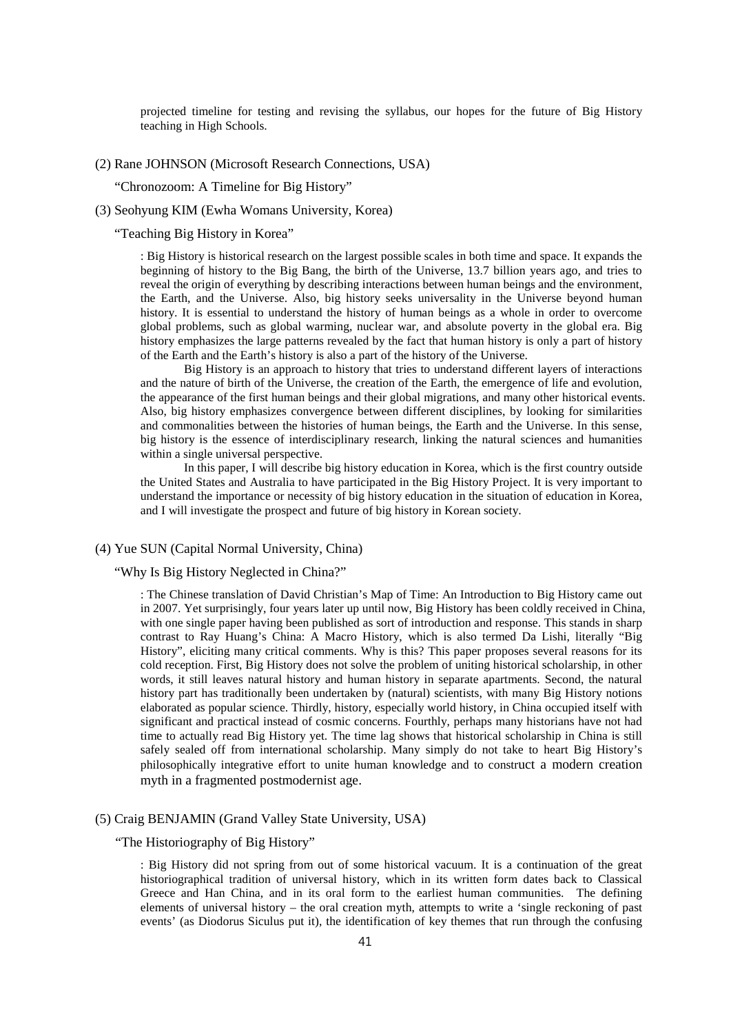projected timeline for testing and revising the syllabus, our hopes for the future of Big History teaching in High Schools.

(2) Rane JOHNSON (Microsoft Research Connections, USA)

"Chronozoom: A Timeline for Big History"

(3) Seohyung KIM (Ewha Womans University, Korea)

"Teaching Big History in Korea"

: Big History is historical research on the largest possible scales in both time and space. It expands the beginning of history to the Big Bang, the birth of the Universe, 13.7 billion years ago, and tries to reveal the origin of everything by describing interactions between human beings and the environment, the Earth, and the Universe. Also, big history seeks universality in the Universe beyond human history. It is essential to understand the history of human beings as a whole in order to overcome global problems, such as global warming, nuclear war, and absolute poverty in the global era. Big history emphasizes the large patterns revealed by the fact that human history is only a part of history of the Earth and the Earth's history is also a part of the history of the Universe.

Big History is an approach to history that tries to understand different layers of interactions and the nature of birth of the Universe, the creation of the Earth, the emergence of life and evolution, the appearance of the first human beings and their global migrations, and many other historical events. Also, big history emphasizes convergence between different disciplines, by looking for similarities and commonalities between the histories of human beings, the Earth and the Universe. In this sense, big history is the essence of interdisciplinary research, linking the natural sciences and humanities within a single universal perspective.

In this paper, I will describe big history education in Korea, which is the first country outside the United States and Australia to have participated in the Big History Project. It is very important to understand the importance or necessity of big history education in the situation of education in Korea, and I will investigate the prospect and future of big history in Korean society.

(4) Yue SUN (Capital Normal University, China)

"Why Is Big History Neglected in China?"

: The Chinese translation of David Christian's Map of Time: An Introduction to Big History came out in 2007. Yet surprisingly, four years later up until now, Big History has been coldly received in China, with one single paper having been published as sort of introduction and response. This stands in sharp contrast to Ray Huang's China: A Macro History, which is also termed Da Lishi, literally "Big History", eliciting many critical comments. Why is this? This paper proposes several reasons for its cold reception. First, Big History does not solve the problem of uniting historical scholarship, in other words, it still leaves natural history and human history in separate apartments. Second, the natural history part has traditionally been undertaken by (natural) scientists, with many Big History notions elaborated as popular science. Thirdly, history, especially world history, in China occupied itself with significant and practical instead of cosmic concerns. Fourthly, perhaps many historians have not had time to actually read Big History yet. The time lag shows that historical scholarship in China is still safely sealed off from international scholarship. Many simply do not take to heart Big History's philosophically integrative effort to unite human knowledge and to construct a modern creation myth in a fragmented postmodernist age.

(5) Craig BENJAMIN (Grand Valley State University, USA)

"The Historiography of Big History"

: Big History did not spring from out of some historical vacuum. It is a continuation of the great historiographical tradition of universal history, which in its written form dates back to Classical Greece and Han China, and in its oral form to the earliest human communities. The defining elements of universal history – the oral creation myth, attempts to write a 'single reckoning of past events' (as Diodorus Siculus put it), the identification of key themes that run through the confusing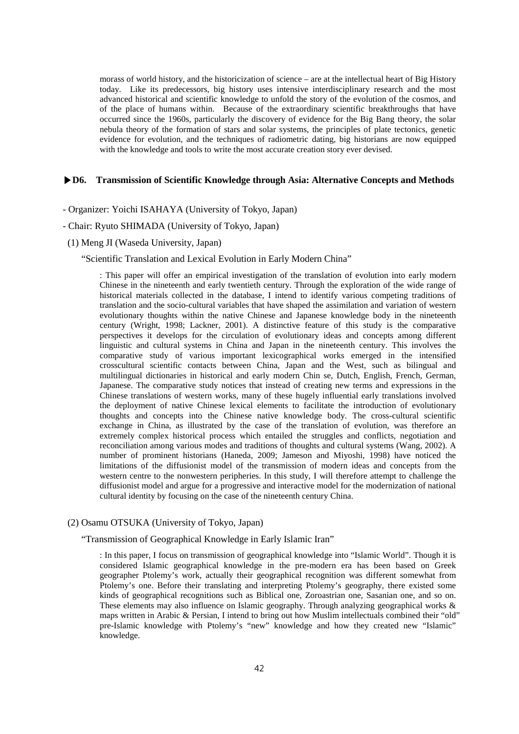morass of world history, and the historicization of science – are at the intellectual heart of Big History today. Like its predecessors, big history uses intensive interdisciplinary research and the most advanced historical and scientific knowledge to unfold the story of the evolution of the cosmos, and of the place of humans within. Because of the extraordinary scientific breakthroughs that have occurred since the 1960s, particularly the discovery of evidence for the Big Bang theory, the solar nebula theory of the formation of stars and solar systems, the principles of plate tectonics, genetic evidence for evolution, and the techniques of radiometric dating, big historians are now equipped with the knowledge and tools to write the most accurate creation story ever devised.

### ▶D6. Transmission of Scientific Knowledge through Asia: Alternative Concepts and Methods

- Organizer: Yoichi ISAHAYA (University of Tokyo, Japan)
- Chair: Ryuto SHIMADA (University of Tokyo, Japan)

(1) Meng JI (Waseda University, Japan)

"Scientific Translation and Lexical Evolution in Early Modern China"

: This paper will offer an empirical investigation of the translation of evolution into early modern Chinese in the nineteenth and early twentieth century. Through the exploration of the wide range of historical materials collected in the database, I intend to identify various competing traditions of translation and the socio-cultural variables that have shaped the assimilation and variation of western evolutionary thoughts within the native Chinese and Japanese knowledge body in the nineteenth century (Wright, 1998; Lackner, 2001). A distinctive feature of this study is the comparative perspectives it develops for the circulation of evolutionary ideas and concepts among different linguistic and cultural systems in China and Japan in the nineteenth century. This involves the comparative study of various important lexicographical works emerged in the intensified crosscultural scientific contacts between China, Japan and the West, such as bilingual and multilingual dictionaries in historical and early modern Chin se, Dutch, English, French, German, Japanese. The comparative study notices that instead of creating new terms and expressions in the Chinese translations of western works, many of these hugely influential early translations involved the deployment of native Chinese lexical elements to facilitate the introduction of evolutionary thoughts and concepts into the Chinese native knowledge body. The cross-cultural scientific exchange in China, as illustrated by the case of the translation of evolution, was therefore an extremely complex historical process which entailed the struggles and conflicts, negotiation and reconciliation among various modes and traditions of thoughts and cultural systems (Wang, 2002). A number of prominent historians (Haneda, 2009; Jameson and Miyoshi, 1998) have noticed the limitations of the diffusionist model of the transmission of modern ideas and concepts from the western centre to the nonwestern peripheries. In this study, I will therefore attempt to challenge the diffusionist model and argue for a progressive and interactive model for the modernization of national cultural identity by focusing on the case of the nineteenth century China.

(2) Osamu OTSUKA (University of Tokyo, Japan)

"Transmission of Geographical Knowledge in Early Islamic Iran"

: In this paper, I focus on transmission of geographical knowledge into "Islamic World". Though it is considered Islamic geographical knowledge in the pre-modern era has been based on Greek geographer Ptolemy's work, actually their geographical recognition was different somewhat from Ptolemy's one. Before their translating and interpreting Ptolemy's geography, there existed some kinds of geographical recognitions such as Biblical one, Zoroastrian one, Sasanian one, and so on. These elements may also influence on Islamic geography. Through analyzing geographical works & maps written in Arabic & Persian, I intend to bring out how Muslim intellectuals combined their "old" pre-Islamic knowledge with Ptolemy's "new" knowledge and how they created new "Islamic" knowledge.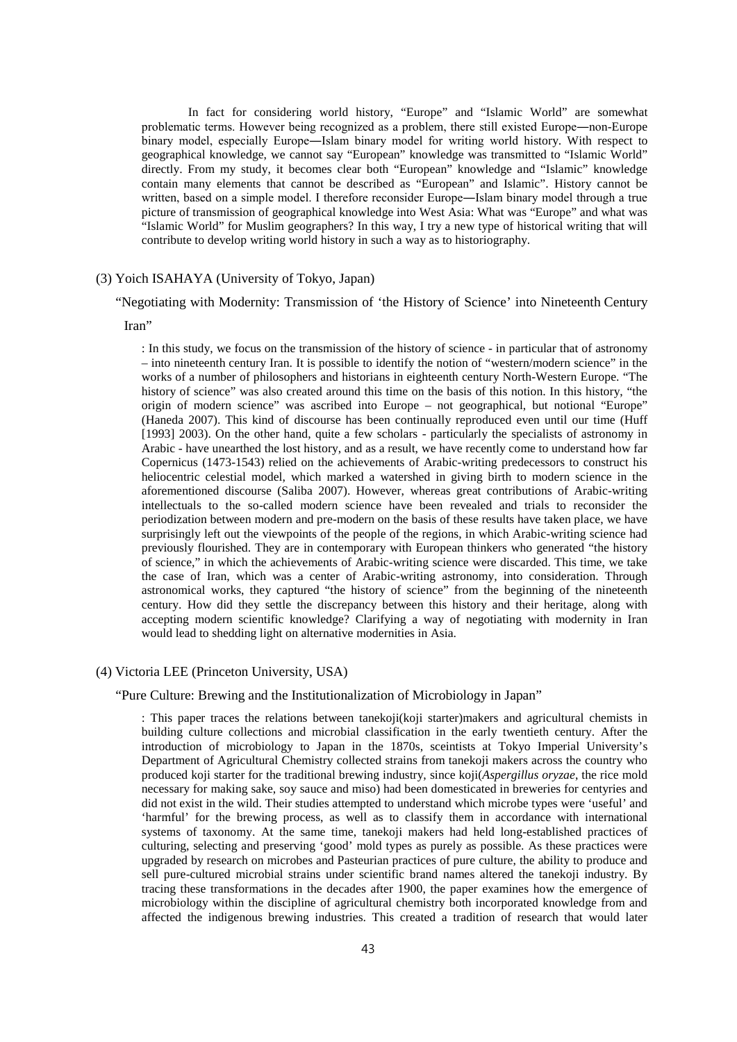In fact for considering world history, "Europe" and "Islamic World" are somewhat problematic terms. However being recognized as a problem, there still existed Europe―non-Europe binary model, especially Europe―Islam binary model for writing world history. With respect to geographical knowledge, we cannot say "European" knowledge was transmitted to "Islamic World" directly. From my study, it becomes clear both "European" knowledge and "Islamic" knowledge contain many elements that cannot be described as "European" and Islamic". History cannot be written, based on a simple model. I therefore reconsider Europe―Islam binary model through a true picture of transmission of geographical knowledge into West Asia: What was "Europe" and what was "Islamic World" for Muslim geographers? In this way, I try a new type of historical writing that will contribute to develop writing world history in such a way as to historiography.

(3) Yoich ISAHAYA (University of Tokyo, Japan)

"Negotiating with Modernity: Transmission of 'the History of Science' into Nineteenth Century Iran"

: In this study, we focus on the transmission of the history of science - in particular that of astronomy – into nineteenth century Iran. It is possible to identify the notion of "western/modern science" in the works of a number of philosophers and historians in eighteenth century North-Western Europe. "The history of science" was also created around this time on the basis of this notion. In this history, "the origin of modern science" was ascribed into Europe – not geographical, but notional "Europe" (Haneda 2007). This kind of discourse has been continually reproduced even until our time (Huff [1993] 2003). On the other hand, quite a few scholars - particularly the specialists of astronomy in Arabic - have unearthed the lost history, and as a result, we have recently come to understand how far Copernicus (1473-1543) relied on the achievements of Arabic-writing predecessors to construct his heliocentric celestial model, which marked a watershed in giving birth to modern science in the aforementioned discourse (Saliba 2007). However, whereas great contributions of Arabic-writing intellectuals to the so-called modern science have been revealed and trials to reconsider the periodization between modern and pre-modern on the basis of these results have taken place, we have surprisingly left out the viewpoints of the people of the regions, in which Arabic-writing science had previously flourished. They are in contemporary with European thinkers who generated "the history of science," in which the achievements of Arabic-writing science were discarded. This time, we take the case of Iran, which was a center of Arabic-writing astronomy, into consideration. Through astronomical works, they captured "the history of science" from the beginning of the nineteenth century. How did they settle the discrepancy between this history and their heritage, along with accepting modern scientific knowledge? Clarifying a way of negotiating with modernity in Iran would lead to shedding light on alternative modernities in Asia.

(4) Victoria LEE (Princeton University, USA)

"Pure Culture: Brewing and the Institutionalization of Microbiology in Japan"

: This paper traces the relations between tanekoji(koji starter)makers and agricultural chemists in building culture collections and microbial classification in the early twentieth century. After the introduction of microbiology to Japan in the 1870s, sceintists at Tokyo Imperial University's Department of Agricultural Chemistry collected strains from tanekoji makers across the country who produced koji starter for the traditional brewing industry, since koji(*Aspergillus oryzae*, the rice mold necessary for making sake, soy sauce and miso) had been domesticated in breweries for centyries and did not exist in the wild. Their studies attempted to understand which microbe types were 'useful' and 'harmful' for the brewing process, as well as to classify them in accordance with international systems of taxonomy. At the same time, tanekoji makers had held long-established practices of culturing, selecting and preserving 'good' mold types as purely as possible. As these practices were upgraded by research on microbes and Pasteurian practices of pure culture, the ability to produce and sell pure-cultured microbial strains under scientific brand names altered the tanekoji industry. By tracing these transformations in the decades after 1900, the paper examines how the emergence of microbiology within the discipline of agricultural chemistry both incorporated knowledge from and affected the indigenous brewing industries. This created a tradition of research that would later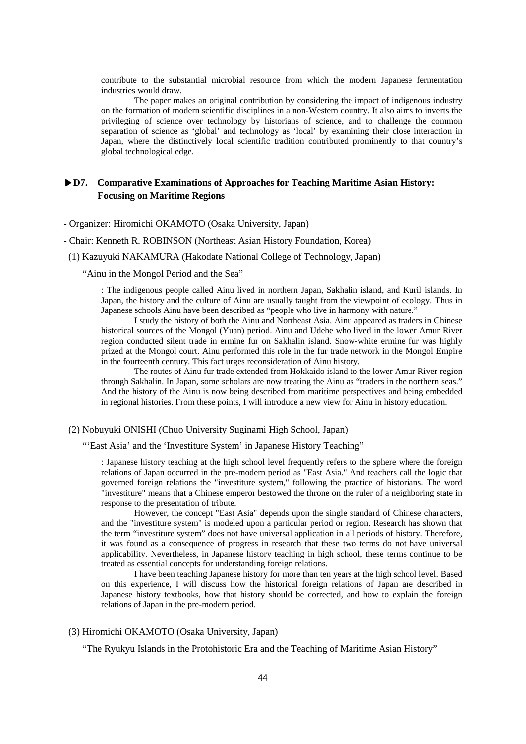contribute to the substantial microbial resource from which the modern Japanese fermentation industries would draw.

The paper makes an original contribution by considering the impact of indigenous industry on the formation of modern scientific disciplines in a non-Western country. It also aims to inverts the privileging of science over technology by historians of science, and to challenge the common separation of science as 'global' and technology as 'local' by examining their close interaction in Japan, where the distinctively local scientific tradition contributed prominently to that country's global technological edge.

## ▶D7. Comparative Examinations of Approaches for Teaching Maritime Asian History: Focusing on Maritime Regions

- Organizer: Hiromichi OKAMOTO (Osaka University, Japan)
- Chair: Kenneth R. ROBINSON (Northeast Asian History Foundation, Korea)

(1) Kazuyuki NAKAMURA (Hakodate National College of Technology, Japan)

"Ainu in the Mongol Period and the Sea"

: The indigenous people called Ainu lived in northern Japan, Sakhalin island, and Kuril islands. In Japan, the history and the culture of Ainu are usually taught from the viewpoint of ecology. Thus in Japanese schools Ainu have been described as "people who live in harmony with nature."

I study the history of both the Ainu and Northeast Asia. Ainu appeared as traders in Chinese historical sources of the Mongol (Yuan) period. Ainu and Udehe who lived in the lower Amur River region conducted silent trade in ermine fur on Sakhalin island. Snow-white ermine fur was highly prized at the Mongol court. Ainu performed this role in the fur trade network in the Mongol Empire in the fourteenth century. This fact urges reconsideration of Ainu history.

The routes of Ainu fur trade extended from Hokkaido island to the lower Amur River region through Sakhalin. In Japan, some scholars are now treating the Ainu as "traders in the northern seas." And the history of the Ainu is now being described from maritime perspectives and being embedded in regional histories. From these points, I will introduce a new view for Ainu in history education.

(2) Nobuyuki ONISHI (Chuo University Suginami High School, Japan)

"'East Asia' and the 'Investiture System' in Japanese History Teaching"

: Japanese history teaching at the high school level frequently refers to the sphere where the foreign relations of Japan occurred in the pre-modern period as "East Asia." And teachers call the logic that governed foreign relations the "investiture system," following the practice of historians. The word "investiture" means that a Chinese emperor bestowed the throne on the ruler of a neighboring state in response to the presentation of tribute.

However, the concept "East Asia" depends upon the single standard of Chinese characters, and the "investiture system" is modeled upon a particular period or region. Research has shown that the term "investiture system" does not have universal application in all periods of history. Therefore, it was found as a consequence of progress in research that these two terms do not have universal applicability. Nevertheless, in Japanese history teaching in high school, these terms continue to be treated as essential concepts for understanding foreign relations.

I have been teaching Japanese history for more than ten years at the high school level. Based on this experience, I will discuss how the historical foreign relations of Japan are described in Japanese history textbooks, how that history should be corrected, and how to explain the foreign relations of Japan in the pre-modern period.

(3) Hiromichi OKAMOTO (Osaka University, Japan)

"The Ryukyu Islands in the Protohistoric Era and the Teaching of Maritime Asian History"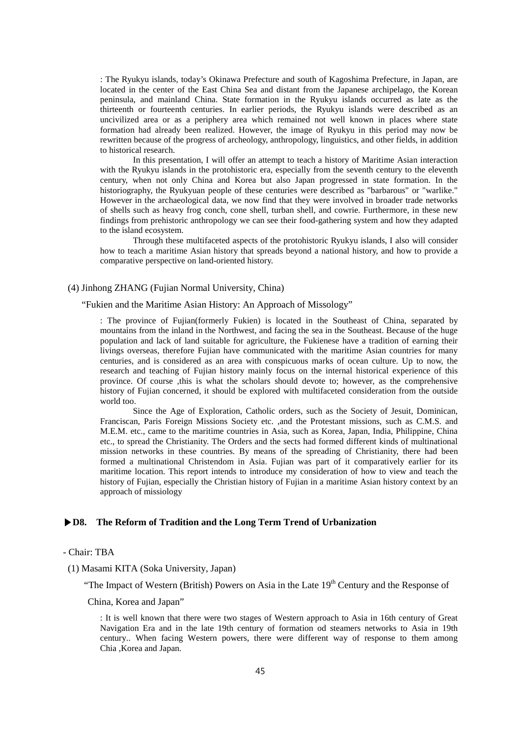: The Ryukyu islands, today's Okinawa Prefecture and south of Kagoshima Prefecture, in Japan, are located in the center of the East China Sea and distant from the Japanese archipelago, the Korean peninsula, and mainland China. State formation in the Ryukyu islands occurred as late as the thirteenth or fourteenth centuries. In earlier periods, the Ryukyu islands were described as an uncivilized area or as a periphery area which remained not well known in places where state formation had already been realized. However, the image of Ryukyu in this period may now be rewritten because of the progress of archeology, anthropology, linguistics, and other fields, in addition to historical research.

In this presentation, I will offer an attempt to teach a history of Maritime Asian interaction with the Ryukyu islands in the protohistoric era, especially from the seventh century to the eleventh century, when not only China and Korea but also Japan progressed in state formation. In the historiography, the Ryukyuan people of these centuries were described as "barbarous" or "warlike." However in the archaeological data, we now find that they were involved in broader trade networks of shells such as heavy frog conch, cone shell, turban shell, and cowrie. Furthermore, in these new findings from prehistoric anthropology we can see their food-gathering system and how they adapted to the island ecosystem.

Through these multifaceted aspects of the protohistoric Ryukyu islands, I also will consider how to teach a maritime Asian history that spreads beyond a national history, and how to provide a comparative perspective on land-oriented history.

(4) Jinhong ZHANG (Fujian Normal University, China)

"Fukien and the Maritime Asian History: An Approach of Missology"

: The province of Fujian(formerly Fukien) is located in the Southeast of China, separated by mountains from the inland in the Northwest, and facing the sea in the Southeast. Because of the huge population and lack of land suitable for agriculture, the Fukienese have a tradition of earning their livings overseas, therefore Fujian have communicated with the maritime Asian countries for many centuries, and is considered as an area with conspicuous marks of ocean culture. Up to now, the research and teaching of Fujian history mainly focus on the internal historical experience of this province. Of course ,this is what the scholars should devote to; however, as the comprehensive history of Fujian concerned, it should be explored with multifaceted consideration from the outside world too.

Since the Age of Exploration, Catholic orders, such as the Society of Jesuit, Dominican, Franciscan, Paris Foreign Missions Society etc. ,and the Protestant missions, such as C.M.S. and M.E.M. etc., came to the maritime countries in Asia, such as Korea, Japan, India, Philippine, China etc., to spread the Christianity. The Orders and the sects had formed different kinds of multinational mission networks in these countries. By means of the spreading of Christianity, there had been formed a multinational Christendom in Asia. Fujian was part of it comparatively earlier for its maritime location. This report intends to introduce my consideration of how to view and teach the history of Fujian, especially the Christian history of Fujian in a maritime Asian history context by an approach of missiology

### ▶D8. The Reform of Tradition and the Long Term Trend of Urbanization

- Chair: TBA

(1) Masami KITA (Soka University, Japan)

"The Impact of Western (British) Powers on Asia in the Late 19th Century and the Response of China, Korea and Japan"

: It is well known that there were two stages of Western approach to Asia in 16th century of Great Navigation Era and in the late 19th century of formation od steamers networks to Asia in 19th century.. When facing Western powers, there were different way of response to them among Chia ,Korea and Japan.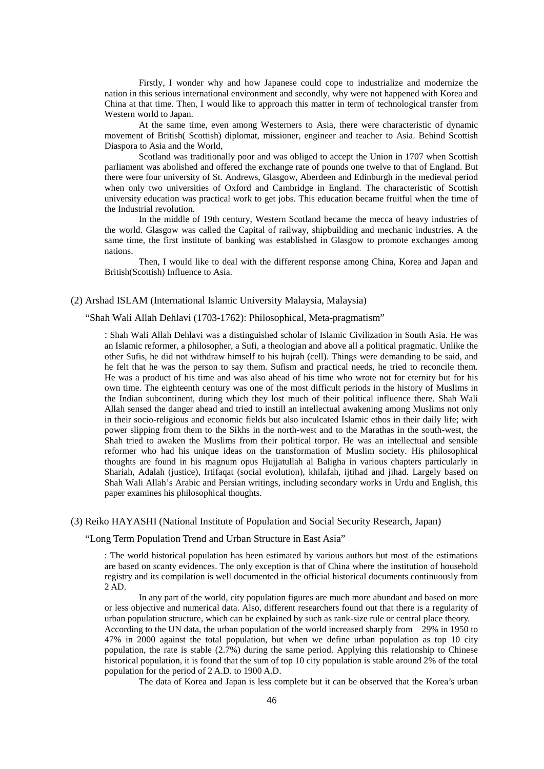Firstly, I wonder why and how Japanese could cope to industrialize and modernize the nation in this serious international environment and secondly, why were not happened with Korea and China at that time. Then, I would like to approach this matter in term of technological transfer from Western world to Japan.

At the same time, even among Westerners to Asia, there were characteristic of dynamic movement of British( Scottish) diplomat, missioner, engineer and teacher to Asia. Behind Scottish Diaspora to Asia and the World,

Scotland was traditionally poor and was obliged to accept the Union in 1707 when Scottish parliament was abolished and offered the exchange rate of pounds one twelve to that of England. But there were four university of St. Andrews, Glasgow, Aberdeen and Edinburgh in the medieval period when only two universities of Oxford and Cambridge in England. The characteristic of Scottish university education was practical work to get jobs. This education became fruitful when the time of the Industrial revolution.

In the middle of 19th century, Western Scotland became the mecca of heavy industries of the world. Glasgow was called the Capital of railway, shipbuilding and mechanic industries. A the same time, the first institute of banking was established in Glasgow to promote exchanges among nations.

Then, I would like to deal with the different response among China, Korea and Japan and British(Scottish) Influence to Asia.

(2) Arshad ISLAM (International Islamic University Malaysia, Malaysia)

"Shah Wali Allah Dehlavi (1703-1762): Philosophical, Meta-pragmatism"

: Shah Wali Allah Dehlavi was a distinguished scholar of Islamic Civilization in South Asia. He was an Islamic reformer, a philosopher, a Sufi, a theologian and above all a political pragmatic. Unlike the other Sufis, he did not withdraw himself to his hujrah (cell). Things were demanding to be said, and he felt that he was the person to say them. Sufism and practical needs, he tried to reconcile them. He was a product of his time and was also ahead of his time who wrote not for eternity but for his own time. The eighteenth century was one of the most difficult periods in the history of Muslims in the Indian subcontinent, during which they lost much of their political influence there. Shah Wali Allah sensed the danger ahead and tried to instill an intellectual awakening among Muslims not only in their socio-religious and economic fields but also inculcated Islamic ethos in their daily life; with power slipping from them to the Sikhs in the north-west and to the Marathas in the south-west, the Shah tried to awaken the Muslims from their political torpor. He was an intellectual and sensible reformer who had his unique ideas on the transformation of Muslim society. His philosophical thoughts are found in his magnum opus Hujjatullah al Baligha in various chapters particularly in Shariah, Adalah (justice), Irtifaqat (social evolution), khilafah, ijtihad and jihad. Largely based on Shah Wali Allah's Arabic and Persian writings, including secondary works in Urdu and English, this paper examines his philosophical thoughts.

(3) Reiko HAYASHI (National Institute of Population and Social Security Research, Japan)

"Long Term Population Trend and Urban Structure in East Asia"

: The world historical population has been estimated by various authors but most of the estimations are based on scanty evidences. The only exception is that of China where the institution of household registry and its compilation is well documented in the official historical documents continuously from 2 AD.

In any part of the world, city population figures are much more abundant and based on more or less objective and numerical data. Also, different researchers found out that there is a regularity of urban population structure, which can be explained by such as rank-size rule or central place theory. According to the UN data, the urban population of the world increased sharply from 29% in 1950 to 47% in 2000 against the total population, but when we define urban population as top 10 city population, the rate is stable (2.7%) during the same period. Applying this relationship to Chinese historical population, it is found that the sum of top 10 city population is stable around 2% of the total population for the period of 2 A.D. to 1900 A.D.

The data of Korea and Japan is less complete but it can be observed that the Korea's urban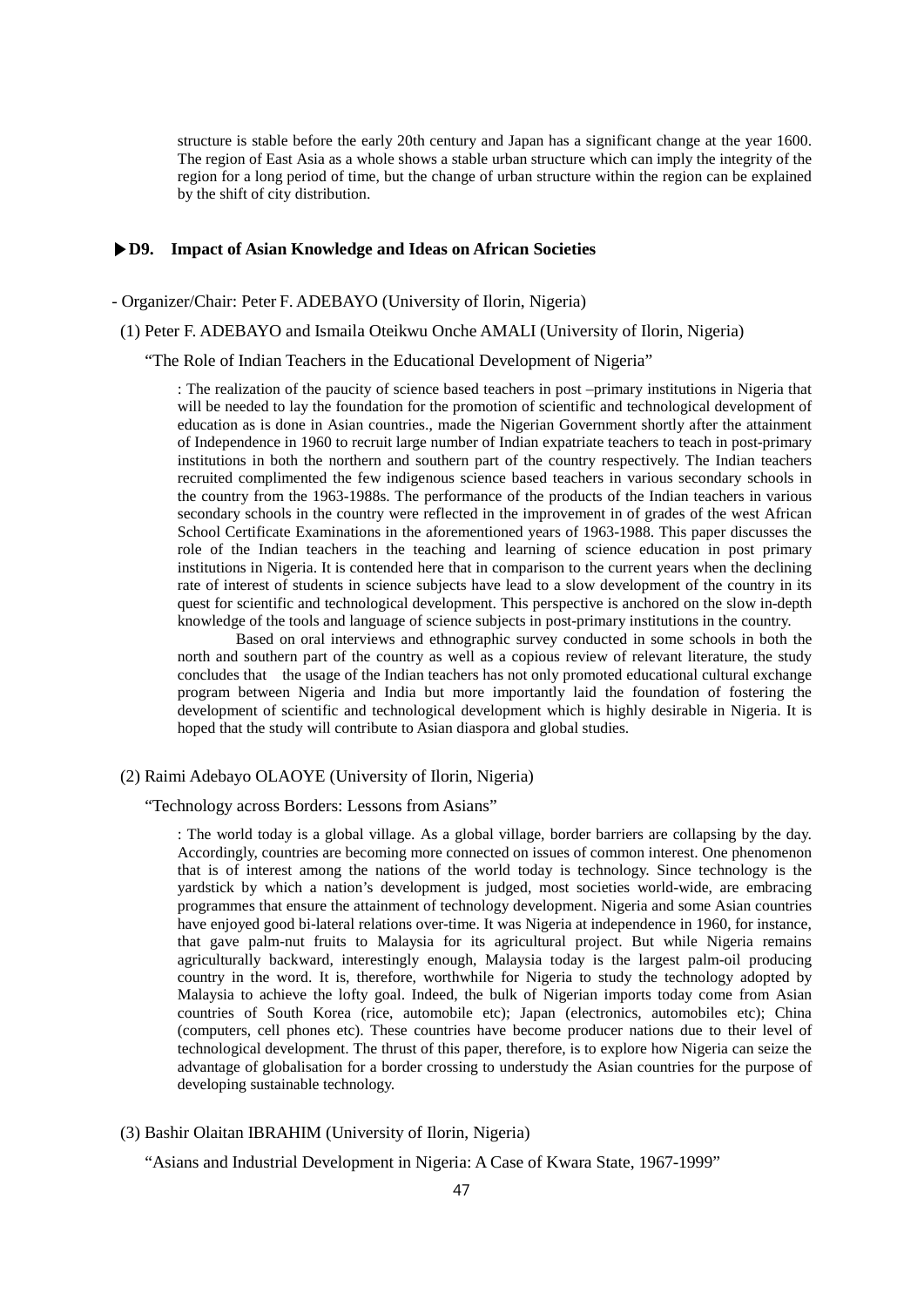structure is stable before the early 20th century and Japan has a significant change at the year 1600. The region of East Asia as a whole shows a stable urban structure which can imply the integrity of the region for a long period of time, but the change of urban structure within the region can be explained by the shift of city distribution.

### ▶D9. Impact of Asian Knowledge and Ideas on African Societies

- Organizer/Chair: Peter F. ADEBAYO (University of Ilorin, Nigeria)

(1) Peter F. ADEBAYO and Ismaila Oteikwu Onche AMALI (University of Ilorin, Nigeria)

"The Role of Indian Teachers in the Educational Development of Nigeria"

: The realization of the paucity of science based teachers in post –primary institutions in Nigeria that will be needed to lay the foundation for the promotion of scientific and technological development of education as is done in Asian countries., made the Nigerian Government shortly after the attainment of Independence in 1960 to recruit large number of Indian expatriate teachers to teach in post-primary institutions in both the northern and southern part of the country respectively. The Indian teachers recruited complimented the few indigenous science based teachers in various secondary schools in the country from the 1963-1988s. The performance of the products of the Indian teachers in various secondary schools in the country were reflected in the improvement in of grades of the west African School Certificate Examinations in the aforementioned years of 1963-1988. This paper discusses the role of the Indian teachers in the teaching and learning of science education in post primary institutions in Nigeria. It is contended here that in comparison to the current years when the declining rate of interest of students in science subjects have lead to a slow development of the country in its quest for scientific and technological development. This perspective is anchored on the slow in-depth knowledge of the tools and language of science subjects in post-primary institutions in the country.

Based on oral interviews and ethnographic survey conducted in some schools in both the north and southern part of the country as well as a copious review of relevant literature, the study concludes that the usage of the Indian teachers has not only promoted educational cultural exchange program between Nigeria and India but more importantly laid the foundation of fostering the development of scientific and technological development which is highly desirable in Nigeria. It is hoped that the study will contribute to Asian diaspora and global studies.

(2) Raimi Adebayo OLAOYE (University of Ilorin, Nigeria)

"Technology across Borders: Lessons from Asians"

: The world today is a global village. As a global village, border barriers are collapsing by the day. Accordingly, countries are becoming more connected on issues of common interest. One phenomenon that is of interest among the nations of the world today is technology. Since technology is the yardstick by which a nation's development is judged, most societies world-wide, are embracing programmes that ensure the attainment of technology development. Nigeria and some Asian countries have enjoyed good bi-lateral relations over-time. It was Nigeria at independence in 1960, for instance, that gave palm-nut fruits to Malaysia for its agricultural project. But while Nigeria remains agriculturally backward, interestingly enough, Malaysia today is the largest palm-oil producing country in the word. It is, therefore, worthwhile for Nigeria to study the technology adopted by Malaysia to achieve the lofty goal. Indeed, the bulk of Nigerian imports today come from Asian countries of South Korea (rice, automobile etc); Japan (electronics, automobiles etc); China (computers, cell phones etc). These countries have become producer nations due to their level of technological development. The thrust of this paper, therefore, is to explore how Nigeria can seize the advantage of globalisation for a border crossing to understudy the Asian countries for the purpose of developing sustainable technology.

(3) Bashir Olaitan IBRAHIM (University of Ilorin, Nigeria)

"Asians and Industrial Development in Nigeria: A Case of Kwara State, 1967-1999"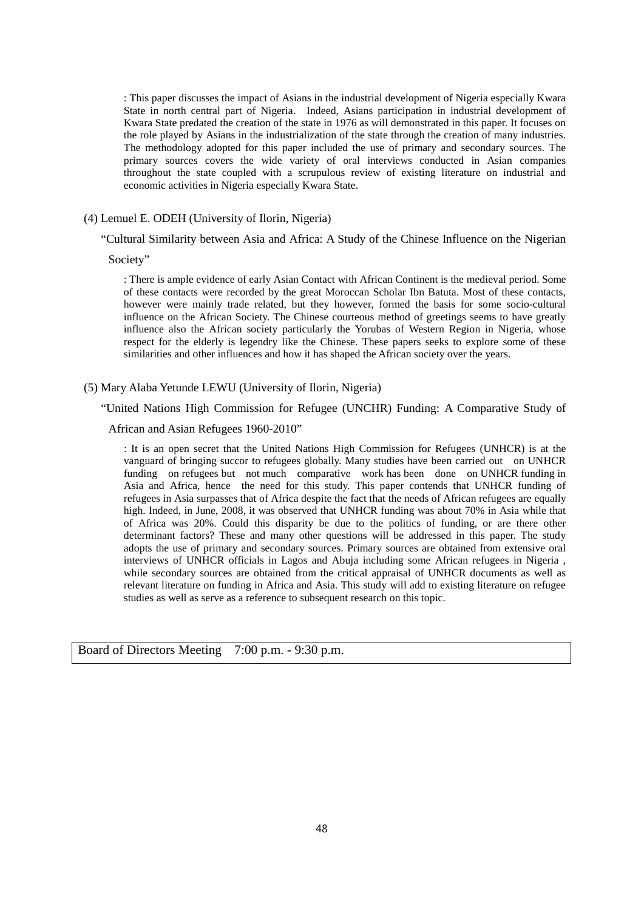: This paper discusses the impact of Asians in the industrial development of Nigeria especially Kwara State in north central part of Nigeria. Indeed, Asians participation in industrial development of Kwara State predated the creation of the state in 1976 as will demonstrated in this paper. It focuses on the role played by Asians in the industrialization of the state through the creation of many industries. The methodology adopted for this paper included the use of primary and secondary sources. The primary sources covers the wide variety of oral interviews conducted in Asian companies throughout the state coupled with a scrupulous review of existing literature on industrial and economic activities in Nigeria especially Kwara State.

(4) Lemuel E. ODEH (University of Ilorin, Nigeria)

"Cultural Similarity between Asia and Africa: A Study of the Chinese Influence on the Nigerian Society"

: There is ample evidence of early Asian Contact with African Continent is the medieval period. Some of these contacts were recorded by the great Moroccan Scholar Ibn Batuta. Most of these contacts, however were mainly trade related, but they however, formed the basis for some socio-cultural influence on the African Society. The Chinese courteous method of greetings seems to have greatly influence also the African society particularly the Yorubas of Western Region in Nigeria, whose respect for the elderly is legendry like the Chinese. These papers seeks to explore some of these similarities and other influences and how it has shaped the African society over the years.

(5) Mary Alaba Yetunde LEWU (University of Ilorin, Nigeria)

"United Nations High Commission for Refugee (UNCHR) Funding: A Comparative Study of African and Asian Refugees 1960-2010"

: It is an open secret that the United Nations High Commission for Refugees (UNHCR) is at the vanguard of bringing succor to refugees globally. Many studies have been carried out on UNHCR funding on refugees but not much comparative work has been done on UNHCR funding in Asia and Africa, hence the need for this study. This paper contends that UNHCR funding of refugees in Asia surpasses that of Africa despite the fact that the needs of African refugees are equally high. Indeed, in June, 2008, it was observed that UNHCR funding was about 70% in Asia while that of Africa was 20%. Could this disparity be due to the politics of funding, or are there other determinant factors? These and many other questions will be addressed in this paper. The study adopts the use of primary and secondary sources. Primary sources are obtained from extensive oral interviews of UNHCR officials in Lagos and Abuja including some African refugees in Nigeria , while secondary sources are obtained from the critical appraisal of UNHCR documents as well as relevant literature on funding in Africa and Asia. This study will add to existing literature on refugee studies as well as serve as a reference to subsequent research on this topic.

| Board of Directors Meeting 7:00 p.m. - 9:30 p.m. |
|---|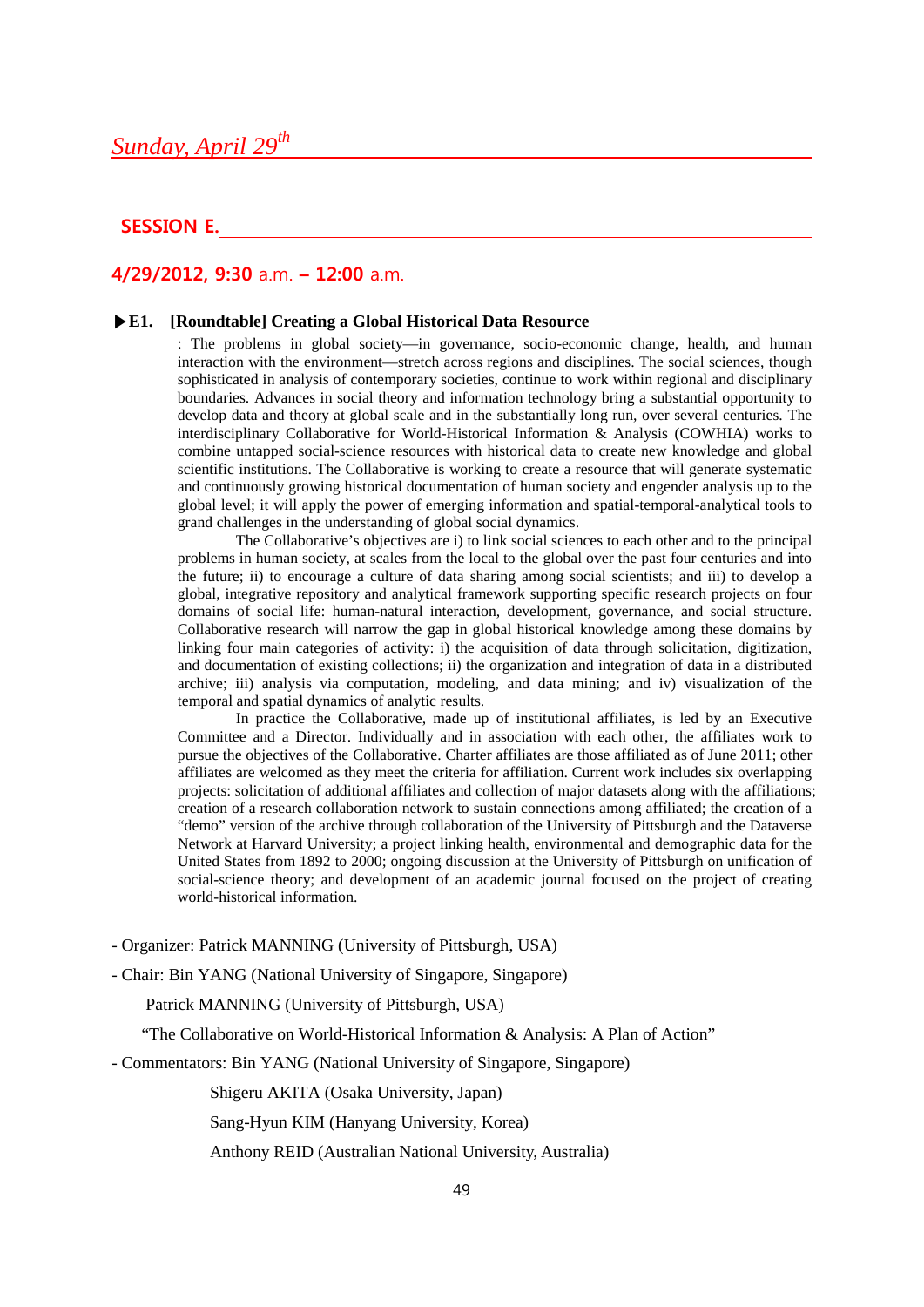# *Sunday, April 29th*

## SESSION E.

### 4/29/2012, 9:30 a.m. – 12:00 a.m.

**▶E1. [Roundtable] Creating a Global Historical Data Resource**

: The problems in global society—in governance, socio-economic change, health, and human interaction with the environment—stretch across regions and disciplines. The social sciences, though sophisticated in analysis of contemporary societies, continue to work within regional and disciplinary boundaries. Advances in social theory and information technology bring a substantial opportunity to develop data and theory at global scale and in the substantially long run, over several centuries. The interdisciplinary Collaborative for World-Historical Information & Analysis (COWHIA) works to combine untapped social-science resources with historical data to create new knowledge and global scientific institutions. The Collaborative is working to create a resource that will generate systematic and continuously growing historical documentation of human society and engender analysis up to the global level; it will apply the power of emerging information and spatial-temporal-analytical tools to grand challenges in the understanding of global social dynamics.

The Collaborative's objectives are i) to link social sciences to each other and to the principal problems in human society, at scales from the local to the global over the past four centuries and into the future; ii) to encourage a culture of data sharing among social scientists; and iii) to develop a global, integrative repository and analytical framework supporting specific research projects on four domains of social life: human-natural interaction, development, governance, and social structure. Collaborative research will narrow the gap in global historical knowledge among these domains by linking four main categories of activity: i) the acquisition of data through solicitation, digitization, and documentation of existing collections; ii) the organization and integration of data in a distributed archive; iii) analysis via computation, modeling, and data mining; and iv) visualization of the temporal and spatial dynamics of analytic results.

In practice the Collaborative, made up of institutional affiliates, is led by an Executive Committee and a Director. Individually and in association with each other, the affiliates work to pursue the objectives of the Collaborative. Charter affiliates are those affiliated as of June 2011; other affiliates are welcomed as they meet the criteria for affiliation. Current work includes six overlapping projects: solicitation of additional affiliates and collection of major datasets along with the affiliations; creation of a research collaboration network to sustain connections among affiliated; the creation of a "demo" version of the archive through collaboration of the University of Pittsburgh and the Dataverse Network at Harvard University; a project linking health, environmental and demographic data for the United States from 1892 to 2000; ongoing discussion at the University of Pittsburgh on unification of social-science theory; and development of an academic journal focused on the project of creating world-historical information.

- Organizer: Patrick MANNING (University of Pittsburgh, USA)
- Chair: Bin YANG (National University of Singapore, Singapore)

Patrick MANNING (University of Pittsburgh, USA)

"The Collaborative on World-Historical Information & Analysis: A Plan of Action"

- Commentators: Bin YANG (National University of Singapore, Singapore)

Shigeru AKITA (Osaka University, Japan)

Sang-Hyun KIM (Hanyang University, Korea)

Anthony REID (Australian National University, Australia)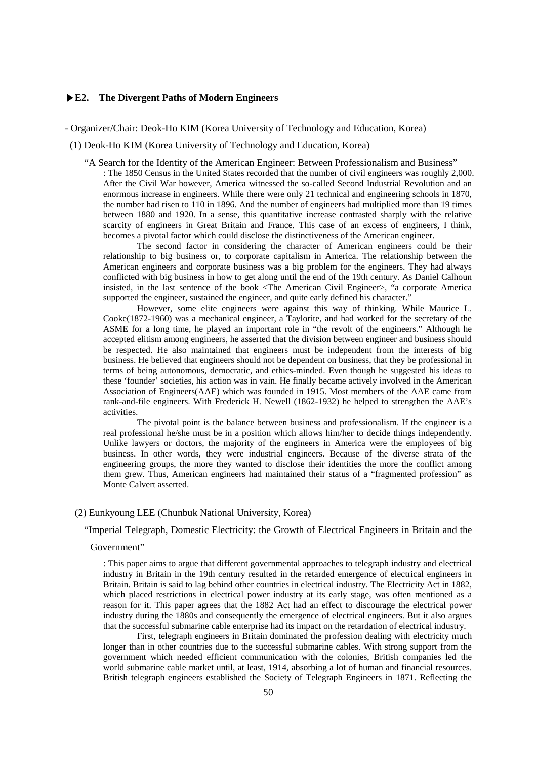### ▶E2. The Divergent Paths of Modern Engineers

- Organizer/Chair: Deok-Ho KIM (Korea University of Technology and Education, Korea)

(1) Deok-Ho KIM (Korea University of Technology and Education, Korea)

"A Search for the Identity of the American Engineer: Between Professionalism and Business"

: The 1850 Census in the United States recorded that the number of civil engineers was roughly 2,000. After the Civil War however, America witnessed the so-called Second Industrial Revolution and an enormous increase in engineers. While there were only 21 technical and engineering schools in 1870, the number had risen to 110 in 1896. And the number of engineers had multiplied more than 19 times between 1880 and 1920. In a sense, this quantitative increase contrasted sharply with the relative scarcity of engineers in Great Britain and France. This case of an excess of engineers, I think, becomes a pivotal factor which could disclose the distinctiveness of the American engineer.

The second factor in considering the character of American engineers could be their relationship to big business or, to corporate capitalism in America. The relationship between the American engineers and corporate business was a big problem for the engineers. They had always conflicted with big business in how to get along until the end of the 19th century. As Daniel Calhoun insisted, in the last sentence of the book <The American Civil Engineer>, "a corporate America supported the engineer, sustained the engineer, and quite early defined his character."

However, some elite engineers were against this way of thinking. While Maurice L. Cooke(1872-1960) was a mechanical engineer, a Taylorite, and had worked for the secretary of the ASME for a long time, he played an important role in "the revolt of the engineers." Although he accepted elitism among engineers, he asserted that the division between engineer and business should be respected. He also maintained that engineers must be independent from the interests of big business. He believed that engineers should not be dependent on business, that they be professional in terms of being autonomous, democratic, and ethics-minded. Even though he suggested his ideas to these 'founder' societies, his action was in vain. He finally became actively involved in the American Association of Engineers(AAE) which was founded in 1915. Most members of the AAE came from rank-and-file engineers. With Frederick H. Newell (1862-1932) he helped to strengthen the AAE's activities.

The pivotal point is the balance between business and professionalism. If the engineer is a real professional he/she must be in a position which allows him/her to decide things independently. Unlike lawyers or doctors, the majority of the engineers in America were the employees of big business. In other words, they were industrial engineers. Because of the diverse strata of the engineering groups, the more they wanted to disclose their identities the more the conflict among them grew. Thus, American engineers had maintained their status of a "fragmented profession" as Monte Calvert asserted.

(2) Eunkyoung LEE (Chunbuk National University, Korea)

"Imperial Telegraph, Domestic Electricity: the Growth of Electrical Engineers in Britain and the Government"

: This paper aims to argue that different governmental approaches to telegraph industry and electrical industry in Britain in the 19th century resulted in the retarded emergence of electrical engineers in Britain. Britain is said to lag behind other countries in electrical industry. The Electricity Act in 1882, which placed restrictions in electrical power industry at its early stage, was often mentioned as a reason for it. This paper agrees that the 1882 Act had an effect to discourage the electrical power industry during the 1880s and consequently the emergence of electrical engineers. But it also argues that the successful submarine cable enterprise had its impact on the retardation of electrical industry.

First, telegraph engineers in Britain dominated the profession dealing with electricity much longer than in other countries due to the successful submarine cables. With strong support from the government which needed efficient communication with the colonies, British companies led the world submarine cable market until, at least, 1914, absorbing a lot of human and financial resources. British telegraph engineers established the Society of Telegraph Engineers in 1871. Reflecting the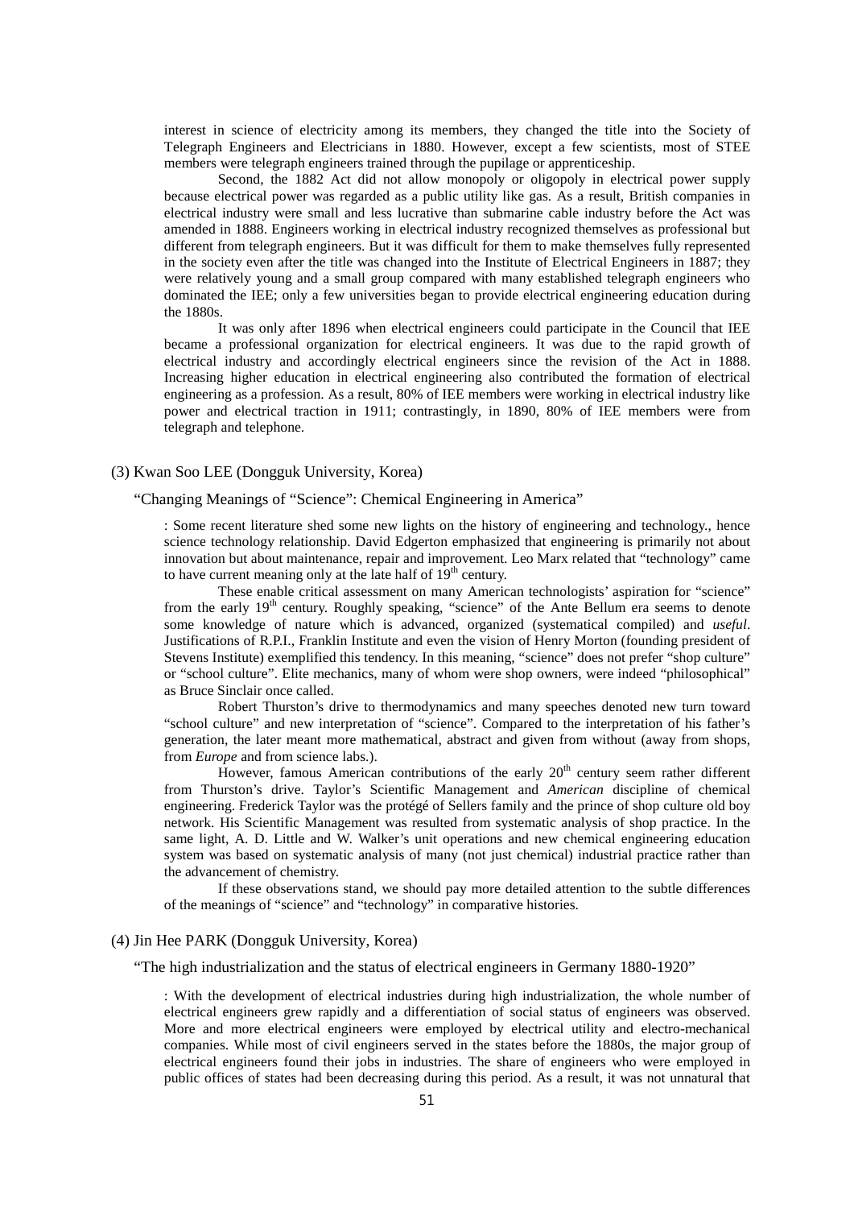interest in science of electricity among its members, they changed the title into the Society of Telegraph Engineers and Electricians in 1880. However, except a few scientists, most of STEE members were telegraph engineers trained through the pupilage or apprenticeship.

Second, the 1882 Act did not allow monopoly or oligopoly in electrical power supply because electrical power was regarded as a public utility like gas. As a result, British companies in electrical industry were small and less lucrative than submarine cable industry before the Act was amended in 1888. Engineers working in electrical industry recognized themselves as professional but different from telegraph engineers. But it was difficult for them to make themselves fully represented in the society even after the title was changed into the Institute of Electrical Engineers in 1887; they were relatively young and a small group compared with many established telegraph engineers who dominated the IEE; only a few universities began to provide electrical engineering education during the 1880s.

It was only after 1896 when electrical engineers could participate in the Council that IEE became a professional organization for electrical engineers. It was due to the rapid growth of electrical industry and accordingly electrical engineers since the revision of the Act in 1888. Increasing higher education in electrical engineering also contributed the formation of electrical engineering as a profession. As a result, 80% of IEE members were working in electrical industry like power and electrical traction in 1911; contrastingly, in 1890, 80% of IEE members were from telegraph and telephone.

(3) Kwan Soo LEE (Dongguk University, Korea)

"Changing Meanings of "Science": Chemical Engineering in America"

: Some recent literature shed some new lights on the history of engineering and technology., hence science technology relationship. David Edgerton emphasized that engineering is primarily not about innovation but about maintenance, repair and improvement. Leo Marx related that "technology" came to have current meaning only at the late half of 19th century.

These enable critical assessment on many American technologists' aspiration for "science" from the early 19th century. Roughly speaking, "science" of the Ante Bellum era seems to denote some knowledge of nature which is advanced, organized (systematical compiled) and *useful*. Justifications of R.P.I., Franklin Institute and even the vision of Henry Morton (founding president of Stevens Institute) exemplified this tendency. In this meaning, "science" does not prefer "shop culture" or "school culture". Elite mechanics, many of whom were shop owners, were indeed "philosophical" as Bruce Sinclair once called.

Robert Thurston's drive to thermodynamics and many speeches denoted new turn toward "school culture" and new interpretation of "science". Compared to the interpretation of his father's generation, the later meant more mathematical, abstract and given from without (away from shops, from *Europe* and from science labs.).

However, famous American contributions of the early 20th century seem rather different from Thurston's drive. Taylor's Scientific Management and *American* discipline of chemical engineering. Frederick Taylor was the protégé of Sellers family and the prince of shop culture old boy network. His Scientific Management was resulted from systematic analysis of shop practice. In the same light, A. D. Little and W. Walker's unit operations and new chemical engineering education system was based on systematic analysis of many (not just chemical) industrial practice rather than the advancement of chemistry.

If these observations stand, we should pay more detailed attention to the subtle differences of the meanings of "science" and "technology" in comparative histories.

(4) Jin Hee PARK (Dongguk University, Korea)

"The high industrialization and the status of electrical engineers in Germany 1880-1920"

: With the development of electrical industries during high industrialization, the whole number of electrical engineers grew rapidly and a differentiation of social status of engineers was observed. More and more electrical engineers were employed by electrical utility and electro-mechanical companies. While most of civil engineers served in the states before the 1880s, the major group of electrical engineers found their jobs in industries. The share of engineers who were employed in public offices of states had been decreasing during this period. As a result, it was not unnatural that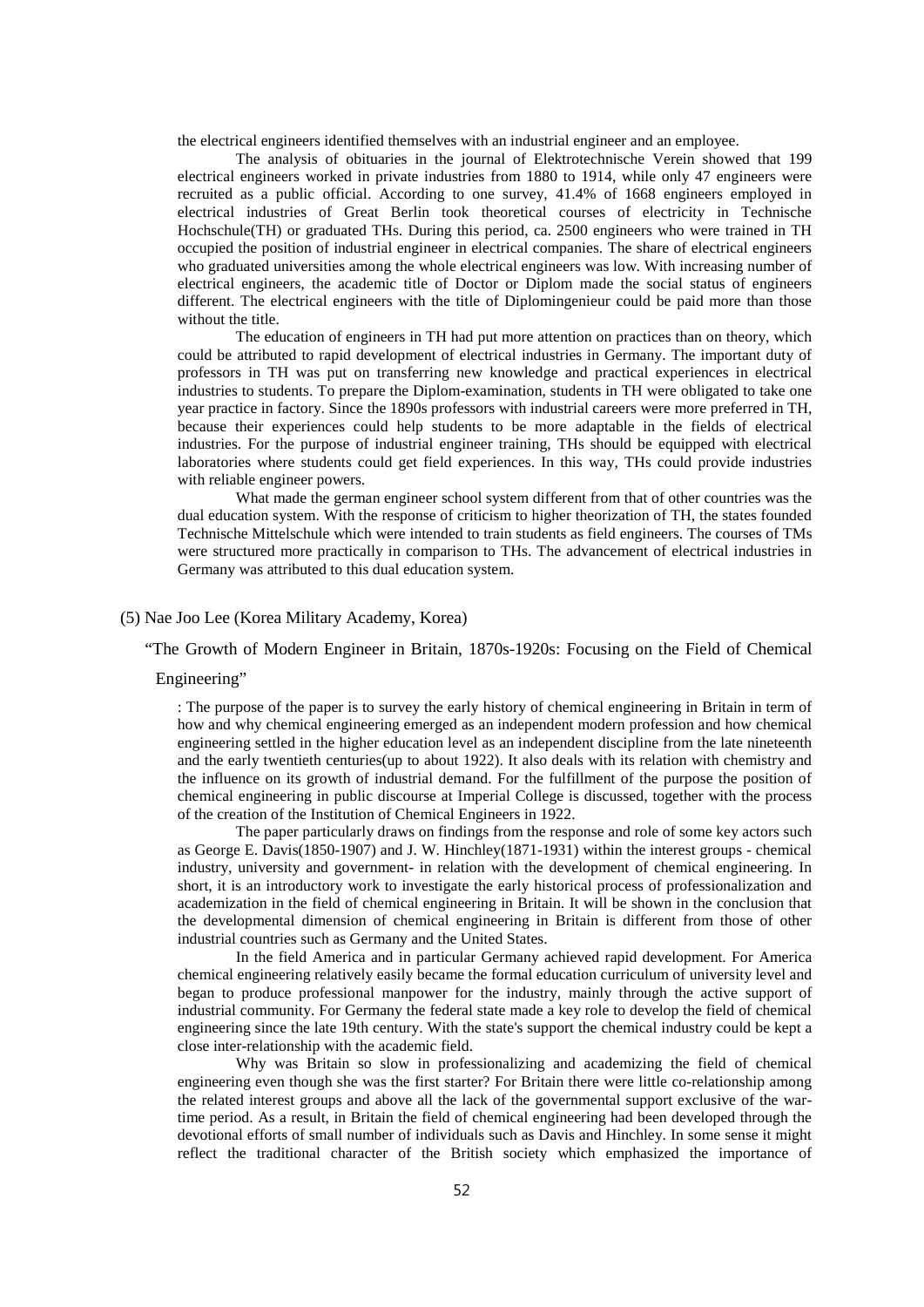the electrical engineers identified themselves with an industrial engineer and an employee.

The analysis of obituaries in the journal of Elektrotechnische Verein showed that 199 electrical engineers worked in private industries from 1880 to 1914, while only 47 engineers were recruited as a public official. According to one survey, 41.4% of 1668 engineers employed in electrical industries of Great Berlin took theoretical courses of electricity in Technische Hochschule(TH) or graduated THs. During this period, ca. 2500 engineers who were trained in TH occupied the position of industrial engineer in electrical companies. The share of electrical engineers who graduated universities among the whole electrical engineers was low. With increasing number of electrical engineers, the academic title of Doctor or Diplom made the social status of engineers different. The electrical engineers with the title of Diplomingenieur could be paid more than those without the title.

The education of engineers in TH had put more attention on practices than on theory, which could be attributed to rapid development of electrical industries in Germany. The important duty of professors in TH was put on transferring new knowledge and practical experiences in electrical industries to students. To prepare the Diplom-examination, students in TH were obligated to take one year practice in factory. Since the 1890s professors with industrial careers were more preferred in TH, because their experiences could help students to be more adaptable in the fields of electrical industries. For the purpose of industrial engineer training, THs should be equipped with electrical laboratories where students could get field experiences. In this way, THs could provide industries with reliable engineer powers.

What made the german engineer school system different from that of other countries was the dual education system. With the response of criticism to higher theorization of TH, the states founded Technische Mittelschule which were intended to train students as field engineers. The courses of TMs were structured more practically in comparison to THs. The advancement of electrical industries in Germany was attributed to this dual education system.

(5) Nae Joo Lee (Korea Military Academy, Korea)

"The Growth of Modern Engineer in Britain, 1870s-1920s: Focusing on the Field of Chemical Engineering"

: The purpose of the paper is to survey the early history of chemical engineering in Britain in term of how and why chemical engineering emerged as an independent modern profession and how chemical engineering settled in the higher education level as an independent discipline from the late nineteenth and the early twentieth centuries(up to about 1922). It also deals with its relation with chemistry and the influence on its growth of industrial demand. For the fulfillment of the purpose the position of chemical engineering in public discourse at Imperial College is discussed, together with the process of the creation of the Institution of Chemical Engineers in 1922.

The paper particularly draws on findings from the response and role of some key actors such as George E. Davis(1850-1907) and J. W. Hinchley(1871-1931) within the interest groups - chemical industry, university and government- in relation with the development of chemical engineering. In short, it is an introductory work to investigate the early historical process of professionalization and academization in the field of chemical engineering in Britain. It will be shown in the conclusion that the developmental dimension of chemical engineering in Britain is different from those of other industrial countries such as Germany and the United States.

In the field America and in particular Germany achieved rapid development. For America chemical engineering relatively easily became the formal education curriculum of university level and began to produce professional manpower for the industry, mainly through the active support of industrial community. For Germany the federal state made a key role to develop the field of chemical engineering since the late 19th century. With the state's support the chemical industry could be kept a close inter-relationship with the academic field.

Why was Britain so slow in professionalizing and academizing the field of chemical engineering even though she was the first starter? For Britain there were little co-relationship among the related interest groups and above all the lack of the governmental support exclusive of the war-time period. As a result, in Britain the field of chemical engineering had been developed through the devotional efforts of small number of individuals such as Davis and Hinchley. In some sense it might reflect the traditional character of the British society which emphasized the importance of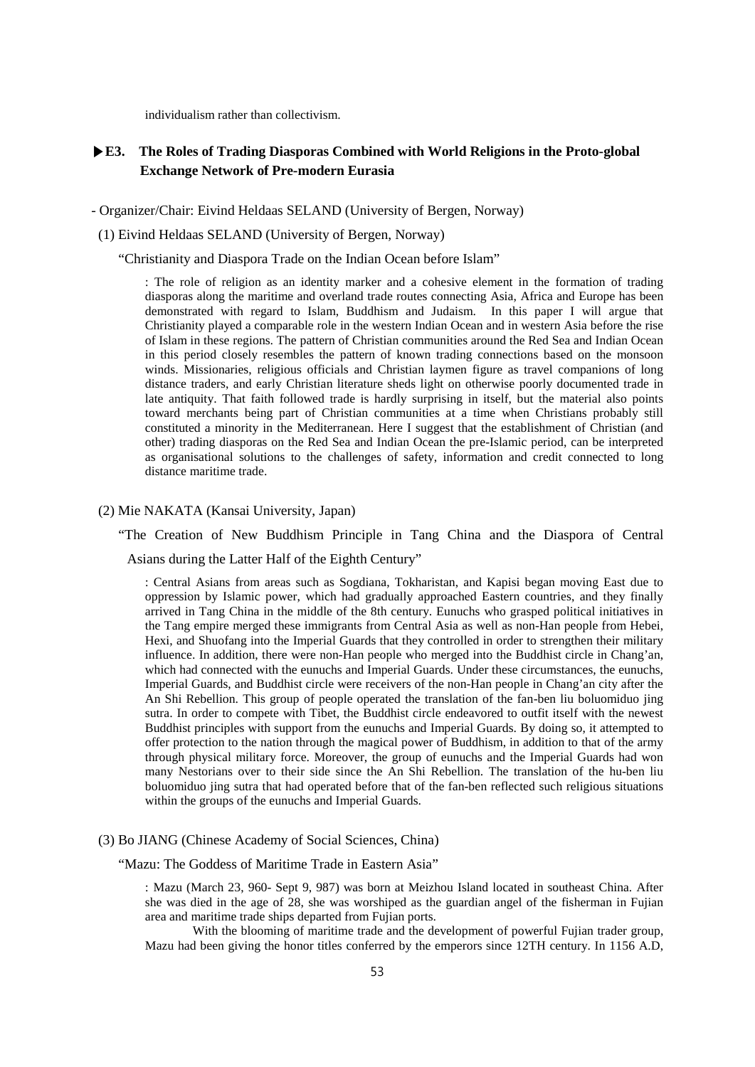individualism rather than collectivism.

### ▶E3. The Roles of Trading Diasporas Combined with World Religions in the Proto-global Exchange Network of Pre-modern Eurasia

- Organizer/Chair: Eivind Heldaas SELAND (University of Bergen, Norway)

(1) Eivind Heldaas SELAND (University of Bergen, Norway)

"Christianity and Diaspora Trade on the Indian Ocean before Islam"

: The role of religion as an identity marker and a cohesive element in the formation of trading diasporas along the maritime and overland trade routes connecting Asia, Africa and Europe has been demonstrated with regard to Islam, Buddhism and Judaism. In this paper I will argue that Christianity played a comparable role in the western Indian Ocean and in western Asia before the rise of Islam in these regions. The pattern of Christian communities around the Red Sea and Indian Ocean in this period closely resembles the pattern of known trading connections based on the monsoon winds. Missionaries, religious officials and Christian laymen figure as travel companions of long distance traders, and early Christian literature sheds light on otherwise poorly documented trade in late antiquity. That faith followed trade is hardly surprising in itself, but the material also points toward merchants being part of Christian communities at a time when Christians probably still constituted a minority in the Mediterranean. Here I suggest that the establishment of Christian (and other) trading diasporas on the Red Sea and Indian Ocean the pre-Islamic period, can be interpreted as organisational solutions to the challenges of safety, information and credit connected to long distance maritime trade.

(2) Mie NAKATA (Kansai University, Japan)

"The Creation of New Buddhism Principle in Tang China and the Diaspora of Central Asians during the Latter Half of the Eighth Century"

: Central Asians from areas such as Sogdiana, Tokharistan, and Kapisi began moving East due to oppression by Islamic power, which had gradually approached Eastern countries, and they finally arrived in Tang China in the middle of the 8th century. Eunuchs who grasped political initiatives in the Tang empire merged these immigrants from Central Asia as well as non-Han people from Hebei, Hexi, and Shuofang into the Imperial Guards that they controlled in order to strengthen their military influence. In addition, there were non-Han people who merged into the Buddhist circle in Chang'an, which had connected with the eunuchs and Imperial Guards. Under these circumstances, the eunuchs, Imperial Guards, and Buddhist circle were receivers of the non-Han people in Chang'an city after the An Shi Rebellion. This group of people operated the translation of the fan-ben liu boluomiduo jing sutra. In order to compete with Tibet, the Buddhist circle endeavored to outfit itself with the newest Buddhist principles with support from the eunuchs and Imperial Guards. By doing so, it attempted to offer protection to the nation through the magical power of Buddhism, in addition to that of the army through physical military force. Moreover, the group of eunuchs and the Imperial Guards had won many Nestorians over to their side since the An Shi Rebellion. The translation of the hu-ben liu boluomiduo jing sutra that had operated before that of the fan-ben reflected such religious situations within the groups of the eunuchs and Imperial Guards.

(3) Bo JIANG (Chinese Academy of Social Sciences, China)

"Mazu: The Goddess of Maritime Trade in Eastern Asia"

: Mazu (March 23, 960- Sept 9, 987) was born at Meizhou Island located in southeast China. After she was died in the age of 28, she was worshiped as the guardian angel of the fisherman in Fujian area and maritime trade ships departed from Fujian ports.

With the blooming of maritime trade and the development of powerful Fujian trader group, Mazu had been giving the honor titles conferred by the emperors since 12TH century. In 1156 A.D,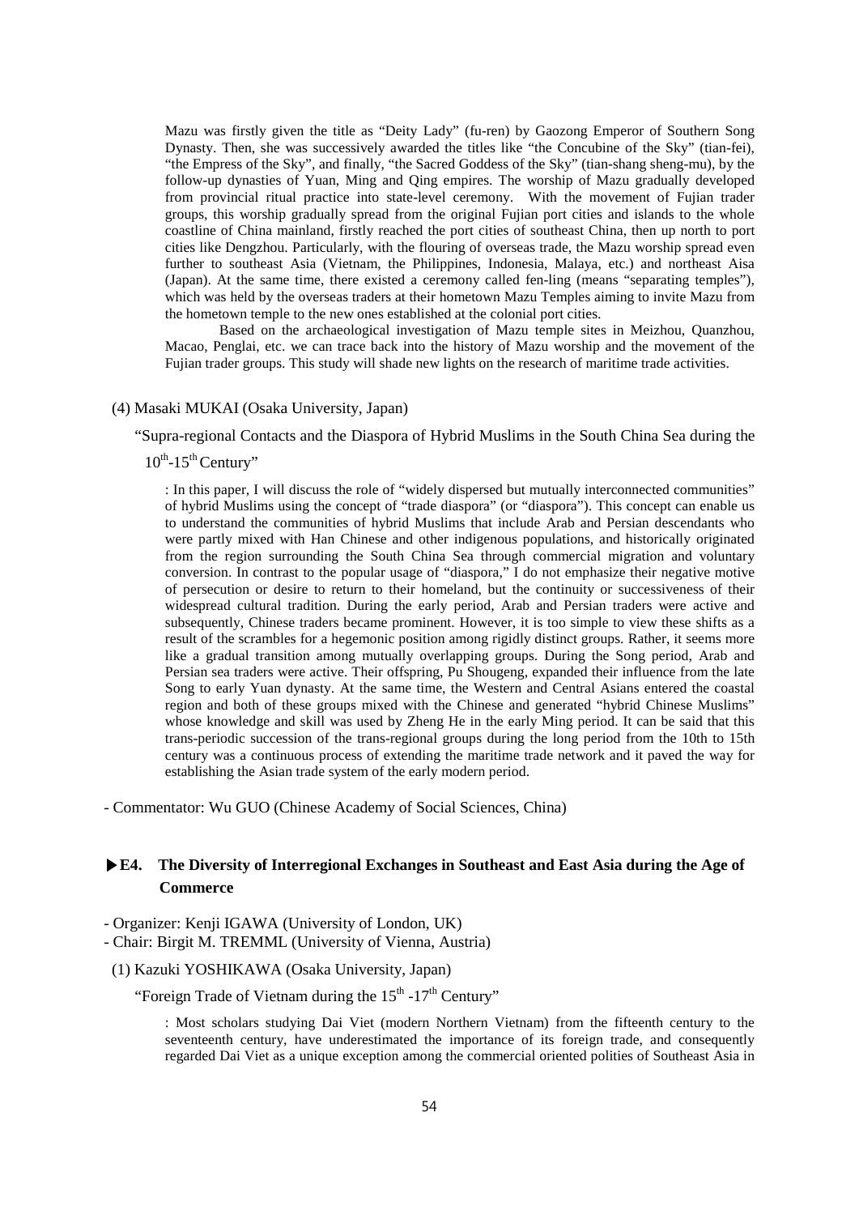Mazu was firstly given the title as "Deity Lady" (fu-ren) by Gaozong Emperor of Southern Song Dynasty. Then, she was successively awarded the titles like "the Concubine of the Sky" (tian-fei), "the Empress of the Sky", and finally, "the Sacred Goddess of the Sky" (tian-shang sheng-mu), by the follow-up dynasties of Yuan, Ming and Qing empires. The worship of Mazu gradually developed from provincial ritual practice into state-level ceremony. With the movement of Fujian trader groups, this worship gradually spread from the original Fujian port cities and islands to the whole coastline of China mainland, firstly reached the port cities of southeast China, then up north to port cities like Dengzhou. Particularly, with the flouring of overseas trade, the Mazu worship spread even further to southeast Asia (Vietnam, the Philippines, Indonesia, Malaya, etc.) and northeast Aisa (Japan). At the same time, there existed a ceremony called fen-ling (means "separating temples"), which was held by the overseas traders at their hometown Mazu Temples aiming to invite Mazu from the hometown temple to the new ones established at the colonial port cities.

Based on the archaeological investigation of Mazu temple sites in Meizhou, Quanzhou, Macao, Penglai, etc. we can trace back into the history of Mazu worship and the movement of the Fujian trader groups. This study will shade new lights on the research of maritime trade activities.

(4) Masaki MUKAI (Osaka University, Japan)

"Supra-regional Contacts and the Diaspora of Hybrid Muslims in the South China Sea during the 10th-15th Century"

: In this paper, I will discuss the role of "widely dispersed but mutually interconnected communities" of hybrid Muslims using the concept of "trade diaspora" (or "diaspora"). This concept can enable us to understand the communities of hybrid Muslims that include Arab and Persian descendants who were partly mixed with Han Chinese and other indigenous populations, and historically originated from the region surrounding the South China Sea through commercial migration and voluntary conversion. In contrast to the popular usage of "diaspora," I do not emphasize their negative motive of persecution or desire to return to their homeland, but the continuity or successiveness of their widespread cultural tradition. During the early period, Arab and Persian traders were active and subsequently, Chinese traders became prominent. However, it is too simple to view these shifts as a result of the scrambles for a hegemonic position among rigidly distinct groups. Rather, it seems more like a gradual transition among mutually overlapping groups. During the Song period, Arab and Persian sea traders were active. Their offspring, Pu Shougeng, expanded their influence from the late Song to early Yuan dynasty. At the same time, the Western and Central Asians entered the coastal region and both of these groups mixed with the Chinese and generated "hybrid Chinese Muslims" whose knowledge and skill was used by Zheng He in the early Ming period. It can be said that this trans-periodic succession of the trans-regional groups during the long period from the 10th to 15th century was a continuous process of extending the maritime trade network and it paved the way for establishing the Asian trade system of the early modern period.

- Commentator: Wu GUO (Chinese Academy of Social Sciences, China)

### ▶E4. The Diversity of Interregional Exchanges in Southeast and East Asia during the Age of Commerce

- Organizer: Kenji IGAWA (University of London, UK)
- Chair: Birgit M. TREMML (University of Vienna, Austria)

(1) Kazuki YOSHIKAWA (Osaka University, Japan)

"Foreign Trade of Vietnam during the 15th -17th Century"

: Most scholars studying Dai Viet (modern Northern Vietnam) from the fifteenth century to the seventeenth century, have underestimated the importance of its foreign trade, and consequently regarded Dai Viet as a unique exception among the commercial oriented polities of Southeast Asia in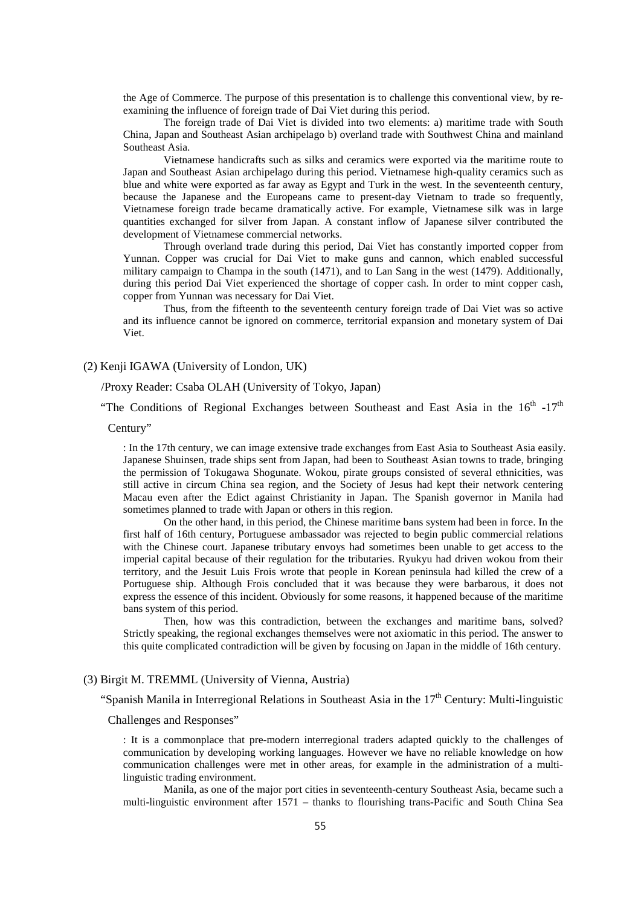the Age of Commerce. The purpose of this presentation is to challenge this conventional view, by re-examining the influence of foreign trade of Dai Viet during this period.

The foreign trade of Dai Viet is divided into two elements: a) maritime trade with South China, Japan and Southeast Asian archipelago b) overland trade with Southwest China and mainland Southeast Asia.

Vietnamese handicrafts such as silks and ceramics were exported via the maritime route to Japan and Southeast Asian archipelago during this period. Vietnamese high-quality ceramics such as blue and white were exported as far away as Egypt and Turk in the west. In the seventeenth century, because the Japanese and the Europeans came to present-day Vietnam to trade so frequently, Vietnamese foreign trade became dramatically active. For example, Vietnamese silk was in large quantities exchanged for silver from Japan. A constant inflow of Japanese silver contributed the development of Vietnamese commercial networks.

Through overland trade during this period, Dai Viet has constantly imported copper from Yunnan. Copper was crucial for Dai Viet to make guns and cannon, which enabled successful military campaign to Champa in the south (1471), and to Lan Sang in the west (1479). Additionally, during this period Dai Viet experienced the shortage of copper cash. In order to mint copper cash, copper from Yunnan was necessary for Dai Viet.

Thus, from the fifteenth to the seventeenth century foreign trade of Dai Viet was so active and its influence cannot be ignored on commerce, territorial expansion and monetary system of Dai Viet.

(2) Kenji IGAWA (University of London, UK)

/Proxy Reader: Csaba OLAH (University of Tokyo, Japan)

"The Conditions of Regional Exchanges between Southeast and East Asia in the $16^{th}$ -$17^{th}$ Century"

: In the 17th century, we can image extensive trade exchanges from East Asia to Southeast Asia easily. Japanese Shuinsen, trade ships sent from Japan, had been to Southeast Asian towns to trade, bringing the permission of Tokugawa Shogunate. Wokou, pirate groups consisted of several ethnicities, was still active in circum China sea region, and the Society of Jesus had kept their network centering Macau even after the Edict against Christianity in Japan. The Spanish governor in Manila had sometimes planned to trade with Japan or others in this region.

On the other hand, in this period, the Chinese maritime bans system had been in force. In the first half of 16th century, Portuguese ambassador was rejected to begin public commercial relations with the Chinese court. Japanese tributary envoys had sometimes been unable to get access to the imperial capital because of their regulation for the tributaries. Ryukyu had driven wokou from their territory, and the Jesuit Luis Frois wrote that people in Korean peninsula had killed the crew of a Portuguese ship. Although Frois concluded that it was because they were barbarous, it does not express the essence of this incident. Obviously for some reasons, it happened because of the maritime bans system of this period.

Then, how was this contradiction, between the exchanges and maritime bans, solved? Strictly speaking, the regional exchanges themselves were not axiomatic in this period. The answer to this quite complicated contradiction will be given by focusing on Japan in the middle of 16th century.

(3) Birgit M. TREMML (University of Vienna, Austria)

"Spanish Manila in Interregional Relations in Southeast Asia in the $17^{th}$ Century: Multi-linguistic Challenges and Responses"

: It is a commonplace that pre-modern interregional traders adapted quickly to the challenges of communication by developing working languages. However we have no reliable knowledge on how communication challenges were met in other areas, for example in the administration of a multi-linguistic trading environment.

Manila, as one of the major port cities in seventeenth-century Southeast Asia, became such a multi-linguistic environment after 1571 – thanks to flourishing trans-Pacific and South China Sea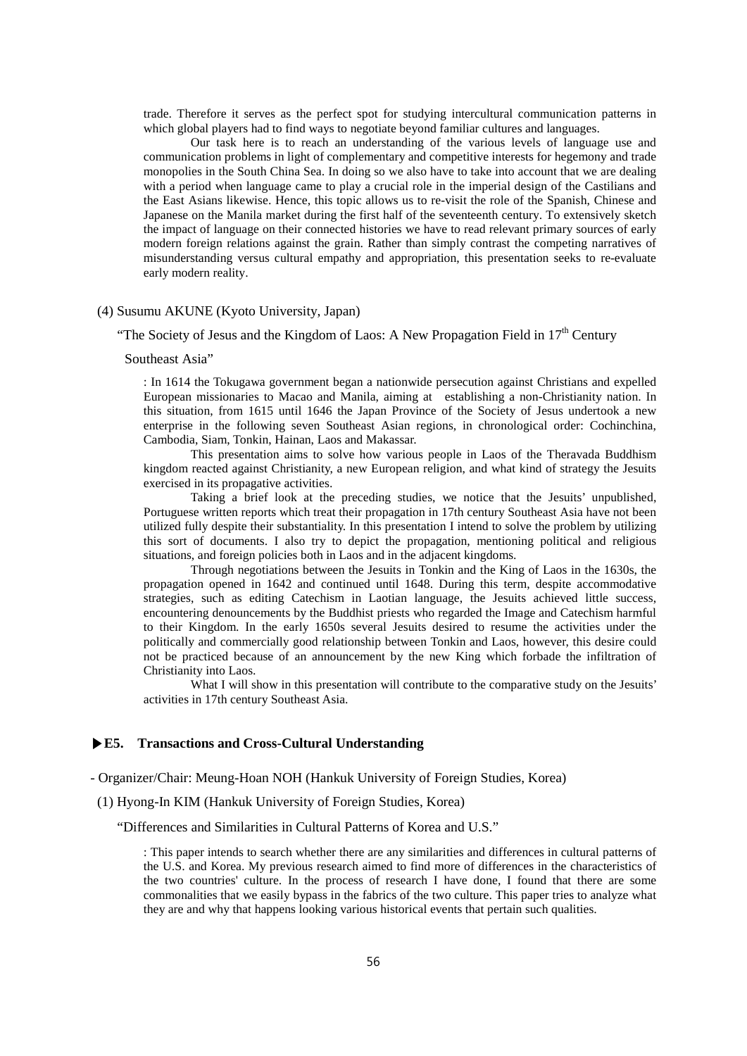trade. Therefore it serves as the perfect spot for studying intercultural communication patterns in which global players had to find ways to negotiate beyond familiar cultures and languages.

Our task here is to reach an understanding of the various levels of language use and communication problems in light of complementary and competitive interests for hegemony and trade monopolies in the South China Sea. In doing so we also have to take into account that we are dealing with a period when language came to play a crucial role in the imperial design of the Castilians and the East Asians likewise. Hence, this topic allows us to re-visit the role of the Spanish, Chinese and Japanese on the Manila market during the first half of the seventeenth century. To extensively sketch the impact of language on their connected histories we have to read relevant primary sources of early modern foreign relations against the grain. Rather than simply contrast the competing narratives of misunderstanding versus cultural empathy and appropriation, this presentation seeks to re-evaluate early modern reality.

(4) Susumu AKUNE (Kyoto University, Japan)

"The Society of Jesus and the Kingdom of Laos: A New Propagation Field in 17th Century Southeast Asia"

: In 1614 the Tokugawa government began a nationwide persecution against Christians and expelled European missionaries to Macao and Manila, aiming at establishing a non-Christianity nation. In this situation, from 1615 until 1646 the Japan Province of the Society of Jesus undertook a new enterprise in the following seven Southeast Asian regions, in chronological order: Cochinchina, Cambodia, Siam, Tonkin, Hainan, Laos and Makassar.

This presentation aims to solve how various people in Laos of the Theravada Buddhism kingdom reacted against Christianity, a new European religion, and what kind of strategy the Jesuits exercised in its propagative activities.

Taking a brief look at the preceding studies, we notice that the Jesuits' unpublished, Portuguese written reports which treat their propagation in 17th century Southeast Asia have not been utilized fully despite their substantiality. In this presentation I intend to solve the problem by utilizing this sort of documents. I also try to depict the propagation, mentioning political and religious situations, and foreign policies both in Laos and in the adjacent kingdoms.

Through negotiations between the Jesuits in Tonkin and the King of Laos in the 1630s, the propagation opened in 1642 and continued until 1648. During this term, despite accommodative strategies, such as editing Catechism in Laotian language, the Jesuits achieved little success, encountering denouncements by the Buddhist priests who regarded the Image and Catechism harmful to their Kingdom. In the early 1650s several Jesuits desired to resume the activities under the politically and commercially good relationship between Tonkin and Laos, however, this desire could not be practiced because of an announcement by the new King which forbade the infiltration of Christianity into Laos.

What I will show in this presentation will contribute to the comparative study on the Jesuits' activities in 17th century Southeast Asia.

### ▶E5. Transactions and Cross-Cultural Understanding

- Organizer/Chair: Meung-Hoan NOH (Hankuk University of Foreign Studies, Korea)

(1) Hyong-In KIM (Hankuk University of Foreign Studies, Korea)

"Differences and Similarities in Cultural Patterns of Korea and U.S."

: This paper intends to search whether there are any similarities and differences in cultural patterns of the U.S. and Korea. My previous research aimed to find more of differences in the characteristics of the two countries' culture. In the process of research I have done, I found that there are some commonalities that we easily bypass in the fabrics of the two culture. This paper tries to analyze what they are and why that happens looking various historical events that pertain such qualities.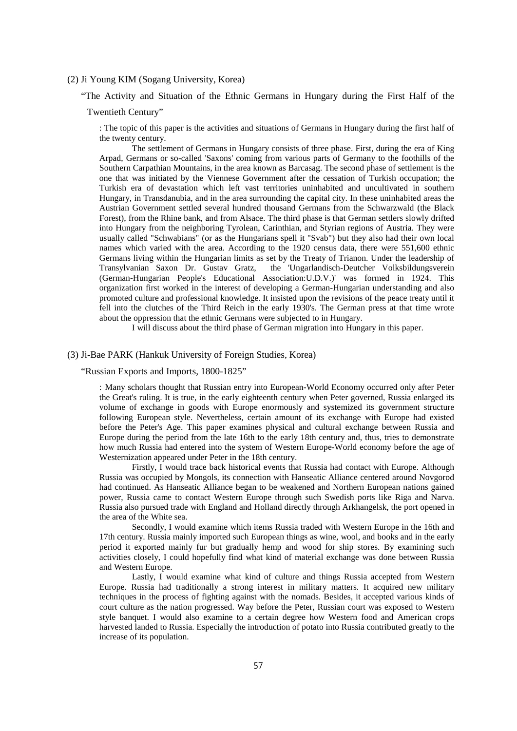(2) Ji Young KIM (Sogang University, Korea)

"The Activity and Situation of the Ethnic Germans in Hungary during the First Half of the Twentieth Century"

: The topic of this paper is the activities and situations of Germans in Hungary during the first half of the twenty century.

The settlement of Germans in Hungary consists of three phase. First, during the era of King Arpad, Germans or so-called 'Saxons' coming from various parts of Germany to the foothills of the Southern Carpathian Mountains, in the area known as Barcasag. The second phase of settlement is the one that was initiated by the Viennese Government after the cessation of Turkish occupation; the Turkish era of devastation which left vast territories uninhabited and uncultivated in southern Hungary, in Transdanubia, and in the area surrounding the capital city. In these uninhabited areas the Austrian Government settled several hundred thousand Germans from the Schwarzwald (the Black Forest), from the Rhine bank, and from Alsace. The third phase is that German settlers slowly drifted into Hungary from the neighboring Tyrolean, Carinthian, and Styrian regions of Austria. They were usually called "Schwabians" (or as the Hungarians spell it "Svab") but they also had their own local names which varied with the area. According to the 1920 census data, there were 551,600 ethnic Germans living within the Hungarian limits as set by the Treaty of Trianon. Under the leadership of Transylvanian Saxon Dr. Gustav Gratz, the 'Ungarlandisch-Deutcher Volksbildungsverein (German-Hungarian People's Educational Association:U.D.V.)' was formed in 1924. This organization first worked in the interest of developing a German-Hungarian understanding and also promoted culture and professional knowledge. It insisted upon the revisions of the peace treaty until it fell into the clutches of the Third Reich in the early 1930's. The German press at that time wrote about the oppression that the ethnic Germans were subjected to in Hungary.

I will discuss about the third phase of German migration into Hungary in this paper.

(3) Ji-Bae PARK (Hankuk University of Foreign Studies, Korea)

"Russian Exports and Imports, 1800-1825"

: Many scholars thought that Russian entry into European-World Economy occurred only after Peter the Great's ruling. It is true, in the early eighteenth century when Peter governed, Russia enlarged its volume of exchange in goods with Europe enormously and systemized its government structure following European style. Nevertheless, certain amount of its exchange with Europe had existed before the Peter's Age. This paper examines physical and cultural exchange between Russia and Europe during the period from the late 16th to the early 18th century and, thus, tries to demonstrate how much Russia had entered into the system of Western Europe-World economy before the age of Westernization appeared under Peter in the 18th century.

Firstly, I would trace back historical events that Russia had contact with Europe. Although Russia was occupied by Mongols, its connection with Hanseatic Alliance centered around Novgorod had continued. As Hanseatic Alliance began to be weakened and Northern European nations gained power, Russia came to contact Western Europe through such Swedish ports like Riga and Narva. Russia also pursued trade with England and Holland directly through Arkhangelsk, the port opened in the area of the White sea.

Secondly, I would examine which items Russia traded with Western Europe in the 16th and 17th century. Russia mainly imported such European things as wine, wool, and books and in the early period it exported mainly fur but gradually hemp and wood for ship stores. By examining such activities closely, I could hopefully find what kind of material exchange was done between Russia and Western Europe.

Lastly, I would examine what kind of culture and things Russia accepted from Western Europe. Russia had traditionally a strong interest in military matters. It acquired new military techniques in the process of fighting against with the nomads. Besides, it accepted various kinds of court culture as the nation progressed. Way before the Peter, Russian court was exposed to Western style banquet. I would also examine to a certain degree how Western food and American crops harvested landed to Russia. Especially the introduction of potato into Russia contributed greatly to the increase of its population.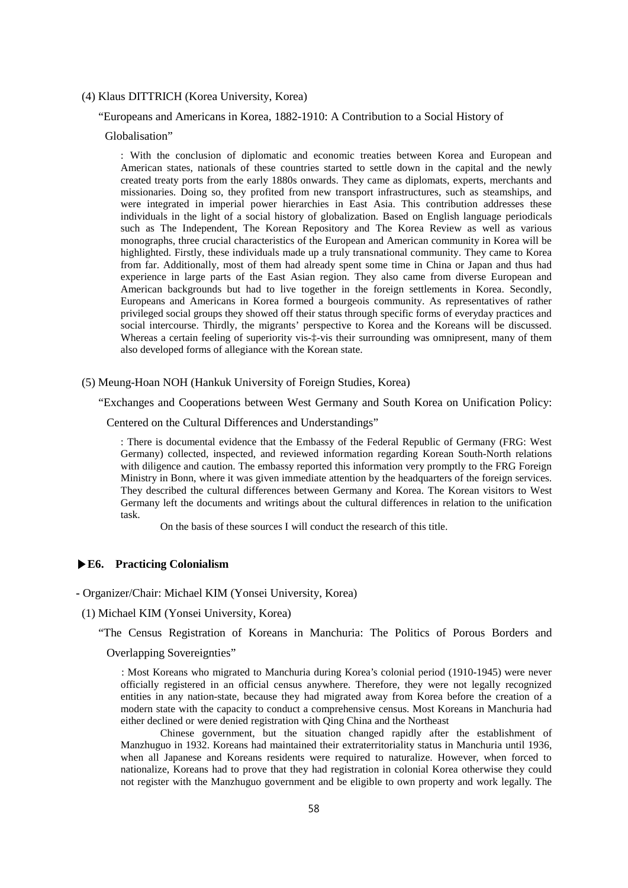(4) Klaus DITTRICH (Korea University, Korea)

"Europeans and Americans in Korea, 1882-1910: A Contribution to a Social History of Globalisation"

: With the conclusion of diplomatic and economic treaties between Korea and European and American states, nationals of these countries started to settle down in the capital and the newly created treaty ports from the early 1880s onwards. They came as diplomats, experts, merchants and missionaries. Doing so, they profited from new transport infrastructures, such as steamships, and were integrated in imperial power hierarchies in East Asia. This contribution addresses these individuals in the light of a social history of globalization. Based on English language periodicals such as The Independent, The Korean Repository and The Korea Review as well as various monographs, three crucial characteristics of the European and American community in Korea will be highlighted. Firstly, these individuals made up a truly transnational community. They came to Korea from far. Additionally, most of them had already spent some time in China or Japan and thus had experience in large parts of the East Asian region. They also came from diverse European and American backgrounds but had to live together in the foreign settlements in Korea. Secondly, Europeans and Americans in Korea formed a bourgeois community. As representatives of rather privileged social groups they showed off their status through specific forms of everyday practices and social intercourse. Thirdly, the migrants' perspective to Korea and the Koreans will be discussed. Whereas a certain feeling of superiority vis-‡-vis their surrounding was omnipresent, many of them also developed forms of allegiance with the Korean state.

(5) Meung-Hoan NOH (Hankuk University of Foreign Studies, Korea)

"Exchanges and Cooperations between West Germany and South Korea on Unification Policy: Centered on the Cultural Differences and Understandings"

: There is documental evidence that the Embassy of the Federal Republic of Germany (FRG: West Germany) collected, inspected, and reviewed information regarding Korean South-North relations with diligence and caution. The embassy reported this information very promptly to the FRG Foreign Ministry in Bonn, where it was given immediate attention by the headquarters of the foreign services. They described the cultural differences between Germany and Korea. The Korean visitors to West Germany left the documents and writings about the cultural differences in relation to the unification task.

On the basis of these sources I will conduct the research of this title.

### ▶E6. Practicing Colonialism

- Organizer/Chair: Michael KIM (Yonsei University, Korea)

(1) Michael KIM (Yonsei University, Korea)

"The Census Registration of Koreans in Manchuria: The Politics of Porous Borders and Overlapping Sovereignties"

: Most Koreans who migrated to Manchuria during Korea's colonial period (1910-1945) were never officially registered in an official census anywhere. Therefore, they were not legally recognized entities in any nation-state, because they had migrated away from Korea before the creation of a modern state with the capacity to conduct a comprehensive census. Most Koreans in Manchuria had either declined or were denied registration with Qing China and the Northeast

Chinese government, but the situation changed rapidly after the establishment of Manzhuguo in 1932. Koreans had maintained their extraterritoriality status in Manchuria until 1936, when all Japanese and Koreans residents were required to naturalize. However, when forced to nationalize, Koreans had to prove that they had registration in colonial Korea otherwise they could not register with the Manzhuguo government and be eligible to own property and work legally. The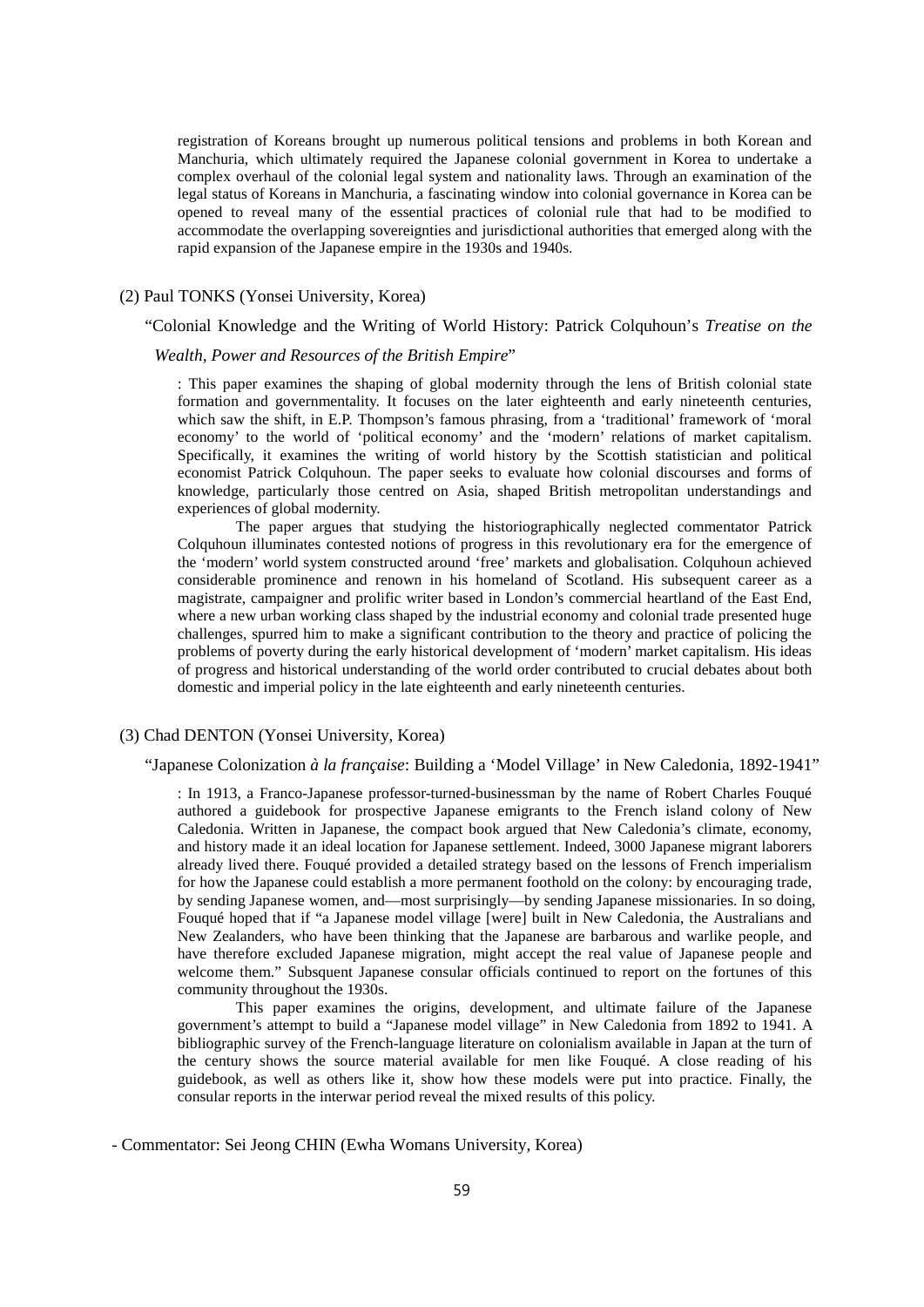registration of Koreans brought up numerous political tensions and problems in both Korean and Manchuria, which ultimately required the Japanese colonial government in Korea to undertake a complex overhaul of the colonial legal system and nationality laws. Through an examination of the legal status of Koreans in Manchuria, a fascinating window into colonial governance in Korea can be opened to reveal many of the essential practices of colonial rule that had to be modified to accommodate the overlapping sovereignties and jurisdictional authorities that emerged along with the rapid expansion of the Japanese empire in the 1930s and 1940s.

(2) Paul TONKS (Yonsei University, Korea)

"Colonial Knowledge and the Writing of World History: Patrick Colquhoun's *Treatise on the Wealth, Power and Resources of the British Empire*"

: This paper examines the shaping of global modernity through the lens of British colonial state formation and governmentality. It focuses on the later eighteenth and early nineteenth centuries, which saw the shift, in E.P. Thompson's famous phrasing, from a 'traditional' framework of 'moral economy' to the world of 'political economy' and the 'modern' relations of market capitalism. Specifically, it examines the writing of world history by the Scottish statistician and political economist Patrick Colquhoun. The paper seeks to evaluate how colonial discourses and forms of knowledge, particularly those centred on Asia, shaped British metropolitan understandings and experiences of global modernity.

The paper argues that studying the historiographically neglected commentator Patrick Colquhoun illuminates contested notions of progress in this revolutionary era for the emergence of the 'modern' world system constructed around 'free' markets and globalisation. Colquhoun achieved considerable prominence and renown in his homeland of Scotland. His subsequent career as a magistrate, campaigner and prolific writer based in London's commercial heartland of the East End, where a new urban working class shaped by the industrial economy and colonial trade presented huge challenges, spurred him to make a significant contribution to the theory and practice of policing the problems of poverty during the early historical development of 'modern' market capitalism. His ideas of progress and historical understanding of the world order contributed to crucial debates about both domestic and imperial policy in the late eighteenth and early nineteenth centuries.

(3) Chad DENTON (Yonsei University, Korea)

"Japanese Colonization *à la française*: Building a 'Model Village' in New Caledonia, 1892-1941"

: In 1913, a Franco-Japanese professor-turned-businessman by the name of Robert Charles Fouqué authored a guidebook for prospective Japanese emigrants to the French island colony of New Caledonia. Written in Japanese, the compact book argued that New Caledonia's climate, economy, and history made it an ideal location for Japanese settlement. Indeed, 3000 Japanese migrant laborers already lived there. Fouqué provided a detailed strategy based on the lessons of French imperialism for how the Japanese could establish a more permanent foothold on the colony: by encouraging trade, by sending Japanese women, and—most surprisingly—by sending Japanese missionaries. In so doing, Fouqué hoped that if "a Japanese model village [were] built in New Caledonia, the Australians and New Zealanders, who have been thinking that the Japanese are barbarous and warlike people, and have therefore excluded Japanese migration, might accept the real value of Japanese people and welcome them." Subsequent Japanese consular officials continued to report on the fortunes of this community throughout the 1930s.

This paper examines the origins, development, and ultimate failure of the Japanese government's attempt to build a "Japanese model village" in New Caledonia from 1892 to 1941. A bibliographic survey of the French-language literature on colonialism available in Japan at the turn of the century shows the source material available for men like Fouqué. A close reading of his guidebook, as well as others like it, show how these models were put into practice. Finally, the consular reports in the interwar period reveal the mixed results of this policy.

- Commentator: Sei Jeong CHIN (Ewha Womans University, Korea)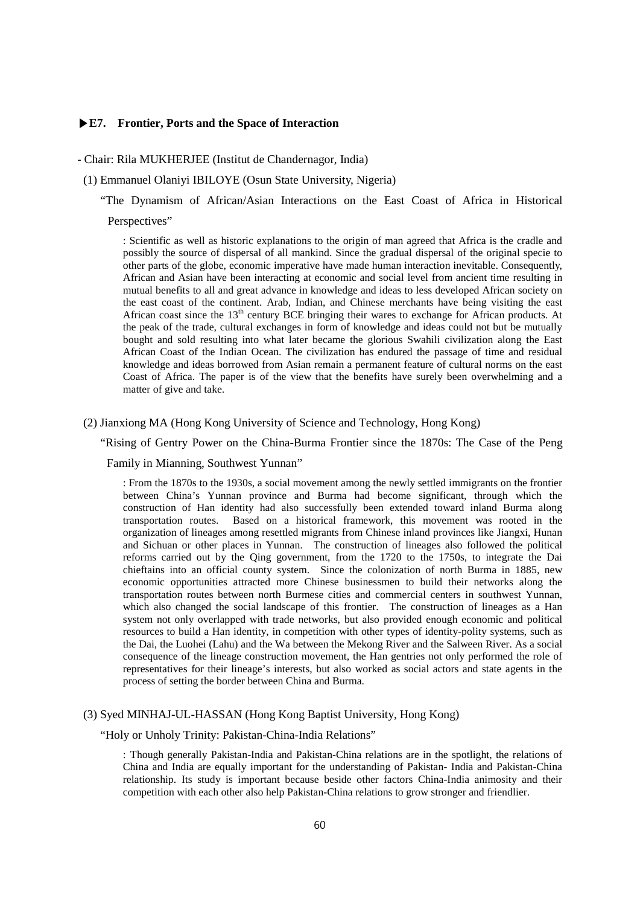### ▶E7. Frontier, Ports and the Space of Interaction

- Chair: Rila MUKHERJEE (Institut de Chandernagor, India)

(1) Emmanuel Olaniyi IBILOYE (Osun State University, Nigeria)

"The Dynamism of African/Asian Interactions on the East Coast of Africa in Historical Perspectives"

: Scientific as well as historic explanations to the origin of man agreed that Africa is the cradle and possibly the source of dispersal of all mankind. Since the gradual dispersal of the original specie to other parts of the globe, economic imperative have made human interaction inevitable. Consequently, African and Asian have been interacting at economic and social level from ancient time resulting in mutual benefits to all and great advance in knowledge and ideas to less developed African society on the east coast of the continent. Arab, Indian, and Chinese merchants have being visiting the east African coast since the 13th century BCE bringing their wares to exchange for African products. At the peak of the trade, cultural exchanges in form of knowledge and ideas could not but be mutually bought and sold resulting into what later became the glorious Swahili civilization along the East African Coast of the Indian Ocean. The civilization has endured the passage of time and residual knowledge and ideas borrowed from Asian remain a permanent feature of cultural norms on the east Coast of Africa. The paper is of the view that the benefits have surely been overwhelming and a matter of give and take.

(2) Jianxiong MA (Hong Kong University of Science and Technology, Hong Kong)

"Rising of Gentry Power on the China-Burma Frontier since the 1870s: The Case of the Peng Family in Mianning, Southwest Yunnan"

: From the 1870s to the 1930s, a social movement among the newly settled immigrants on the frontier between China's Yunnan province and Burma had become significant, through which the construction of Han identity had also successfully been extended toward inland Burma along transportation routes. Based on a historical framework, this movement was rooted in the organization of lineages among resettled migrants from Chinese inland provinces like Jiangxi, Hunan and Sichuan or other places in Yunnan. The construction of lineages also followed the political reforms carried out by the Qing government, from the 1720 to the 1750s, to integrate the Dai chieftains into an official county system. Since the colonization of north Burma in 1885, new economic opportunities attracted more Chinese businessmen to build their networks along the transportation routes between north Burmese cities and commercial centers in southwest Yunnan, which also changed the social landscape of this frontier. The construction of lineages as a Han system not only overlapped with trade networks, but also provided enough economic and political resources to build a Han identity, in competition with other types of identity-polity systems, such as the Dai, the Luohei (Lahu) and the Wa between the Mekong River and the Salween River. As a social consequence of the lineage construction movement, the Han gentries not only performed the role of representatives for their lineage's interests, but also worked as social actors and state agents in the process of setting the border between China and Burma.

(3) Syed MINHAJ-UL-HASSAN (Hong Kong Baptist University, Hong Kong)

"Holy or Unholy Trinity: Pakistan-China-India Relations"

: Though generally Pakistan-India and Pakistan-China relations are in the spotlight, the relations of China and India are equally important for the understanding of Pakistan- India and Pakistan-China relationship. Its study is important because beside other factors China-India animosity and their competition with each other also help Pakistan-China relations to grow stronger and friendlier.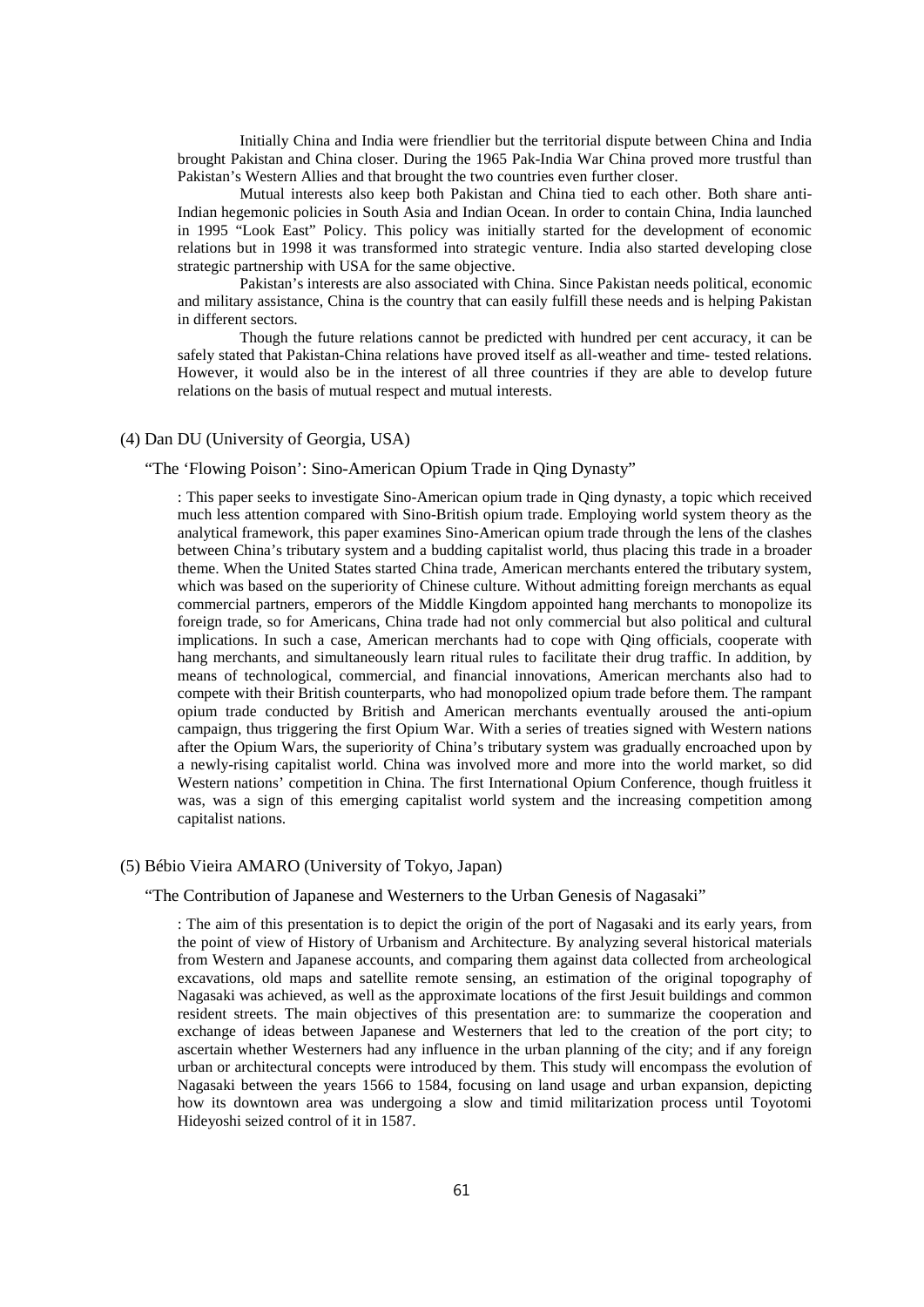Initially China and India were friendlier but the territorial dispute between China and India brought Pakistan and China closer. During the 1965 Pak-India War China proved more trustful than Pakistan's Western Allies and that brought the two countries even further closer.

Mutual interests also keep both Pakistan and China tied to each other. Both share anti-Indian hegemonic policies in South Asia and Indian Ocean. In order to contain China, India launched in 1995 "Look East" Policy. This policy was initially started for the development of economic relations but in 1998 it was transformed into strategic venture. India also started developing close strategic partnership with USA for the same objective.

Pakistan's interests are also associated with China. Since Pakistan needs political, economic and military assistance, China is the country that can easily fulfill these needs and is helping Pakistan in different sectors.

Though the future relations cannot be predicted with hundred per cent accuracy, it can be safely stated that Pakistan-China relations have proved itself as all-weather and time- tested relations. However, it would also be in the interest of all three countries if they are able to develop future relations on the basis of mutual respect and mutual interests.

(4) Dan DU (University of Georgia, USA)

"The 'Flowing Poison': Sino-American Opium Trade in Qing Dynasty"

: This paper seeks to investigate Sino-American opium trade in Qing dynasty, a topic which received much less attention compared with Sino-British opium trade. Employing world system theory as the analytical framework, this paper examines Sino-American opium trade through the lens of the clashes between China's tributary system and a budding capitalist world, thus placing this trade in a broader theme. When the United States started China trade, American merchants entered the tributary system, which was based on the superiority of Chinese culture. Without admitting foreign merchants as equal commercial partners, emperors of the Middle Kingdom appointed hang merchants to monopolize its foreign trade, so for Americans, China trade had not only commercial but also political and cultural implications. In such a case, American merchants had to cope with Qing officials, cooperate with hang merchants, and simultaneously learn ritual rules to facilitate their drug traffic. In addition, by means of technological, commercial, and financial innovations, American merchants also had to compete with their British counterparts, who had monopolized opium trade before them. The rampant opium trade conducted by British and American merchants eventually aroused the anti-opium campaign, thus triggering the first Opium War. With a series of treaties signed with Western nations after the Opium Wars, the superiority of China's tributary system was gradually encroached upon by a newly-rising capitalist world. China was involved more and more into the world market, so did Western nations' competition in China. The first International Opium Conference, though fruitless it was, was a sign of this emerging capitalist world system and the increasing competition among capitalist nations.

(5) Bébio Vieira AMARO (University of Tokyo, Japan)

"The Contribution of Japanese and Westerners to the Urban Genesis of Nagasaki"

: The aim of this presentation is to depict the origin of the port of Nagasaki and its early years, from the point of view of History of Urbanism and Architecture. By analyzing several historical materials from Western and Japanese accounts, and comparing them against data collected from archeological excavations, old maps and satellite remote sensing, an estimation of the original topography of Nagasaki was achieved, as well as the approximate locations of the first Jesuit buildings and common resident streets. The main objectives of this presentation are: to summarize the cooperation and exchange of ideas between Japanese and Westerners that led to the creation of the port city; to ascertain whether Westerners had any influence in the urban planning of the city; and if any foreign urban or architectural concepts were introduced by them. This study will encompass the evolution of Nagasaki between the years 1566 to 1584, focusing on land usage and urban expansion, depicting how its downtown area was undergoing a slow and timid militarization process until Toyotomi Hideyoshi seized control of it in 1587.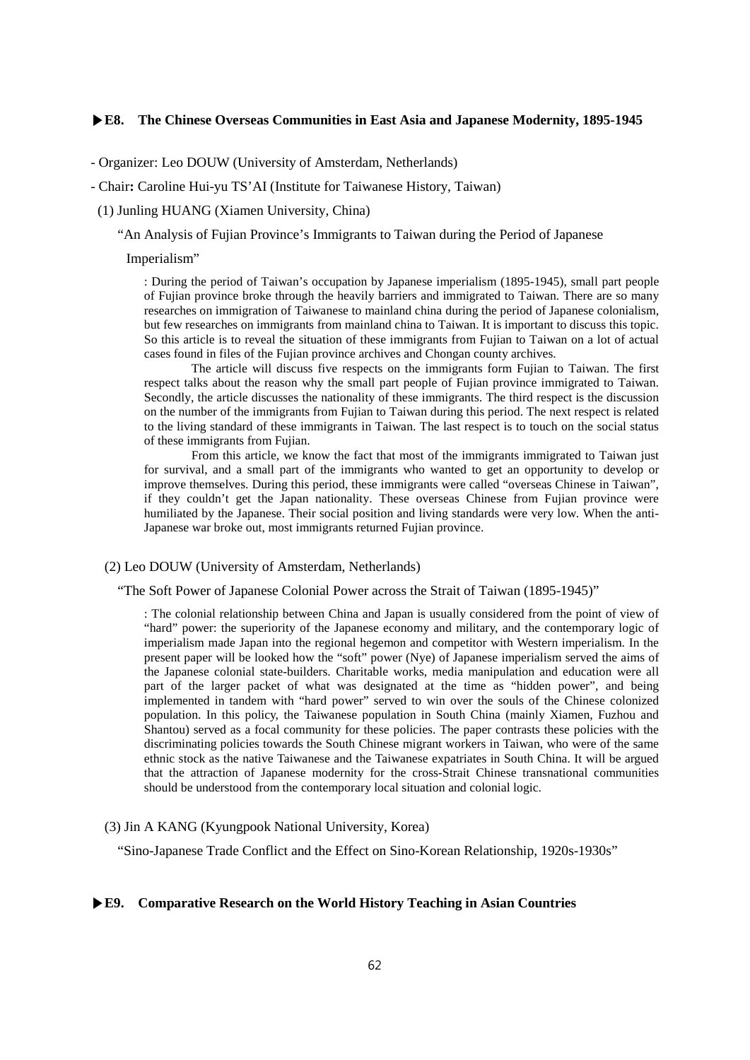### ▶E8. The Chinese Overseas Communities in East Asia and Japanese Modernity, 1895-1945

- Organizer: Leo DOUW (University of Amsterdam, Netherlands)
- Chair**:** Caroline Hui-yu TS'AI (Institute for Taiwanese History, Taiwan)

(1) Junling HUANG (Xiamen University, China)

"An Analysis of Fujian Province's Immigrants to Taiwan during the Period of Japanese Imperialism"

: During the period of Taiwan's occupation by Japanese imperialism (1895-1945), small part people of Fujian province broke through the heavily barriers and immigrated to Taiwan. There are so many researches on immigration of Taiwanese to mainland china during the period of Japanese colonialism, but few researches on immigrants from mainland china to Taiwan. It is important to discuss this topic. So this article is to reveal the situation of these immigrants from Fujian to Taiwan on a lot of actual cases found in files of the Fujian province archives and Chongan county archives.

The article will discuss five respects on the immigrants form Fujian to Taiwan. The first respect talks about the reason why the small part people of Fujian province immigrated to Taiwan. Secondly, the article discusses the nationality of these immigrants. The third respect is the discussion on the number of the immigrants from Fujian to Taiwan during this period. The next respect is related to the living standard of these immigrants in Taiwan. The last respect is to touch on the social status of these immigrants from Fujian.

From this article, we know the fact that most of the immigrants immigrated to Taiwan just for survival, and a small part of the immigrants who wanted to get an opportunity to develop or improve themselves. During this period, these immigrants were called "overseas Chinese in Taiwan", if they couldn't get the Japan nationality. These overseas Chinese from Fujian province were humiliated by the Japanese. Their social position and living standards were very low. When the anti-Japanese war broke out, most immigrants returned Fujian province.

(2) Leo DOUW (University of Amsterdam, Netherlands)

"The Soft Power of Japanese Colonial Power across the Strait of Taiwan (1895-1945)"

: The colonial relationship between China and Japan is usually considered from the point of view of "hard" power: the superiority of the Japanese economy and military, and the contemporary logic of imperialism made Japan into the regional hegemon and competitor with Western imperialism. In the present paper will be looked how the "soft" power (Nye) of Japanese imperialism served the aims of the Japanese colonial state-builders. Charitable works, media manipulation and education were all part of the larger packet of what was designated at the time as "hidden power", and being implemented in tandem with "hard power" served to win over the souls of the Chinese colonized population. In this policy, the Taiwanese population in South China (mainly Xiamen, Fuzhou and Shantou) served as a focal community for these policies. The paper contrasts these policies with the discriminating policies towards the South Chinese migrant workers in Taiwan, who were of the same ethnic stock as the native Taiwanese and the Taiwanese expatriates in South China. It will be argued that the attraction of Japanese modernity for the cross-Strait Chinese transnational communities should be understood from the contemporary local situation and colonial logic.

(3) Jin A KANG (Kyungpook National University, Korea)

"Sino-Japanese Trade Conflict and the Effect on Sino-Korean Relationship, 1920s-1930s"

### ▶E9. Comparative Research on the World History Teaching in Asian Countries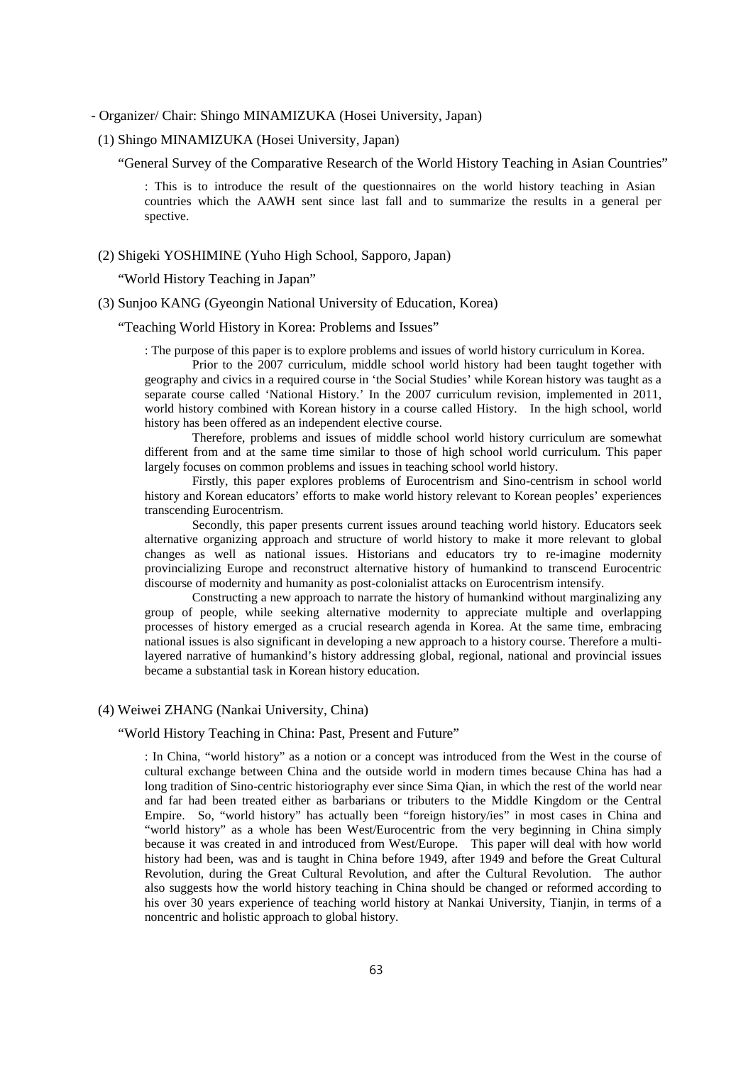- Organizer/ Chair: Shingo MINAMIZUKA (Hosei University, Japan)

(1) Shingo MINAMIZUKA (Hosei University, Japan)

"General Survey of the Comparative Research of the World History Teaching in Asian Countries"

: This is to introduce the result of the questionnaires on the world history teaching in Asian countries which the AAWH sent since last fall and to summarize the results in a general per spective.

(2) Shigeki YOSHIMINE (Yuho High School, Sapporo, Japan)

"World History Teaching in Japan"

(3) Sunjoo KANG (Gyeongin National University of Education, Korea)

"Teaching World History in Korea: Problems and Issues"

: The purpose of this paper is to explore problems and issues of world history curriculum in Korea.

Prior to the 2007 curriculum, middle school world history had been taught together with geography and civics in a required course in 'the Social Studies' while Korean history was taught as a separate course called 'National History.' In the 2007 curriculum revision, implemented in 2011, world history combined with Korean history in a course called History. In the high school, world history has been offered as an independent elective course.

Therefore, problems and issues of middle school world history curriculum are somewhat different from and at the same time similar to those of high school world curriculum. This paper largely focuses on common problems and issues in teaching school world history.

Firstly, this paper explores problems of Eurocentrism and Sino-centrism in school world history and Korean educators' efforts to make world history relevant to Korean peoples' experiences transcending Eurocentrism.

Secondly, this paper presents current issues around teaching world history. Educators seek alternative organizing approach and structure of world history to make it more relevant to global changes as well as national issues. Historians and educators try to re-imagine modernity provincializing Europe and reconstruct alternative history of humankind to transcend Eurocentric discourse of modernity and humanity as post-colonialist attacks on Eurocentrism intensify.

Constructing a new approach to narrate the history of humankind without marginalizing any group of people, while seeking alternative modernity to appreciate multiple and overlapping processes of history emerged as a crucial research agenda in Korea. At the same time, embracing national issues is also significant in developing a new approach to a history course. Therefore a multi-layered narrative of humankind's history addressing global, regional, national and provincial issues became a substantial task in Korean history education.

(4) Weiwei ZHANG (Nankai University, China)

"World History Teaching in China: Past, Present and Future"

: In China, "world history" as a notion or a concept was introduced from the West in the course of cultural exchange between China and the outside world in modern times because China has had a long tradition of Sino-centric historiography ever since Sima Qian, in which the rest of the world near and far had been treated either as barbarians or tributers to the Middle Kingdom or the Central Empire. So, "world history" has actually been "foreign history/ies" in most cases in China and "world history" as a whole has been West/Eurocentric from the very beginning in China simply because it was created in and introduced from West/Europe. This paper will deal with how world history had been, was and is taught in China before 1949, after 1949 and before the Great Cultural Revolution, during the Great Cultural Revolution, and after the Cultural Revolution. The author also suggests how the world history teaching in China should be changed or reformed according to his over 30 years experience of teaching world history at Nankai University, Tianjin, in terms of a noncentric and holistic approach to global history.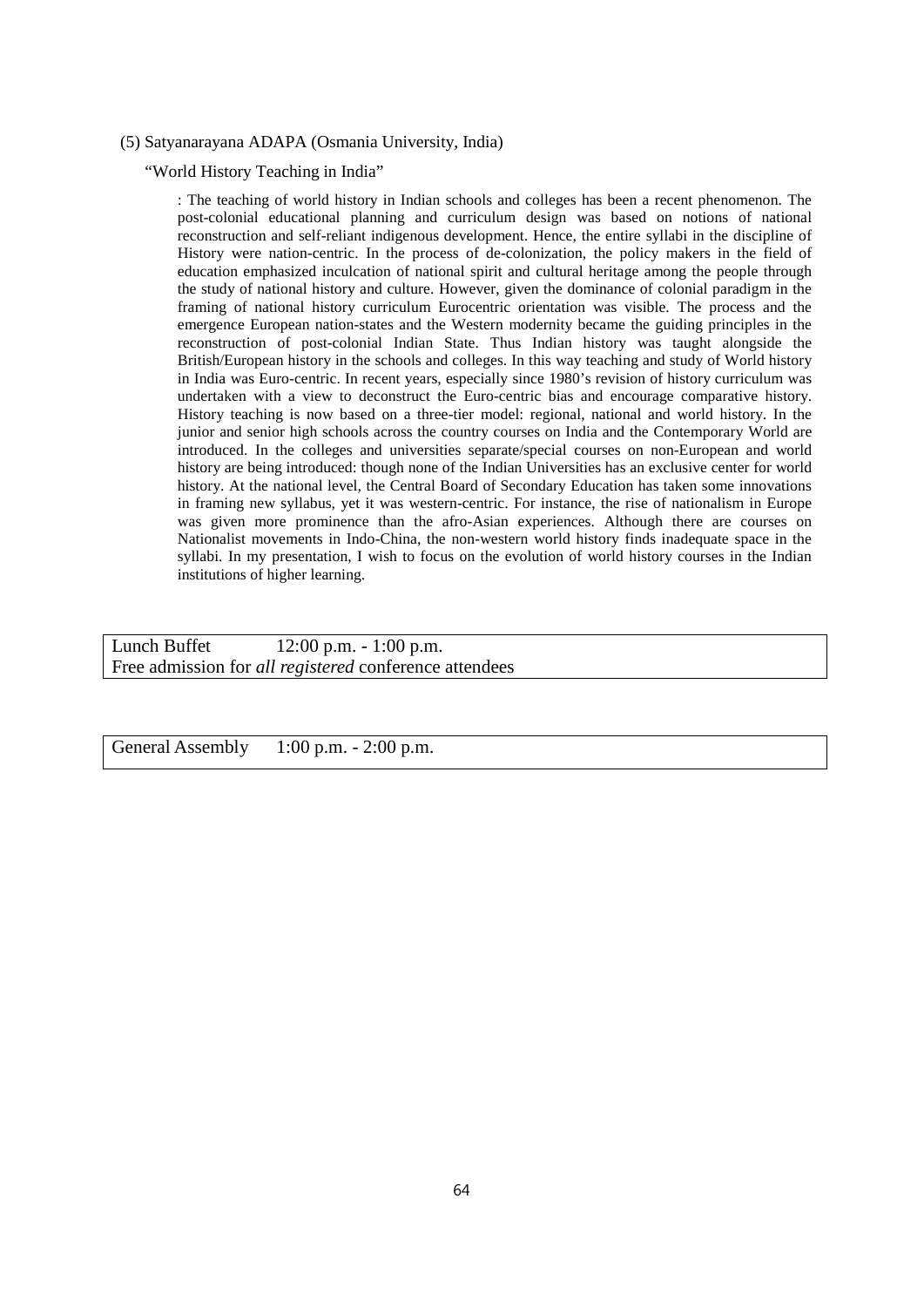(5) Satyanarayana ADAPA (Osmania University, India)

"World History Teaching in India"

: The teaching of world history in Indian schools and colleges has been a recent phenomenon. The post-colonial educational planning and curriculum design was based on notions of national reconstruction and self-reliant indigenous development. Hence, the entire syllabi in the discipline of History were nation-centric. In the process of de-colonization, the policy makers in the field of education emphasized inculcation of national spirit and cultural heritage among the people through the study of national history and culture. However, given the dominance of colonial paradigm in the framing of national history curriculum Eurocentric orientation was visible. The process and the emergence European nation-states and the Western modernity became the guiding principles in the reconstruction of post-colonial Indian State. Thus Indian history was taught alongside the British/European history in the schools and colleges. In this way teaching and study of World history in India was Euro-centric. In recent years, especially since 1980's revision of history curriculum was undertaken with a view to deconstruct the Euro-centric bias and encourage comparative history. History teaching is now based on a three-tier model: regional, national and world history. In the junior and senior high schools across the country courses on India and the Contemporary World are introduced. In the colleges and universities separate/special courses on non-European and world history are being introduced: though none of the Indian Universities has an exclusive center for world history. At the national level, the Central Board of Secondary Education has taken some innovations in framing new syllabus, yet it was western-centric. For instance, the rise of nationalism in Europe was given more prominence than the afro-Asian experiences. Although there are courses on Nationalist movements in Indo-China, the non-western world history finds inadequate space in the syllabi. In my presentation, I wish to focus on the evolution of world history courses in the Indian institutions of higher learning.

Lunch Buffet 12:00 p.m. - 1:00 p.m.
Free admission for *all registered* conference attendees

General Assembly 1:00 p.m. - 2:00 p.m.